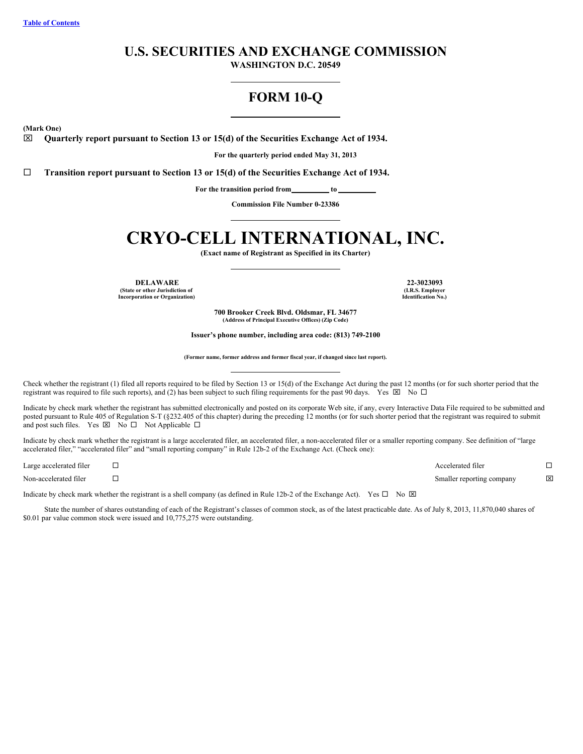Table of Contents

# U.S. SECURITIES AND EXCHANGE COMMISSION

**WASHINGTON D.C. 20549**

# FORM 10-Q

**(Mark One)**

☒ **Quarterly report pursuant to Section 13 or 15(d) of the Securities Exchange Act of 1934.**

**For the quarterly period ended May 31, 2013**

☐ **Transition report pursuant to Section 13 or 15(d) of the Securities Exchange Act of 1934.**

**For the transition period from\_\_\_\_\_\_\_\_\_ to \_\_\_\_\_\_\_\_\_**

**Commission File Number 0-23386**

# CRYO-CELL INTERNATIONAL, INC.

**(Exact name of Registrant as Specified in its Charter)**

| **DELAWARE** | **22-3023093** |
|---|---|
| **(State or other Jurisdiction of Incorporation or Organization)** | **(I.R.S. Employer Identification No.)** |

**700 Brooker Creek Blvd. Oldsmar, FL 34677**
**(Address of Principal Executive Offices) (Zip Code)**

**Issuer's phone number, including area code: (813) 749-2100**

**(Former name, former address and former fiscal year, if changed since last report).**

Check whether the registrant (1) filed all reports required to be filed by Section 13 or 15(d) of the Exchange Act during the past 12 months (or for such shorter period that the registrant was required to file such reports), and (2) has been subject to such filing requirements for the past 90 days. Yes ☒ No ☐

Indicate by check mark whether the registrant has submitted electronically and posted on its corporate Web site, if any, every Interactive Data File required to be submitted and posted pursuant to Rule 405 of Regulation S-T (§232.405 of this chapter) during the preceding 12 months (or for such shorter period that the registrant was required to submit and post such files. Yes ☒ No ☐ Not Applicable ☐

Indicate by check mark whether the registrant is a large accelerated filer, an accelerated filer, a non-accelerated filer or a smaller reporting company. See definition of "large accelerated filer," "accelerated filer" and "small reporting company" in Rule 12b-2 of the Exchange Act. (Check one):

| | | | |
|---|---|---|---|
| Large accelerated filer | ☐ | Accelerated filer | ☐ |
| Non-accelerated filer | ☐ | Smaller reporting company | ☒ |

Indicate by check mark whether the registrant is a shell company (as defined in Rule 12b-2 of the Exchange Act). Yes ☐ No ☒

State the number of shares outstanding of each of the Registrant's classes of common stock, as of the latest practicable date. As of July 8, 2013, 11,870,040 shares of $0.01 par value common stock were issued and 10,775,275 were outstanding.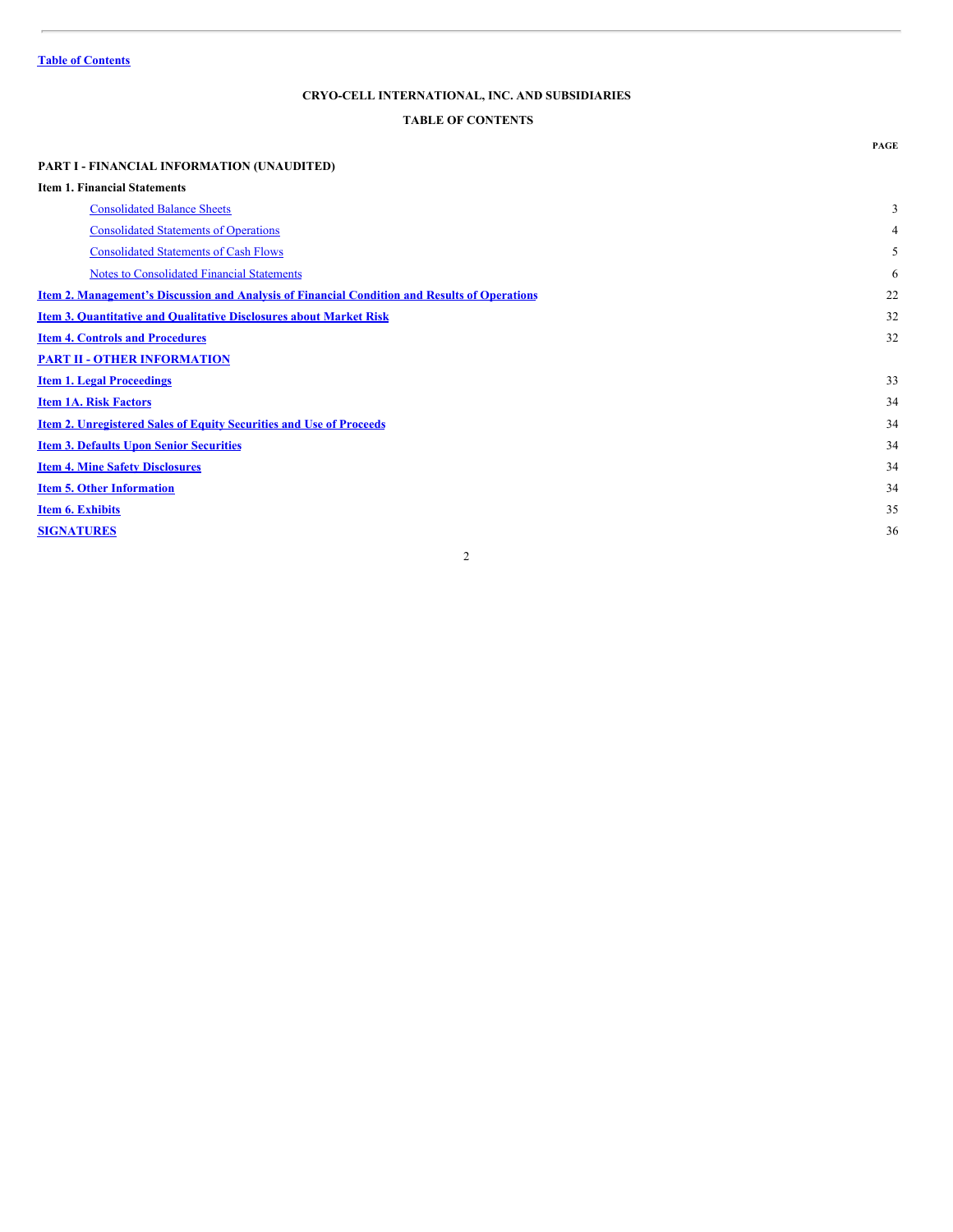Table of Contents

## CRYO-CELL INTERNATIONAL, INC. AND SUBSIDIARIES

## TABLE OF CONTENTS

| | PAGE |
|---|---|
| **PART I - FINANCIAL INFORMATION (UNAUDITED)** | |
| **Item 1. Financial Statements** | |
| Consolidated Balance Sheets | 3 |
| Consolidated Statements of Operations | 4 |
| Consolidated Statements of Cash Flows | 5 |
| Notes to Consolidated Financial Statements | 6 |
| **Item 2. Management's Discussion and Analysis of Financial Condition and Results of Operations** | 22 |
| **Item 3. Quantitative and Qualitative Disclosures about Market Risk** | 32 |
| **Item 4. Controls and Procedures** | 32 |
| **PART II - OTHER INFORMATION** | |
| **Item 1. Legal Proceedings** | 33 |
| **Item 1A. Risk Factors** | 34 |
| **Item 2. Unregistered Sales of Equity Securities and Use of Proceeds** | 34 |
| **Item 3. Defaults Upon Senior Securities** | 34 |
| **Item 4. Mine Safety Disclosures** | 34 |
| **Item 5. Other Information** | 34 |
| **Item 6. Exhibits** | 35 |
| **SIGNATURES** | 36 |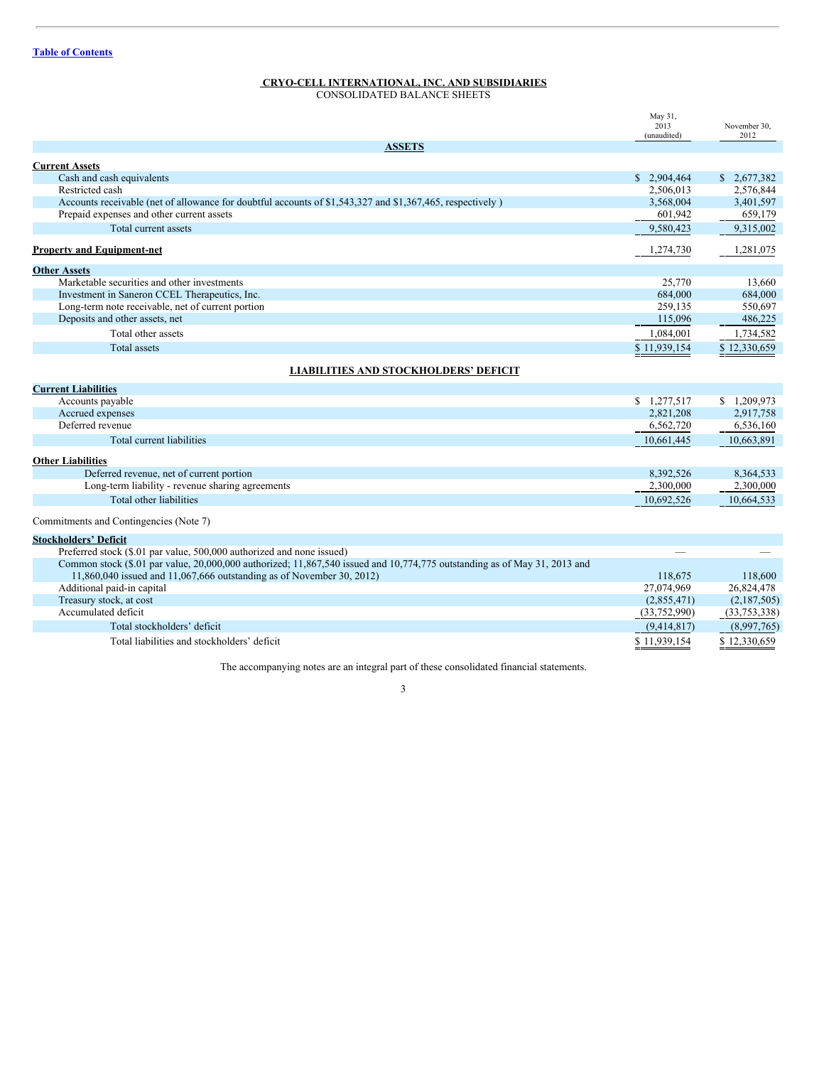Table of Contents

## CRYO-CELL INTERNATIONAL, INC. AND SUBSIDIARIES
CONSOLIDATED BALANCE SHEETS

| | May 31, 2013 (unaudited) | November 30, 2012 |
|---|---|---|
| **ASSETS** | | |
| **Current Assets** | | |
| Cash and cash equivalents | $ 2,904,464 | $ 2,677,382 |
| Restricted cash | 2,506,013 | 2,576,844 |
| Accounts receivable (net of allowance for doubtful accounts of $1,543,327 and $1,367,465, respectively ) | 3,568,004 | 3,401,597 |
| Prepaid expenses and other current assets | 601,942 | 659,179 |
| Total current assets | 9,580,423 | 9,315,002 |
| **Property and Equipment-net** | 1,274,730 | 1,281,075 |
| **Other Assets** | | |
| Marketable securities and other investments | 25,770 | 13,660 |
| Investment in Saneron CCEL Therapeutics, Inc. | 684,000 | 684,000 |
| Long-term note receivable, net of current portion | 259,135 | 550,697 |
| Deposits and other assets, net | 115,096 | 486,225 |
| Total other assets | 1,084,001 | 1,734,582 |
| Total assets | $ 11,939,154 | $ 12,330,659 |
| **LIABILITIES AND STOCKHOLDERS' DEFICIT** | | |
| **Current Liabilities** | | |
| Accounts payable | $ 1,277,517 | $ 1,209,973 |
| Accrued expenses | 2,821,208 | 2,917,758 |
| Deferred revenue | 6,562,720 | 6,536,160 |
| Total current liabilities | 10,661,445 | 10,663,891 |
| **Other Liabilities** | | |
| Deferred revenue, net of current portion | 8,392,526 | 8,364,533 |
| Long-term liability - revenue sharing agreements | 2,300,000 | 2,300,000 |
| Total other liabilities | 10,692,526 | 10,664,533 |
| Commitments and Contingencies (Note 7) | | |
| **Stockholders' Deficit** | | |
| Preferred stock ($.01 par value, 500,000 authorized and none issued) | — | — |
| Common stock ($.01 par value, 20,000,000 authorized; 11,867,540 issued and 10,774,775 outstanding as of May 31, 2013 and 11,860,040 issued and 11,067,666 outstanding as of November 30, 2012) | 118,675 | 118,600 |
| Additional paid-in capital | 27,074,969 | 26,824,478 |
| Treasury stock, at cost | (2,855,471) | (2,187,505) |
| Accumulated deficit | (33,752,990) | (33,753,338) |
| Total stockholders' deficit | (9,414,817) | (8,997,765) |
| Total liabilities and stockholders' deficit | $ 11,939,154 | $ 12,330,659 |

The accompanying notes are an integral part of these consolidated financial statements.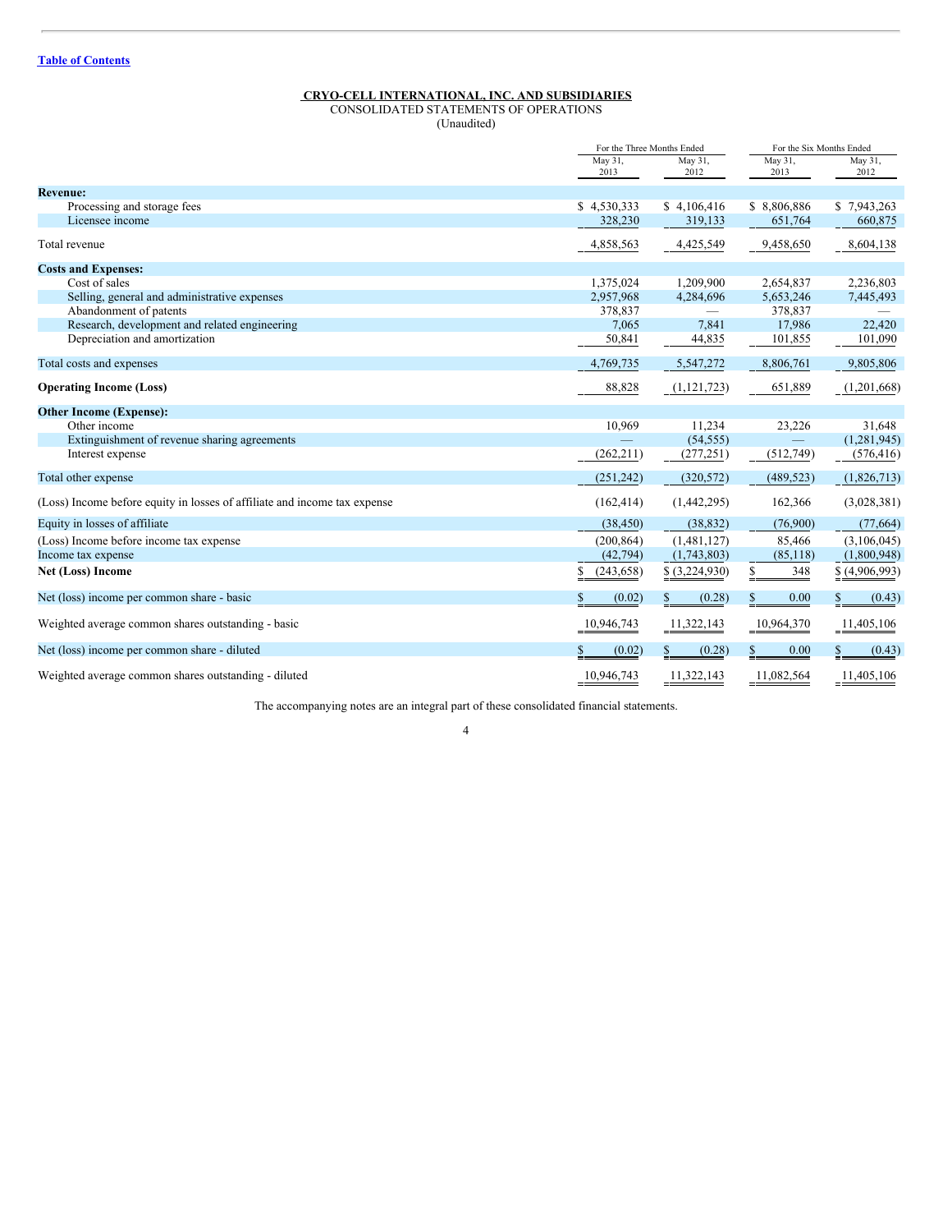[Table of Contents](#)

**CRYO-CELL INTERNATIONAL, INC. AND SUBSIDIARIES**
CONSOLIDATED STATEMENTS OF OPERATIONS
(Unaudited)

| | For the Three Months Ended | | For the Six Months Ended | |
|---|---|---|---|---|
| | May 31, 2013 | May 31, 2012 | May 31, 2013 | May 31, 2012 |
| **Revenue:** | | | | |
| Processing and storage fees | $ 4,530,333 | $ 4,106,416 | $ 8,806,886 | $ 7,943,263 |
| Licensee income | 328,230 | 319,133 | 651,764 | 660,875 |
| Total revenue | 4,858,563 | 4,425,549 | 9,458,650 | 8,604,138 |
| **Costs and Expenses:** | | | | |
| Cost of sales | 1,375,024 | 1,209,900 | 2,654,837 | 2,236,803 |
| Selling, general and administrative expenses | 2,957,968 | 4,284,696 | 5,653,246 | 7,445,493 |
| Abandonment of patents | 378,837 | — | 378,837 | — |
| Research, development and related engineering | 7,065 | 7,841 | 17,986 | 22,420 |
| Depreciation and amortization | 50,841 | 44,835 | 101,855 | 101,090 |
| Total costs and expenses | 4,769,735 | 5,547,272 | 8,806,761 | 9,805,806 |
| **Operating Income (Loss)** | 88,828 | (1,121,723) | 651,889 | (1,201,668) |
| **Other Income (Expense):** | | | | |
| Other income | 10,969 | 11,234 | 23,226 | 31,648 |
| Extinguishment of revenue sharing agreements | — | (54,555) | — | (1,281,945) |
| Interest expense | (262,211) | (277,251) | (512,749) | (576,416) |
| Total other expense | (251,242) | (320,572) | (489,523) | (1,826,713) |
| (Loss) Income before equity in losses of affiliate and income tax expense | (162,414) | (1,442,295) | 162,366 | (3,028,381) |
| Equity in losses of affiliate | (38,450) | (38,832) | (76,900) | (77,664) |
| (Loss) Income before income tax expense | (200,864) | (1,481,127) | 85,466 | (3,106,045) |
| Income tax expense | (42,794) | (1,743,803) | (85,118) | (1,800,948) |
| **Net (Loss) Income** | $ (243,658) | $ (3,224,930) | $ 348 | $ (4,906,993) |
| Net (loss) income per common share - basic | $ (0.02) | $ (0.28) | $ 0.00 | $ (0.43) |
| Weighted average common shares outstanding - basic | 10,946,743 | 11,322,143 | 10,964,370 | 11,405,106 |
| Net (loss) income per common share - diluted | $ (0.02) | $ (0.28) | $ 0.00 | $ (0.43) |
| Weighted average common shares outstanding - diluted | 10,946,743 | 11,322,143 | 11,082,564 | 11,405,106 |

The accompanying notes are an integral part of these consolidated financial statements.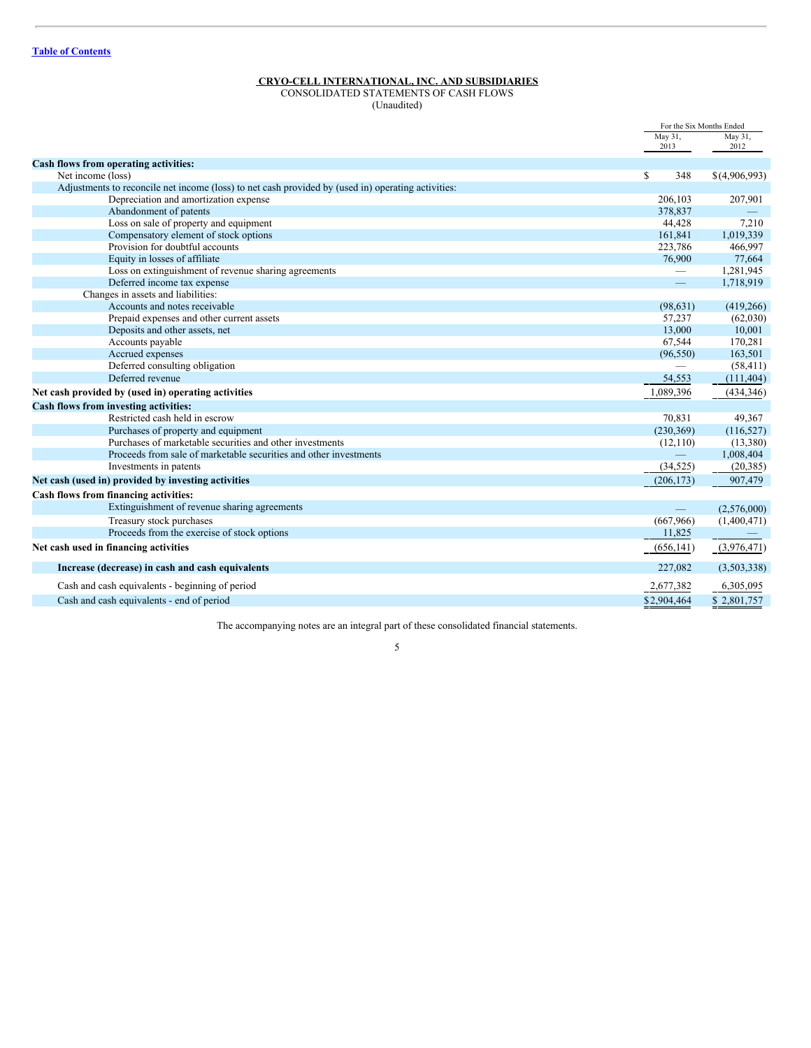[Table of Contents](#)

**CRYO-CELL INTERNATIONAL, INC. AND SUBSIDIARIES**
CONSOLIDATED STATEMENTS OF CASH FLOWS
(Unaudited)

| | For the Six Months Ended | |
|---|---|---|
| | May 31, 2013 | May 31, 2012 |
| **Cash flows from operating activities:** | | |
| Net income (loss) | $ 348 | $(4,906,993) |
| Adjustments to reconcile net income (loss) to net cash provided by (used in) operating activities: | | |
| Depreciation and amortization expense | 206,103 | 207,901 |
| Abandonment of patents | 378,837 | — |
| Loss on sale of property and equipment | 44,428 | 7,210 |
| Compensatory element of stock options | 161,841 | 1,019,339 |
| Provision for doubtful accounts | 223,786 | 466,997 |
| Equity in losses of affiliate | 76,900 | 77,664 |
| Loss on extinguishment of revenue sharing agreements | — | 1,281,945 |
| Deferred income tax expense | — | 1,718,919 |
| Changes in assets and liabilities: | | |
| Accounts and notes receivable | (98,631) | (419,266) |
| Prepaid expenses and other current assets | 57,237 | (62,030) |
| Deposits and other assets, net | 13,000 | 10,001 |
| Accounts payable | 67,544 | 170,281 |
| Accrued expenses | (96,550) | 163,501 |
| Deferred consulting obligation | — | (58,411) |
| Deferred revenue | 54,553 | (111,404) |
| **Net cash provided by (used in) operating activities** | 1,089,396 | (434,346) |
| **Cash flows from investing activities:** | | |
| Restricted cash held in escrow | 70,831 | 49,367 |
| Purchases of property and equipment | (230,369) | (116,527) |
| Purchases of marketable securities and other investments | (12,110) | (13,380) |
| Proceeds from sale of marketable securities and other investments | — | 1,008,404 |
| Investments in patents | (34,525) | (20,385) |
| **Net cash (used in) provided by investing activities** | (206,173) | 907,479 |
| **Cash flows from financing activities:** | | |
| Extinguishment of revenue sharing agreements | — | (2,576,000) |
| Treasury stock purchases | (667,966) | (1,400,471) |
| Proceeds from the exercise of stock options | 11,825 | — |
| **Net cash used in financing activities** | (656,141) | (3,976,471) |
| **Increase (decrease) in cash and cash equivalents** | 227,082 | (3,503,338) |
| Cash and cash equivalents - beginning of period | 2,677,382 | 6,305,095 |
| Cash and cash equivalents - end of period | $2,904,464 | $ 2,801,757 |

The accompanying notes are an integral part of these consolidated financial statements.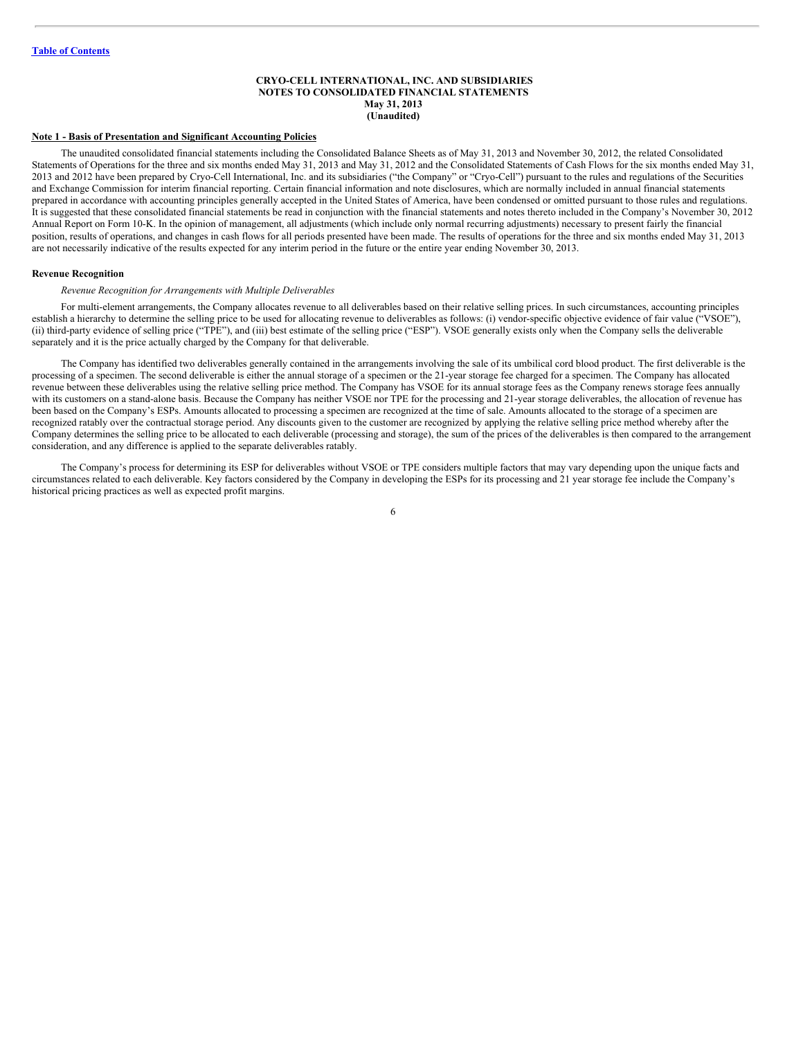**CRYO-CELL INTERNATIONAL, INC. AND SUBSIDIARIES**
**NOTES TO CONSOLIDATED FINANCIAL STATEMENTS**
**May 31, 2013**
**(Unaudited)**

## Note 1 - Basis of Presentation and Significant Accounting Policies

The unaudited consolidated financial statements including the Consolidated Balance Sheets as of May 31, 2013 and November 30, 2012, the related Consolidated Statements of Operations for the three and six months ended May 31, 2013 and May 31, 2012 and the Consolidated Statements of Cash Flows for the six months ended May 31, 2013 and 2012 have been prepared by Cryo-Cell International, Inc. and its subsidiaries ("the Company" or "Cryo-Cell") pursuant to the rules and regulations of the Securities and Exchange Commission for interim financial reporting. Certain financial information and note disclosures, which are normally included in annual financial statements prepared in accordance with accounting principles generally accepted in the United States of America, have been condensed or omitted pursuant to those rules and regulations. It is suggested that these consolidated financial statements be read in conjunction with the financial statements and notes thereto included in the Company's November 30, 2012 Annual Report on Form 10-K. In the opinion of management, all adjustments (which include only normal recurring adjustments) necessary to present fairly the financial position, results of operations, and changes in cash flows for all periods presented have been made. The results of operations for the three and six months ended May 31, 2013 are not necessarily indicative of the results expected for any interim period in the future or the entire year ending November 30, 2013.

### Revenue Recognition

*Revenue Recognition for Arrangements with Multiple Deliverables*

For multi-element arrangements, the Company allocates revenue to all deliverables based on their relative selling prices. In such circumstances, accounting principles establish a hierarchy to determine the selling price to be used for allocating revenue to deliverables as follows: (i) vendor-specific objective evidence of fair value ("VSOE"), (ii) third-party evidence of selling price ("TPE"), and (iii) best estimate of the selling price ("ESP"). VSOE generally exists only when the Company sells the deliverable separately and it is the price actually charged by the Company for that deliverable.

The Company has identified two deliverables generally contained in the arrangements involving the sale of its umbilical cord blood product. The first deliverable is the processing of a specimen. The second deliverable is either the annual storage of a specimen or the 21-year storage fee charged for a specimen. The Company has allocated revenue between these deliverables using the relative selling price method. The Company has VSOE for its annual storage fees as the Company renews storage fees annually with its customers on a stand-alone basis. Because the Company has neither VSOE nor TPE for the processing and 21-year storage deliverables, the allocation of revenue has been based on the Company's ESPs. Amounts allocated to processing a specimen are recognized at the time of sale. Amounts allocated to the storage of a specimen are recognized ratably over the contractual storage period. Any discounts given to the customer are recognized by applying the relative selling price method whereby after the Company determines the selling price to be allocated to each deliverable (processing and storage), the sum of the prices of the deliverables is then compared to the arrangement consideration, and any difference is applied to the separate deliverables ratably.

The Company's process for determining its ESP for deliverables without VSOE or TPE considers multiple factors that may vary depending upon the unique facts and circumstances related to each deliverable. Key factors considered by the Company in developing the ESPs for its processing and 21 year storage fee include the Company's historical pricing practices as well as expected profit margins.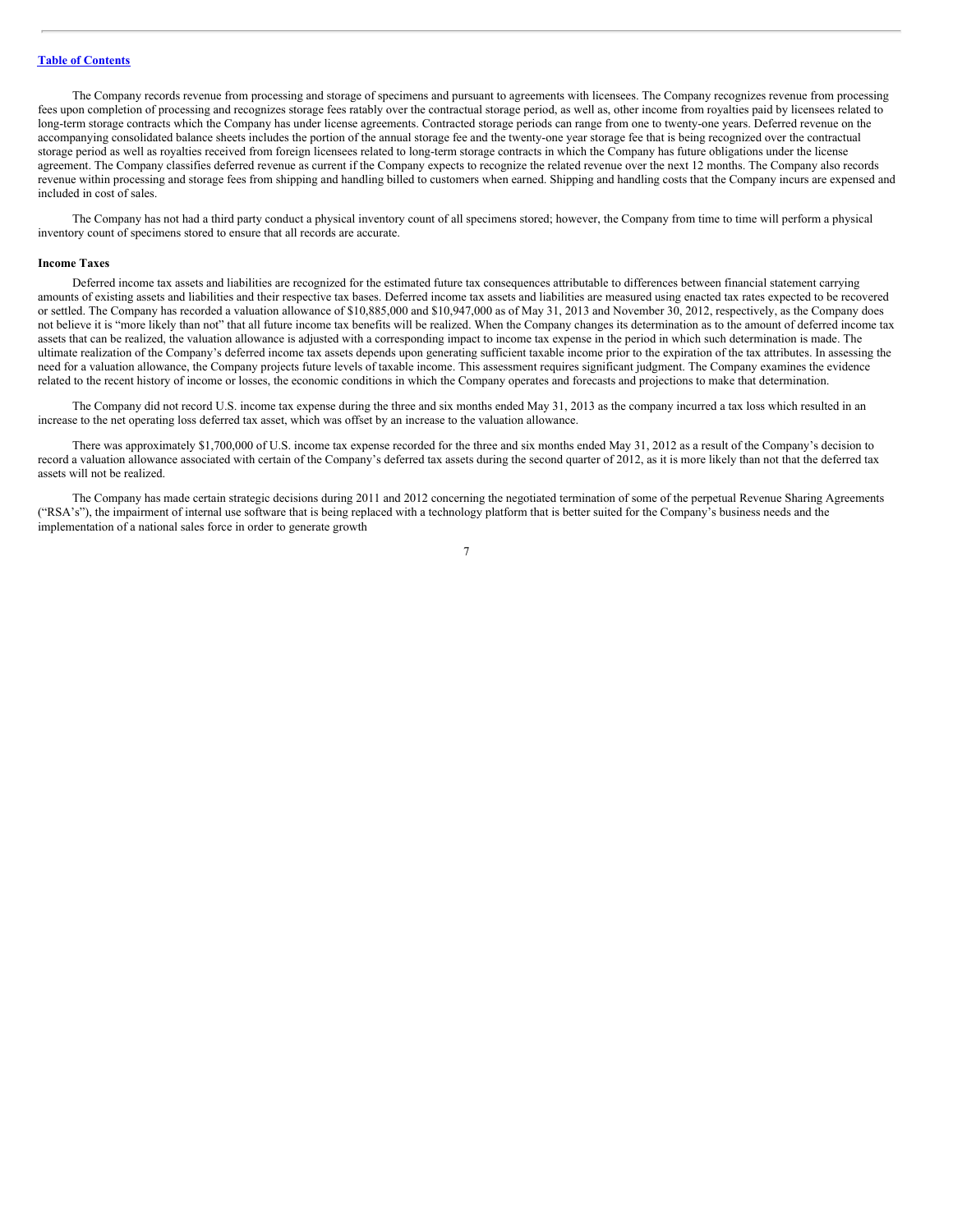The Company records revenue from processing and storage of specimens and pursuant to agreements with licensees. The Company recognizes revenue from processing fees upon completion of processing and recognizes storage fees ratably over the contractual storage period, as well as, other income from royalties paid by licensees related to long-term storage contracts which the Company has under license agreements. Contracted storage periods can range from one to twenty-one years. Deferred revenue on the accompanying consolidated balance sheets includes the portion of the annual storage fee and the twenty-one year storage fee that is being recognized over the contractual storage period as well as royalties received from foreign licensees related to long-term storage contracts in which the Company has future obligations under the license agreement. The Company classifies deferred revenue as current if the Company expects to recognize the related revenue over the next 12 months. The Company also records revenue within processing and storage fees from shipping and handling billed to customers when earned. Shipping and handling costs that the Company incurs are expensed and included in cost of sales.

The Company has not had a third party conduct a physical inventory count of all specimens stored; however, the Company from time to time will perform a physical inventory count of specimens stored to ensure that all records are accurate.

**Income Taxes**

Deferred income tax assets and liabilities are recognized for the estimated future tax consequences attributable to differences between financial statement carrying amounts of existing assets and liabilities and their respective tax bases. Deferred income tax assets and liabilities are measured using enacted tax rates expected to be recovered or settled. The Company has recorded a valuation allowance of $10,885,000 and $10,947,000 as of May 31, 2013 and November 30, 2012, respectively, as the Company does not believe it is "more likely than not" that all future income tax benefits will be realized. When the Company changes its determination as to the amount of deferred income tax assets that can be realized, the valuation allowance is adjusted with a corresponding impact to income tax expense in the period in which such determination is made. The ultimate realization of the Company's deferred income tax assets depends upon generating sufficient taxable income prior to the expiration of the tax attributes. In assessing the need for a valuation allowance, the Company projects future levels of taxable income. This assessment requires significant judgment. The Company examines the evidence related to the recent history of income or losses, the economic conditions in which the Company operates and forecasts and projections to make that determination.

The Company did not record U.S. income tax expense during the three and six months ended May 31, 2013 as the company incurred a tax loss which resulted in an increase to the net operating loss deferred tax asset, which was offset by an increase to the valuation allowance.

There was approximately $1,700,000 of U.S. income tax expense recorded for the three and six months ended May 31, 2012 as a result of the Company's decision to record a valuation allowance associated with certain of the Company's deferred tax assets during the second quarter of 2012, as it is more likely than not that the deferred tax assets will not be realized.

The Company has made certain strategic decisions during 2011 and 2012 concerning the negotiated termination of some of the perpetual Revenue Sharing Agreements ("RSA's"), the impairment of internal use software that is being replaced with a technology platform that is better suited for the Company's business needs and the implementation of a national sales force in order to generate growth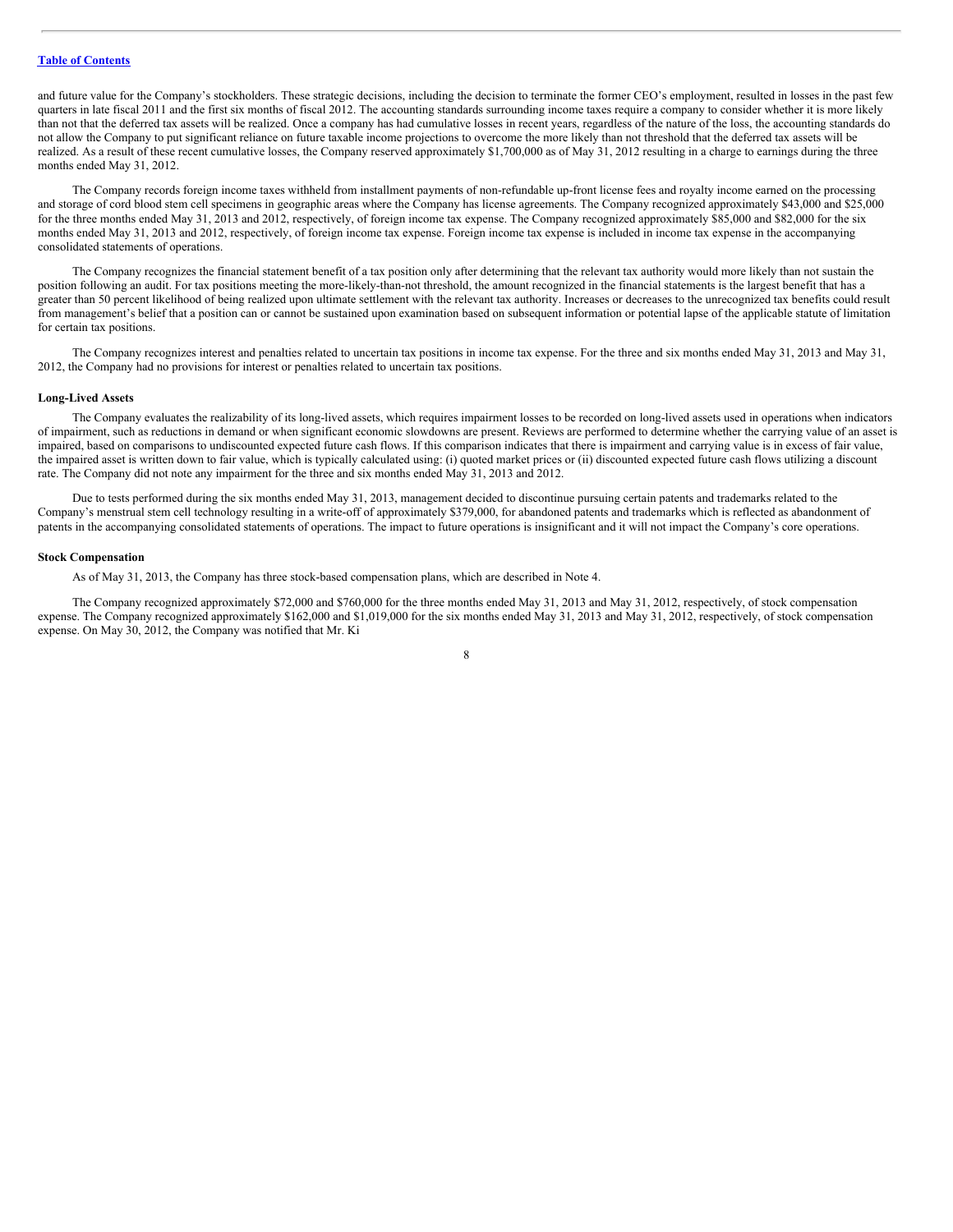and future value for the Company's stockholders. These strategic decisions, including the decision to terminate the former CEO's employment, resulted in losses in the past few quarters in late fiscal 2011 and the first six months of fiscal 2012. The accounting standards surrounding income taxes require a company to consider whether it is more likely than not that the deferred tax assets will be realized. Once a company has had cumulative losses in recent years, regardless of the nature of the loss, the accounting standards do not allow the Company to put significant reliance on future taxable income projections to overcome the more likely than not threshold that the deferred tax assets will be realized. As a result of these recent cumulative losses, the Company reserved approximately $1,700,000 as of May 31, 2012 resulting in a charge to earnings during the three months ended May 31, 2012.

The Company records foreign income taxes withheld from installment payments of non-refundable up-front license fees and royalty income earned on the processing and storage of cord blood stem cell specimens in geographic areas where the Company has license agreements. The Company recognized approximately $43,000 and $25,000 for the three months ended May 31, 2013 and 2012, respectively, of foreign income tax expense. The Company recognized approximately $85,000 and $82,000 for the six months ended May 31, 2013 and 2012, respectively, of foreign income tax expense. Foreign income tax expense is included in income tax expense in the accompanying consolidated statements of operations.

The Company recognizes the financial statement benefit of a tax position only after determining that the relevant tax authority would more likely than not sustain the position following an audit. For tax positions meeting the more-likely-than-not threshold, the amount recognized in the financial statements is the largest benefit that has a greater than 50 percent likelihood of being realized upon ultimate settlement with the relevant tax authority. Increases or decreases to the unrecognized tax benefits could result from management's belief that a position can or cannot be sustained upon examination based on subsequent information or potential lapse of the applicable statute of limitation for certain tax positions.

The Company recognizes interest and penalties related to uncertain tax positions in income tax expense. For the three and six months ended May 31, 2013 and May 31, 2012, the Company had no provisions for interest or penalties related to uncertain tax positions.

**Long-Lived Assets**

The Company evaluates the realizability of its long-lived assets, which requires impairment losses to be recorded on long-lived assets used in operations when indicators of impairment, such as reductions in demand or when significant economic slowdowns are present. Reviews are performed to determine whether the carrying value of an asset is impaired, based on comparisons to undiscounted expected future cash flows. If this comparison indicates that there is impairment and carrying value is in excess of fair value, the impaired asset is written down to fair value, which is typically calculated using: (i) quoted market prices or (ii) discounted expected future cash flows utilizing a discount rate. The Company did not note any impairment for the three and six months ended May 31, 2013 and 2012.

Due to tests performed during the six months ended May 31, 2013, management decided to discontinue pursuing certain patents and trademarks related to the Company's menstrual stem cell technology resulting in a write-off of approximately $379,000, for abandoned patents and trademarks which is reflected as abandonment of patents in the accompanying consolidated statements of operations. The impact to future operations is insignificant and it will not impact the Company's core operations.

**Stock Compensation**

As of May 31, 2013, the Company has three stock-based compensation plans, which are described in Note 4.

The Company recognized approximately $72,000 and $760,000 for the three months ended May 31, 2013 and May 31, 2012, respectively, of stock compensation expense. The Company recognized approximately $162,000 and $1,019,000 for the six months ended May 31, 2013 and May 31, 2012, respectively, of stock compensation expense. On May 30, 2012, the Company was notified that Mr. Ki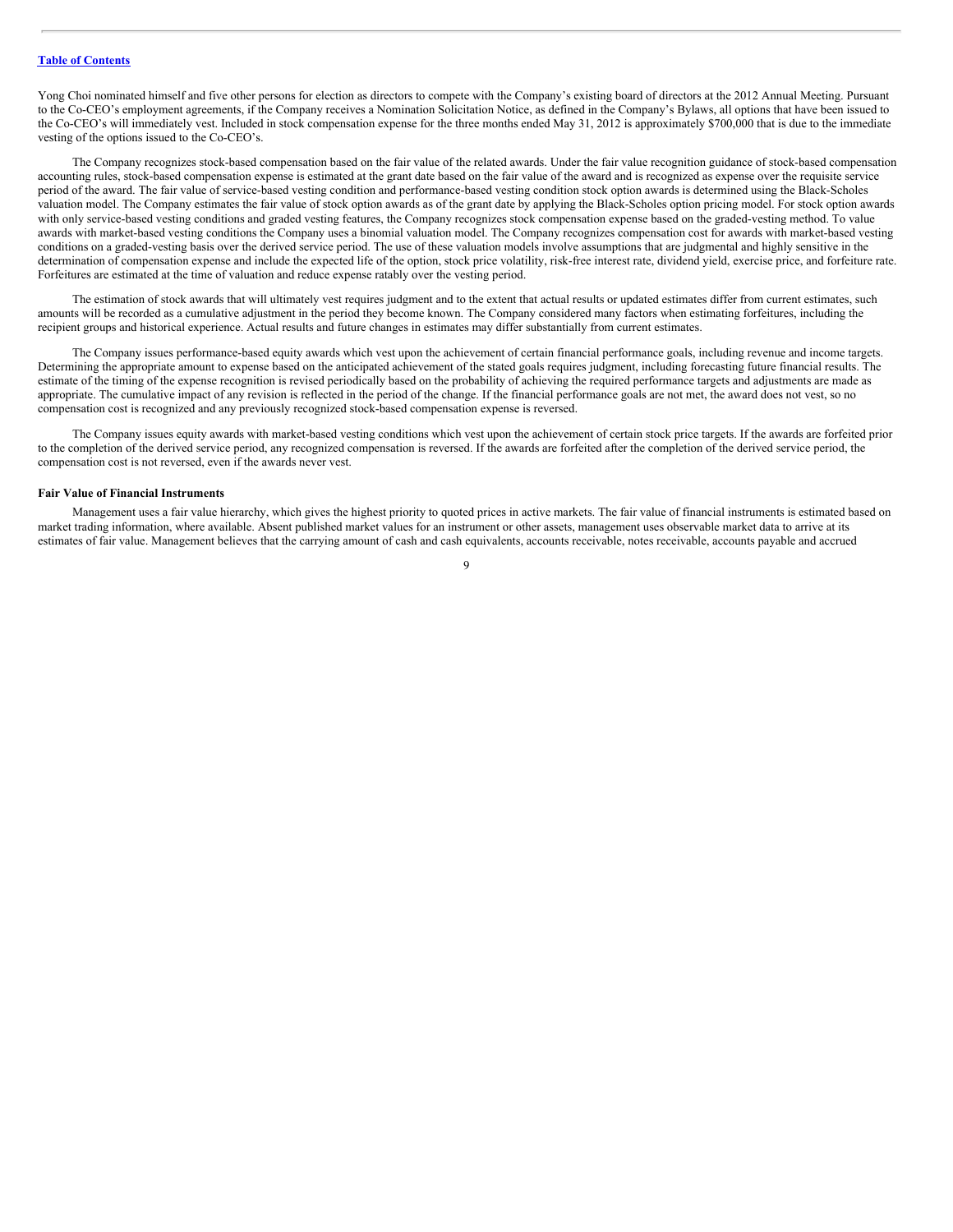Yong Choi nominated himself and five other persons for election as directors to compete with the Company's existing board of directors at the 2012 Annual Meeting. Pursuant to the Co-CEO's employment agreements, if the Company receives a Nomination Solicitation Notice, as defined in the Company's Bylaws, all options that have been issued to the Co-CEO's will immediately vest. Included in stock compensation expense for the three months ended May 31, 2012 is approximately $700,000 that is due to the immediate vesting of the options issued to the Co-CEO's.

The Company recognizes stock-based compensation based on the fair value of the related awards. Under the fair value recognition guidance of stock-based compensation accounting rules, stock-based compensation expense is estimated at the grant date based on the fair value of the award and is recognized as expense over the requisite service period of the award. The fair value of service-based vesting condition and performance-based vesting condition stock option awards is determined using the Black-Scholes valuation model. The Company estimates the fair value of stock option awards as of the grant date by applying the Black-Scholes option pricing model. For stock option awards with only service-based vesting conditions and graded vesting features, the Company recognizes stock compensation expense based on the graded-vesting method. To value awards with market-based vesting conditions the Company uses a binomial valuation model. The Company recognizes compensation cost for awards with market-based vesting conditions on a graded-vesting basis over the derived service period. The use of these valuation models involve assumptions that are judgmental and highly sensitive in the determination of compensation expense and include the expected life of the option, stock price volatility, risk-free interest rate, dividend yield, exercise price, and forfeiture rate. Forfeitures are estimated at the time of valuation and reduce expense ratably over the vesting period.

The estimation of stock awards that will ultimately vest requires judgment and to the extent that actual results or updated estimates differ from current estimates, such amounts will be recorded as a cumulative adjustment in the period they become known. The Company considered many factors when estimating forfeitures, including the recipient groups and historical experience. Actual results and future changes in estimates may differ substantially from current estimates.

The Company issues performance-based equity awards which vest upon the achievement of certain financial performance goals, including revenue and income targets. Determining the appropriate amount to expense based on the anticipated achievement of the stated goals requires judgment, including forecasting future financial results. The estimate of the timing of the expense recognition is revised periodically based on the probability of achieving the required performance targets and adjustments are made as appropriate. The cumulative impact of any revision is reflected in the period of the change. If the financial performance goals are not met, the award does not vest, so no compensation cost is recognized and any previously recognized stock-based compensation expense is reversed.

The Company issues equity awards with market-based vesting conditions which vest upon the achievement of certain stock price targets. If the awards are forfeited prior to the completion of the derived service period, any recognized compensation is reversed. If the awards are forfeited after the completion of the derived service period, the compensation cost is not reversed, even if the awards never vest.

**Fair Value of Financial Instruments**

Management uses a fair value hierarchy, which gives the highest priority to quoted prices in active markets. The fair value of financial instruments is estimated based on market trading information, where available. Absent published market values for an instrument or other assets, management uses observable market data to arrive at its estimates of fair value. Management believes that the carrying amount of cash and cash equivalents, accounts receivable, notes receivable, accounts payable and accrued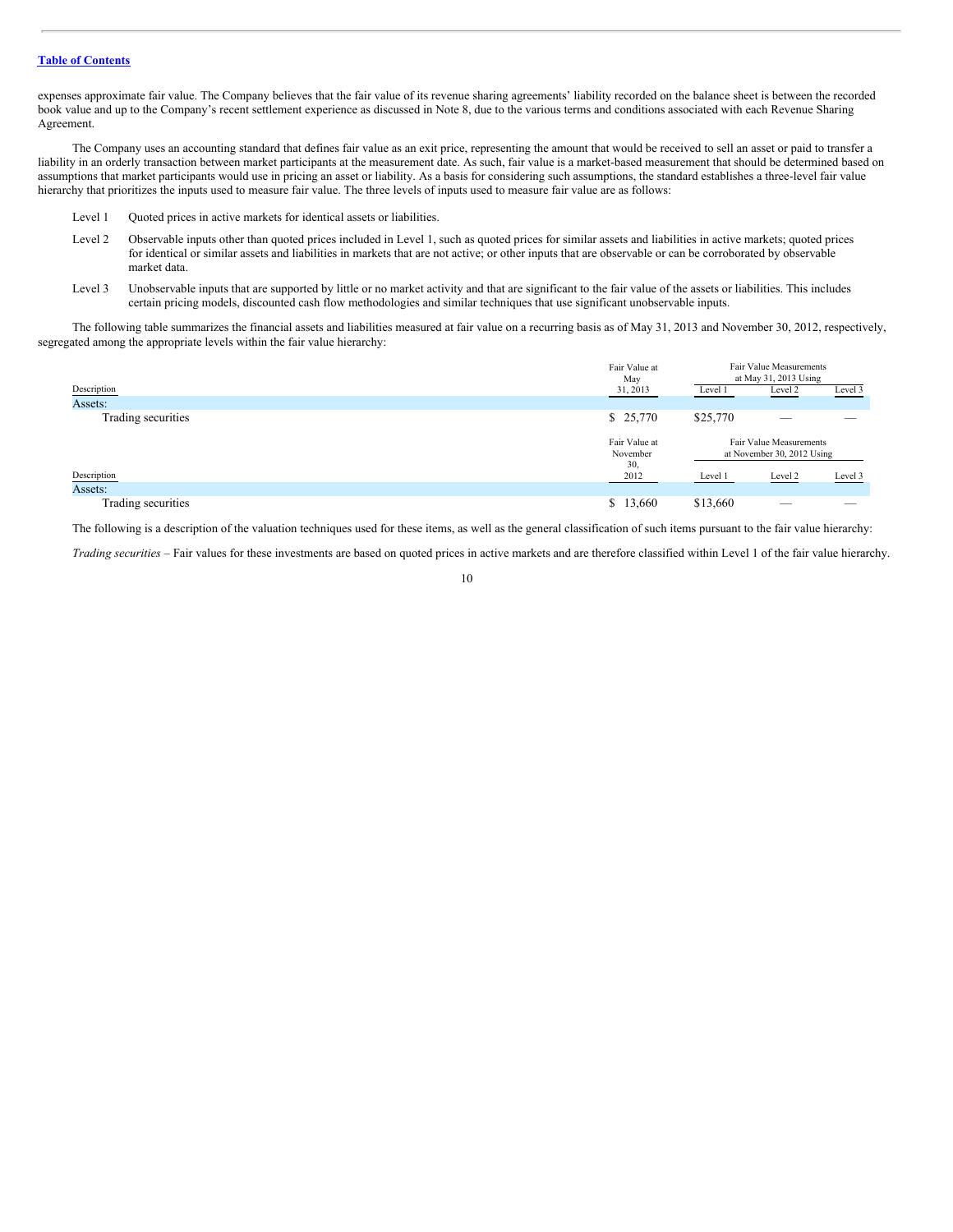expenses approximate fair value. The Company believes that the fair value of its revenue sharing agreements' liability recorded on the balance sheet is between the recorded book value and up to the Company's recent settlement experience as discussed in Note 8, due to the various terms and conditions associated with each Revenue Sharing Agreement.

The Company uses an accounting standard that defines fair value as an exit price, representing the amount that would be received to sell an asset or paid to transfer a liability in an orderly transaction between market participants at the measurement date. As such, fair value is a market-based measurement that should be determined based on assumptions that market participants would use in pricing an asset or liability. As a basis for considering such assumptions, the standard establishes a three-level fair value hierarchy that prioritizes the inputs used to measure fair value. The three levels of inputs used to measure fair value are as follows:

- Level 1 Quoted prices in active markets for identical assets or liabilities.
- Level 2 Observable inputs other than quoted prices included in Level 1, such as quoted prices for similar assets and liabilities in active markets; quoted prices for identical or similar assets and liabilities in markets that are not active; or other inputs that are observable or can be corroborated by observable market data.
- Level 3 Unobservable inputs that are supported by little or no market activity and that are significant to the fair value of the assets or liabilities. This includes certain pricing models, discounted cash flow methodologies and similar techniques that use significant unobservable inputs.

The following table summarizes the financial assets and liabilities measured at fair value on a recurring basis as of May 31, 2013 and November 30, 2012, respectively, segregated among the appropriate levels within the fair value hierarchy:

| Description | Fair Value at May 31, 2013 | Fair Value Measurements at May 31, 2013 Using | | |
|---|---|---|---|---|
| | | Level 1 | Level 2 | Level 3 |
| Assets: | | | | |
| Trading securities | $ 25,770 | $25,770 | — | — |

| Description | Fair Value at November 30, 2012 | Fair Value Measurements at November 30, 2012 Using | | |
|---|---|---|---|---|
| | | Level 1 | Level 2 | Level 3 |
| Assets: | | | | |
| Trading securities | $ 13,660 | $13,660 | — | — |

The following is a description of the valuation techniques used for these items, as well as the general classification of such items pursuant to the fair value hierarchy:

*Trading securities* – Fair values for these investments are based on quoted prices in active markets and are therefore classified within Level 1 of the fair value hierarchy.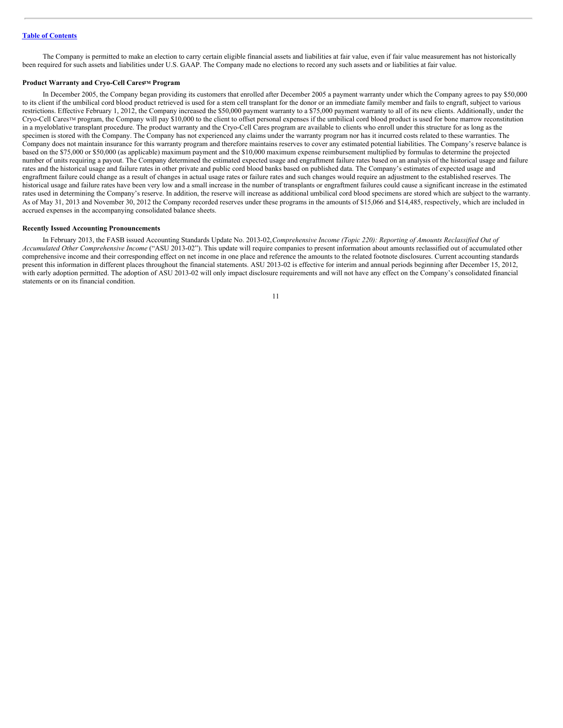The Company is permitted to make an election to carry certain eligible financial assets and liabilities at fair value, even if fair value measurement has not historically been required for such assets and liabilities under U.S. GAAP. The Company made no elections to record any such assets and or liabilities at fair value.

**Product Warranty and Cryo-Cell Cares™ Program**

In December 2005, the Company began providing its customers that enrolled after December 2005 a payment warranty under which the Company agrees to pay $50,000 to its client if the umbilical cord blood product retrieved is used for a stem cell transplant for the donor or an immediate family member and fails to engraft, subject to various restrictions. Effective February 1, 2012, the Company increased the $50,000 payment warranty to a $75,000 payment warranty to all of its new clients. Additionally, under the Cryo-Cell Cares™ program, the Company will pay $10,000 to the client to offset personal expenses if the umbilical cord blood product is used for bone marrow reconstitution in a myeloblative transplant procedure. The product warranty and the Cryo-Cell Cares program are available to clients who enroll under this structure for as long as the specimen is stored with the Company. The Company has not experienced any claims under the warranty program nor has it incurred costs related to these warranties. The Company does not maintain insurance for this warranty program and therefore maintains reserves to cover any estimated potential liabilities. The Company's reserve balance is based on the $75,000 or $50,000 (as applicable) maximum payment and the $10,000 maximum expense reimbursement multiplied by formulas to determine the projected number of units requiring a payout. The Company determined the estimated expected usage and engraftment failure rates based on an analysis of the historical usage and failure rates and the historical usage and failure rates in other private and public cord blood banks based on published data. The Company's estimates of expected usage and engraftment failure could change as a result of changes in actual usage rates or failure rates and such changes would require an adjustment to the established reserves. The historical usage and failure rates have been very low and a small increase in the number of transplants or engraftment failures could cause a significant increase in the estimated rates used in determining the Company's reserve. In addition, the reserve will increase as additional umbilical cord blood specimens are stored which are subject to the warranty. As of May 31, 2013 and November 30, 2012 the Company recorded reserves under these programs in the amounts of $15,066 and $14,485, respectively, which are included in accrued expenses in the accompanying consolidated balance sheets.

**Recently Issued Accounting Pronouncements**

In February 2013, the FASB issued Accounting Standards Update No. 2013-02, *Comprehensive Income (Topic 220): Reporting of Amounts Reclassified Out of Accumulated Other Comprehensive Income* ("ASU 2013-02"). This update will require companies to present information about amounts reclassified out of accumulated other comprehensive income and their corresponding effect on net income in one place and reference the amounts to the related footnote disclosures. Current accounting standards present this information in different places throughout the financial statements. ASU 2013-02 is effective for interim and annual periods beginning after December 15, 2012, with early adoption permitted. The adoption of ASU 2013-02 will only impact disclosure requirements and will not have any effect on the Company's consolidated financial statements or on its financial condition.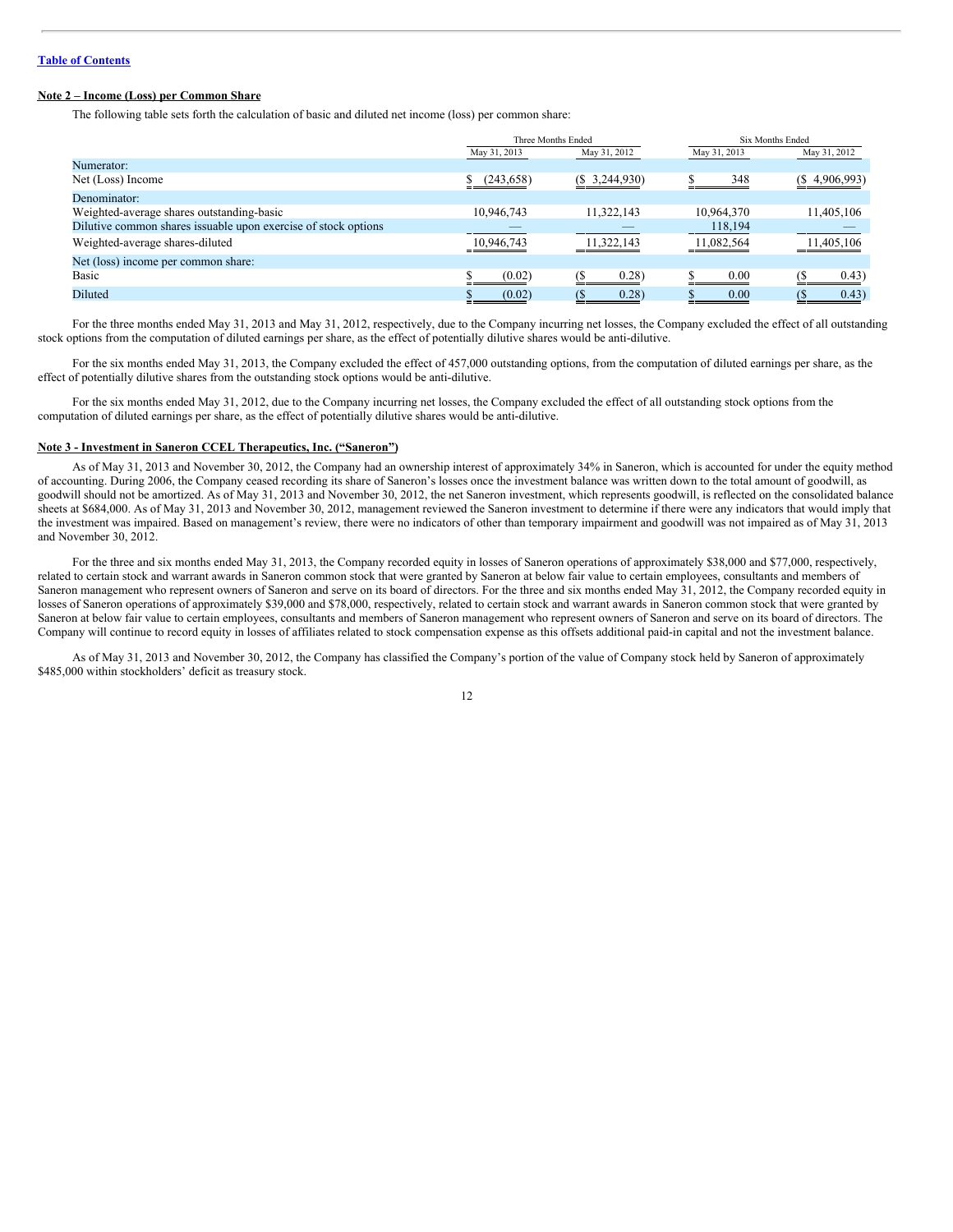## Note 2 – Income (Loss) per Common Share

The following table sets forth the calculation of basic and diluted net income (loss) per common share:

| | Three Months Ended | | Six Months Ended | |
|---|---|---|---|---|
| | May 31, 2013 | May 31, 2012 | May 31, 2013 | May 31, 2012 |
| Numerator: | | | | |
| Net (Loss) Income | $ (243,658) | ($ 3,244,930) | $ 348 | ($ 4,906,993) |
| Denominator: | | | | |
| Weighted-average shares outstanding-basic | 10,946,743 | 11,322,143 | 10,964,370 | 11,405,106 |
| Dilutive common shares issuable upon exercise of stock options | — | — | 118,194 | — |
| Weighted-average shares-diluted | 10,946,743 | 11,322,143 | 11,082,564 | 11,405,106 |
| Net (loss) income per common share: | | | | |
| Basic | $ (0.02) | ($ 0.28) | $ 0.00 | ($ 0.43) |
| Diluted | $ (0.02) | ($ 0.28) | $ 0.00 | ($ 0.43) |

For the three months ended May 31, 2013 and May 31, 2012, respectively, due to the Company incurring net losses, the Company excluded the effect of all outstanding stock options from the computation of diluted earnings per share, as the effect of potentially dilutive shares would be anti-dilutive.

For the six months ended May 31, 2013, the Company excluded the effect of 457,000 outstanding options, from the computation of diluted earnings per share, as the effect of potentially dilutive shares from the outstanding stock options would be anti-dilutive.

For the six months ended May 31, 2012, due to the Company incurring net losses, the Company excluded the effect of all outstanding stock options from the computation of diluted earnings per share, as the effect of potentially dilutive shares would be anti-dilutive.

## Note 3 - Investment in Saneron CCEL Therapeutics, Inc. ("Saneron")

As of May 31, 2013 and November 30, 2012, the Company had an ownership interest of approximately 34% in Saneron, which is accounted for under the equity method of accounting. During 2006, the Company ceased recording its share of Saneron's losses once the investment balance was written down to the total amount of goodwill, as goodwill should not be amortized. As of May 31, 2013 and November 30, 2012, the net Saneron investment, which represents goodwill, is reflected on the consolidated balance sheets at $684,000. As of May 31, 2013 and November 30, 2012, management reviewed the Saneron investment to determine if there were any indicators that would imply that the investment was impaired. Based on management's review, there were no indicators of other than temporary impairment and goodwill was not impaired as of May 31, 2013 and November 30, 2012.

For the three and six months ended May 31, 2013, the Company recorded equity in losses of Saneron operations of approximately $38,000 and $77,000, respectively, related to certain stock and warrant awards in Saneron common stock that were granted by Saneron at below fair value to certain employees, consultants and members of Saneron management who represent owners of Saneron and serve on its board of directors. For the three and six months ended May 31, 2012, the Company recorded equity in losses of Saneron operations of approximately $39,000 and $78,000, respectively, related to certain stock and warrant awards in Saneron common stock that were granted by Saneron at below fair value to certain employees, consultants and members of Saneron management who represent owners of Saneron and serve on its board of directors. The Company will continue to record equity in losses of affiliates related to stock compensation expense as this offsets additional paid-in capital and not the investment balance.

As of May 31, 2013 and November 30, 2012, the Company has classified the Company's portion of the value of Company stock held by Saneron of approximately $485,000 within stockholders' deficit as treasury stock.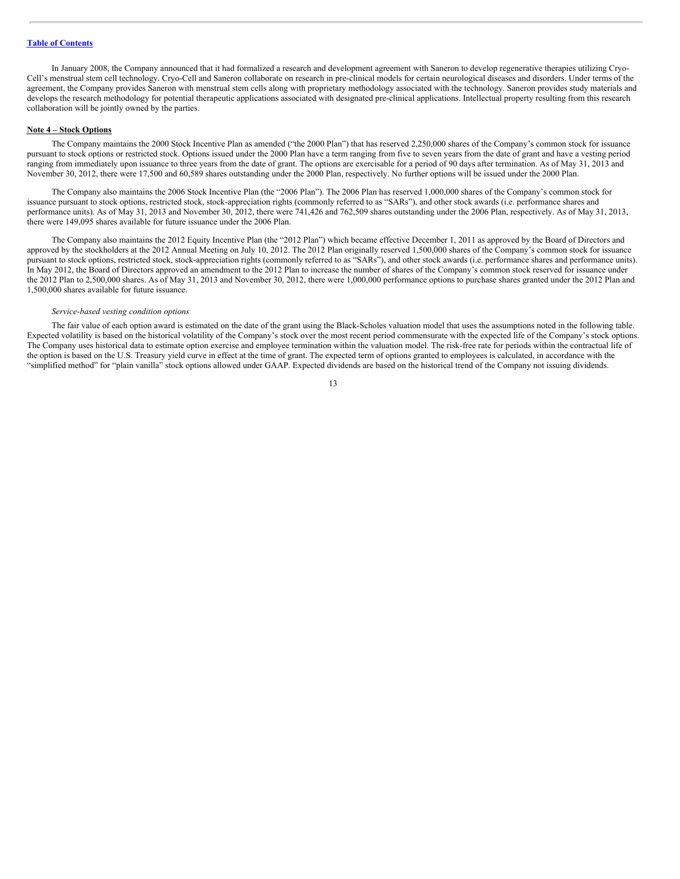In January 2008, the Company announced that it had formalized a research and development agreement with Saneron to develop regenerative therapies utilizing Cryo-Cell's menstrual stem cell technology. Cryo-Cell and Saneron collaborate on research in pre-clinical models for certain neurological diseases and disorders. Under terms of the agreement, the Company provides Saneron with menstrual stem cells along with proprietary methodology associated with the technology. Saneron provides study materials and develops the research methodology for potential therapeutic applications associated with designated pre-clinical applications. Intellectual property resulting from this research collaboration will be jointly owned by the parties.

**Note 4 – Stock Options**

The Company maintains the 2000 Stock Incentive Plan as amended ("the 2000 Plan") that has reserved 2,250,000 shares of the Company's common stock for issuance pursuant to stock options or restricted stock. Options issued under the 2000 Plan have a term ranging from five to seven years from the date of grant and have a vesting period ranging from immediately upon issuance to three years from the date of grant. The options are exercisable for a period of 90 days after termination. As of May 31, 2013 and November 30, 2012, there were 17,500 and 60,589 shares outstanding under the 2000 Plan, respectively. No further options will be issued under the 2000 Plan.

The Company also maintains the 2006 Stock Incentive Plan (the "2006 Plan"). The 2006 Plan has reserved 1,000,000 shares of the Company's common stock for issuance pursuant to stock options, restricted stock, stock-appreciation rights (commonly referred to as "SARs"), and other stock awards (i.e. performance shares and performance units). As of May 31, 2013 and November 30, 2012, there were 741,426 and 762,509 shares outstanding under the 2006 Plan, respectively. As of May 31, 2013, there were 149,095 shares available for future issuance under the 2006 Plan.

The Company also maintains the 2012 Equity Incentive Plan (the "2012 Plan") which became effective December 1, 2011 as approved by the Board of Directors and approved by the stockholders at the 2012 Annual Meeting on July 10, 2012. The 2012 Plan originally reserved 1,500,000 shares of the Company's common stock for issuance pursuant to stock options, restricted stock, stock-appreciation rights (commonly referred to as "SARs"), and other stock awards (i.e. performance shares and performance units). In May 2012, the Board of Directors approved an amendment to the 2012 Plan to increase the number of shares of the Company's common stock reserved for issuance under the 2012 Plan to 2,500,000 shares. As of May 31, 2013 and November 30, 2012, there were 1,000,000 performance options to purchase shares granted under the 2012 Plan and 1,500,000 shares available for future issuance.

*Service-based vesting condition options*

The fair value of each option award is estimated on the date of the grant using the Black-Scholes valuation model that uses the assumptions noted in the following table. Expected volatility is based on the historical volatility of the Company's stock over the most recent period commensurate with the expected life of the Company's stock options. The Company uses historical data to estimate option exercise and employee termination within the valuation model. The risk-free rate for periods within the contractual life of the option is based on the U.S. Treasury yield curve in effect at the time of grant. The expected term of options granted to employees is calculated, in accordance with the "simplified method" for "plain vanilla" stock options allowed under GAAP. Expected dividends are based on the historical trend of the Company not issuing dividends.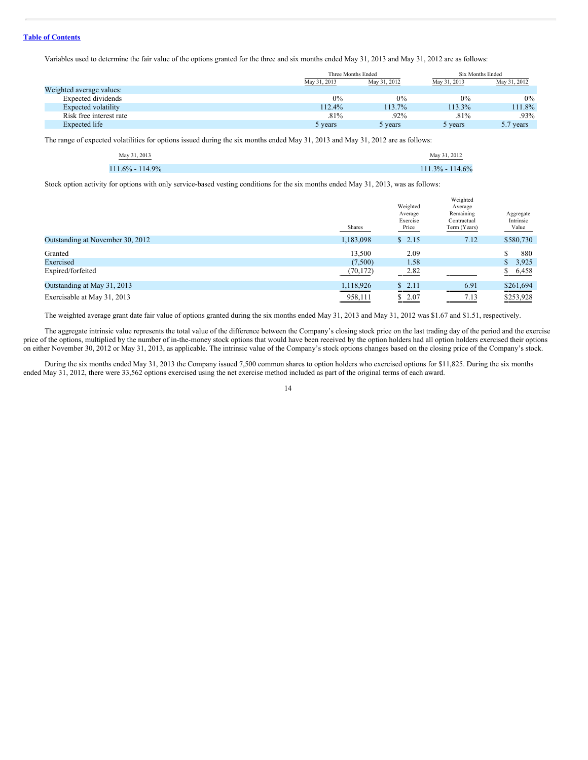[Table of Contents](#)

Variables used to determine the fair value of the options granted for the three and six months ended May 31, 2013 and May 31, 2012 are as follows:

| | Three Months Ended | | Six Months Ended | |
|---|---|---|---|---|
| | May 31, 2013 | May 31, 2012 | May 31, 2013 | May 31, 2012 |
| Weighted average values: | | | | |
| Expected dividends | 0% | 0% | 0% | 0% |
| Expected volatility | 112.4% | 113.7% | 113.3% | 111.8% |
| Risk free interest rate | .81% | .92% | .81% | .93% |
| Expected life | 5 years | 5 years | 5 years | 5.7 years |

The range of expected volatilities for options issued during the six months ended May 31, 2013 and May 31, 2012 are as follows:

| May 31, 2013 | May 31, 2012 |
|---|---|
| 111.6% - 114.9% | 111.3% - 114.6% |

Stock option activity for options with only service-based vesting conditions for the six months ended May 31, 2013, was as follows:

| | Shares | Weighted Average Exercise Price | Weighted Average Remaining Contractual Term (Years) | Aggregate Intrinsic Value |
|---|---|---|---|---|
| Outstanding at November 30, 2012 | 1,183,098 | $ 2.15 | 7.12 | $580,730 |
| Granted | 13,500 | 2.09 | | $ 880 |
| Exercised | (7,500) | 1.58 | | $ 3,925 |
| Expired/forfeited | (70,172) | 2.82 | | $ 6,458 |
| Outstanding at May 31, 2013 | 1,118,926 | $ 2.11 | 6.91 | $261,694 |
| Exercisable at May 31, 2013 | 958,111 | $ 2.07 | 7.13 | $253,928 |

The weighted average grant date fair value of options granted during the six months ended May 31, 2013 and May 31, 2012 was $1.67 and $1.51, respectively.

The aggregate intrinsic value represents the total value of the difference between the Company's closing stock price on the last trading day of the period and the exercise price of the options, multiplied by the number of in-the-money stock options that would have been received by the option holders had all option holders exercised their options on either November 30, 2012 or May 31, 2013, as applicable. The intrinsic value of the Company's stock options changes based on the closing price of the Company's stock.

During the six months ended May 31, 2013 the Company issued 7,500 common shares to option holders who exercised options for $11,825. During the six months ended May 31, 2012, there were 33,562 options exercised using the net exercise method included as part of the original terms of each award.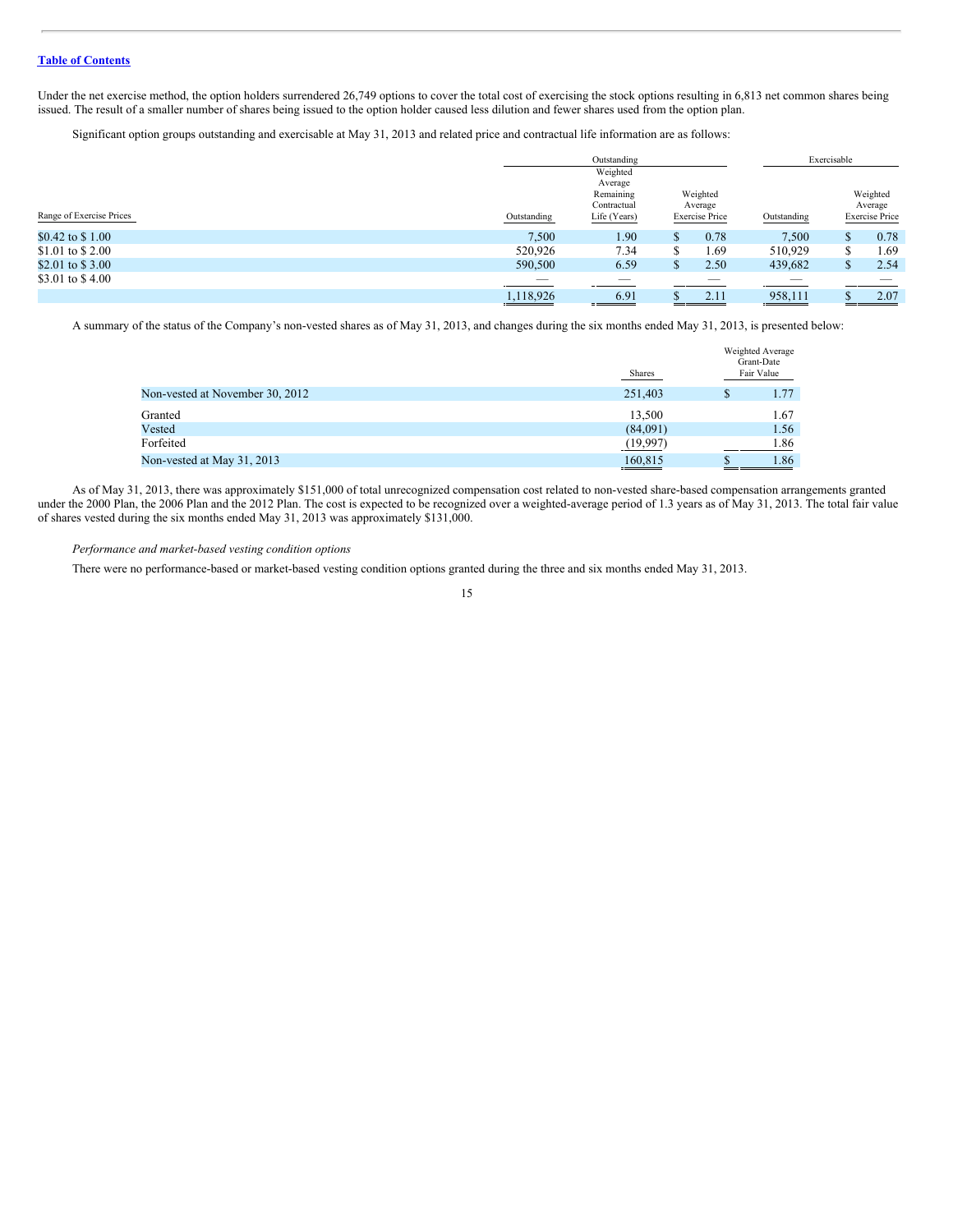Under the net exercise method, the option holders surrendered 26,749 options to cover the total cost of exercising the stock options resulting in 6,813 net common shares being issued. The result of a smaller number of shares being issued to the option holder caused less dilution and fewer shares used from the option plan.

Significant option groups outstanding and exercisable at May 31, 2013 and related price and contractual life information are as follows:

| | Outstanding | | | Exercisable | |
|---|---|---|---|---|---|
| Range of Exercise Prices | Outstanding | Weighted Average Remaining Contractual Life (Years) | Weighted Average Exercise Price | Outstanding | Weighted Average Exercise Price |
| $0.42 to $ 1.00 | 7,500 | 1.90 | $ 0.78 | 7,500 | $ 0.78 |
| $1.01 to $ 2.00 | 520,926 | 7.34 | $ 1.69 | 510,929 | $ 1.69 |
| $2.01 to $ 3.00 | 590,500 | 6.59 | $ 2.50 | 439,682 | $ 2.54 |
| $3.01 to $ 4.00 | — | — | — | — | — |
| | 1,118,926 | 6.91 | $ 2.11 | 958,111 | $ 2.07 |

A summary of the status of the Company's non-vested shares as of May 31, 2013, and changes during the six months ended May 31, 2013, is presented below:

| | Shares | Weighted Average Grant-Date Fair Value |
|---|---|---|
| Non-vested at November 30, 2012 | 251,403 | $ 1.77 |
| Granted | 13,500 | 1.67 |
| Vested | (84,091) | 1.56 |
| Forfeited | (19,997) | 1.86 |
| Non-vested at May 31, 2013 | 160,815 | $ 1.86 |

As of May 31, 2013, there was approximately $151,000 of total unrecognized compensation cost related to non-vested share-based compensation arrangements granted under the 2000 Plan, the 2006 Plan and the 2012 Plan. The cost is expected to be recognized over a weighted-average period of 1.3 years as of May 31, 2013. The total fair value of shares vested during the six months ended May 31, 2013 was approximately $131,000.

*Performance and market-based vesting condition options*

There were no performance-based or market-based vesting condition options granted during the three and six months ended May 31, 2013.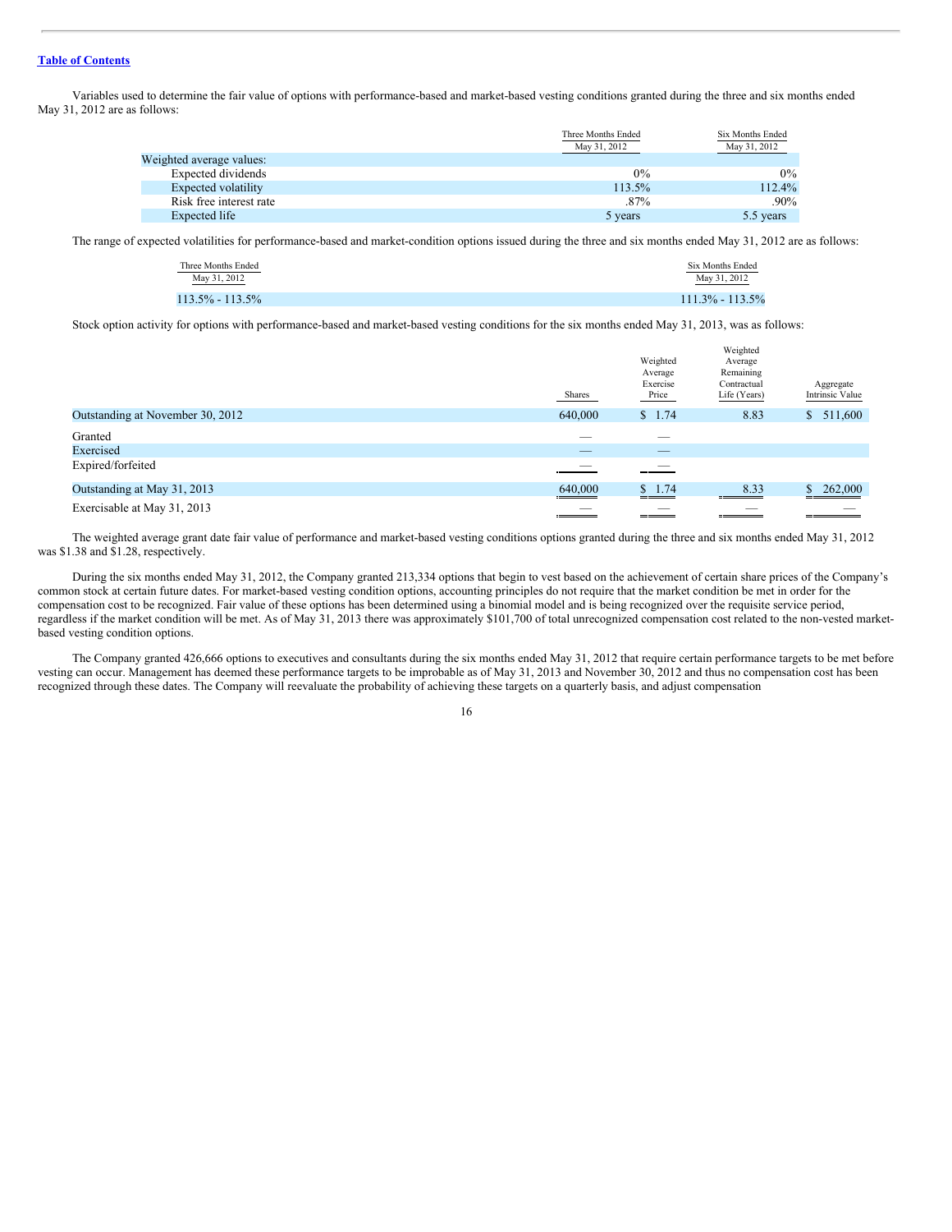Variables used to determine the fair value of options with performance-based and market-based vesting conditions granted during the three and six months ended May 31, 2012 are as follows:

| | Three Months Ended May 31, 2012 | Six Months Ended May 31, 2012 |
|---|---|---|
| Weighted average values: | | |
| Expected dividends | 0% | 0% |
| Expected volatility | 113.5% | 112.4% |
| Risk free interest rate | .87% | .90% |
| Expected life | 5 years | 5.5 years |

The range of expected volatilities for performance-based and market-condition options issued during the three and six months ended May 31, 2012 are as follows:

| Three Months Ended May 31, 2012 | Six Months Ended May 31, 2012 |
|---|---|
| 113.5% - 113.5% | 111.3% - 113.5% |

Stock option activity for options with performance-based and market-based vesting conditions for the six months ended May 31, 2013, was as follows:

| | Shares | Weighted Average Exercise Price | Weighted Average Remaining Contractual Life (Years) | Aggregate Intrinsic Value |
|---|---|---|---|---|
| Outstanding at November 30, 2012 | 640,000 | $ 1.74 | 8.83 | $ 511,600 |
| Granted | — | — | | |
| Exercised | — | — | | |
| Expired/forfeited | — | — | | |
| Outstanding at May 31, 2013 | 640,000 | $ 1.74 | 8.33 | $ 262,000 |
| Exercisable at May 31, 2013 | — | — | — | — |

The weighted average grant date fair value of performance and market-based vesting conditions options granted during the three and six months ended May 31, 2012 was $1.38 and $1.28, respectively.

During the six months ended May 31, 2012, the Company granted 213,334 options that begin to vest based on the achievement of certain share prices of the Company's common stock at certain future dates. For market-based vesting condition options, accounting principles do not require that the market condition be met in order for the compensation cost to be recognized. Fair value of these options has been determined using a binomial model and is being recognized over the requisite service period, regardless if the market condition will be met. As of May 31, 2013 there was approximately $101,700 of total unrecognized compensation cost related to the non-vested market-based vesting condition options.

The Company granted 426,666 options to executives and consultants during the six months ended May 31, 2012 that require certain performance targets to be met before vesting can occur. Management has deemed these performance targets to be improbable as of May 31, 2013 and November 30, 2012 and thus no compensation cost has been recognized through these dates. The Company will reevaluate the probability of achieving these targets on a quarterly basis, and adjust compensation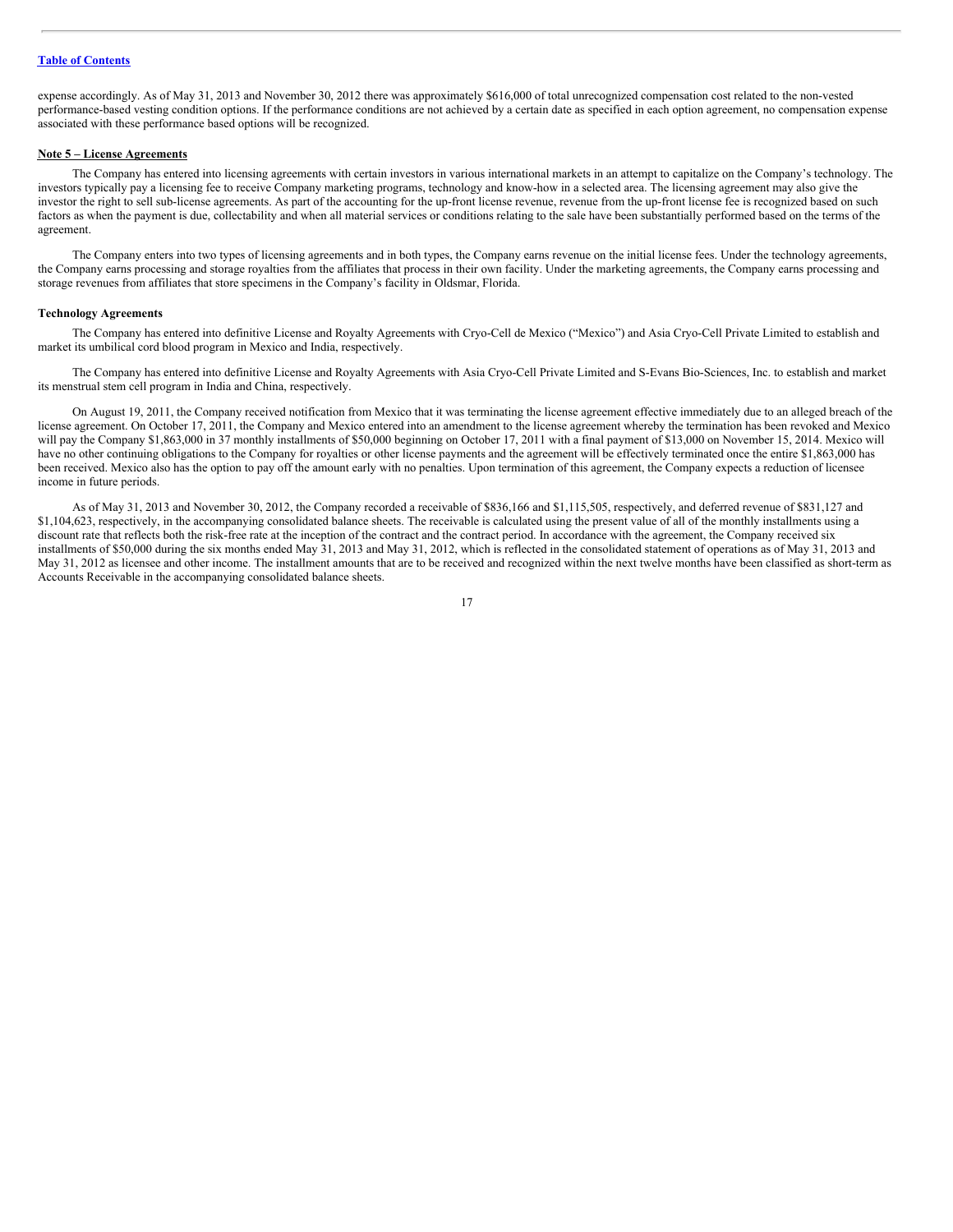expense accordingly. As of May 31, 2013 and November 30, 2012 there was approximately $616,000 of total unrecognized compensation cost related to the non-vested performance-based vesting condition options. If the performance conditions are not achieved by a certain date as specified in each option agreement, no compensation expense associated with these performance based options will be recognized.

**Note 5 – License Agreements**

The Company has entered into licensing agreements with certain investors in various international markets in an attempt to capitalize on the Company's technology. The investors typically pay a licensing fee to receive Company marketing programs, technology and know-how in a selected area. The licensing agreement may also give the investor the right to sell sub-license agreements. As part of the accounting for the up-front license revenue, revenue from the up-front license fee is recognized based on such factors as when the payment is due, collectability and when all material services or conditions relating to the sale have been substantially performed based on the terms of the agreement.

The Company enters into two types of licensing agreements and in both types, the Company earns revenue on the initial license fees. Under the technology agreements, the Company earns processing and storage royalties from the affiliates that process in their own facility. Under the marketing agreements, the Company earns processing and storage revenues from affiliates that store specimens in the Company's facility in Oldsmar, Florida.

**Technology Agreements**

The Company has entered into definitive License and Royalty Agreements with Cryo-Cell de Mexico ("Mexico") and Asia Cryo-Cell Private Limited to establish and market its umbilical cord blood program in Mexico and India, respectively.

The Company has entered into definitive License and Royalty Agreements with Asia Cryo-Cell Private Limited and S-Evans Bio-Sciences, Inc. to establish and market its menstrual stem cell program in India and China, respectively.

On August 19, 2011, the Company received notification from Mexico that it was terminating the license agreement effective immediately due to an alleged breach of the license agreement. On October 17, 2011, the Company and Mexico entered into an amendment to the license agreement whereby the termination has been revoked and Mexico will pay the Company $1,863,000 in 37 monthly installments of $50,000 beginning on October 17, 2011 with a final payment of $13,000 on November 15, 2014. Mexico will have no other continuing obligations to the Company for royalties or other license payments and the agreement will be effectively terminated once the entire $1,863,000 has been received. Mexico also has the option to pay off the amount early with no penalties. Upon termination of this agreement, the Company expects a reduction of licensee income in future periods.

As of May 31, 2013 and November 30, 2012, the Company recorded a receivable of $836,166 and $1,115,505, respectively, and deferred revenue of $831,127 and $1,104,623, respectively, in the accompanying consolidated balance sheets. The receivable is calculated using the present value of all of the monthly installments using a discount rate that reflects both the risk-free rate at the inception of the contract and the contract period. In accordance with the agreement, the Company received six installments of $50,000 during the six months ended May 31, 2013 and May 31, 2012, which is reflected in the consolidated statement of operations as of May 31, 2013 and May 31, 2012 as licensee and other income. The installment amounts that are to be received and recognized within the next twelve months have been classified as short-term as Accounts Receivable in the accompanying consolidated balance sheets.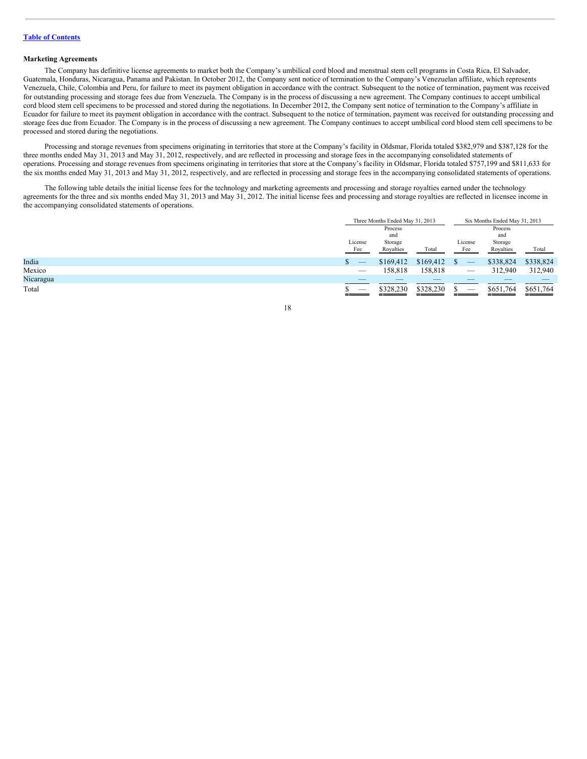**Marketing Agreements**

The Company has definitive license agreements to market both the Company's umbilical cord blood and menstrual stem cell programs in Costa Rica, El Salvador, Guatemala, Honduras, Nicaragua, Panama and Pakistan. In October 2012, the Company sent notice of termination to the Company's Venezuelan affiliate, which represents Venezuela, Chile, Colombia and Peru, for failure to meet its payment obligation in accordance with the contract. Subsequent to the notice of termination, payment was received for outstanding processing and storage fees due from Venezuela. The Company is in the process of discussing a new agreement. The Company continues to accept umbilical cord blood stem cell specimens to be processed and stored during the negotiations. In December 2012, the Company sent notice of termination to the Company's affiliate in Ecuador for failure to meet its payment obligation in accordance with the contract. Subsequent to the notice of termination, payment was received for outstanding processing and storage fees due from Ecuador. The Company is in the process of discussing a new agreement. The Company continues to accept umbilical cord blood stem cell specimens to be processed and stored during the negotiations.

Processing and storage revenues from specimens originating in territories that store at the Company's facility in Oldsmar, Florida totaled $382,979 and $387,128 for the three months ended May 31, 2013 and May 31, 2012, respectively, and are reflected in processing and storage fees in the accompanying consolidated statements of operations. Processing and storage revenues from specimens originating in territories that store at the Company's facility in Oldsmar, Florida totaled $757,199 and $811,633 for the six months ended May 31, 2013 and May 31, 2012, respectively, and are reflected in processing and storage fees in the accompanying consolidated statements of operations.

The following table details the initial license fees for the technology and marketing agreements and processing and storage royalties earned under the technology agreements for the three and six months ended May 31, 2013 and May 31, 2012. The initial license fees and processing and storage royalties are reflected in licensee income in the accompanying consolidated statements of operations.

| | Three Months Ended May 31, 2013 | | | Six Months Ended May 31, 2013 | | |
|---|---|---|---|---|---|---|
| | License Fee | Process and Storage Royalties | Total | License Fee | Process and Storage Royalties | Total |
| India | $ — | $169,412 | $169,412 | $ — | $338,824 | $338,824 |
| Mexico | — | 158,818 | 158,818 | — | 312,940 | 312,940 |
| Nicaragua | — | — | — | — | — | — |
| Total | $ — | $328,230 | $328,230 | $ — | $651,764 | $651,764 |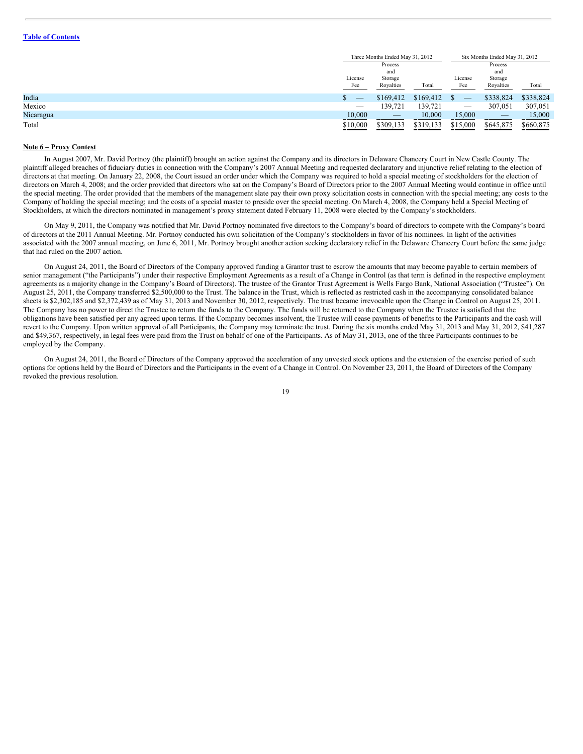|  | Three Months Ended May 31, 2012 |  |  | Six Months Ended May 31, 2012 |  |  |
|---|---|---|---|---|---|---|
|  | License Fee | Process and Storage Royalties | Total | License Fee | Process and Storage Royalties | Total |
| India | $ — | $169,412 | $169,412 | $ — | $338,824 | $338,824 |
| Mexico | — | 139,721 | 139,721 | — | 307,051 | 307,051 |
| Nicaragua | 10,000 | — | 10,000 | 15,000 | — | 15,000 |
| Total | $10,000 | $309,133 | $319,133 | $15,000 | $645,875 | $660,875 |

**Note 6 – Proxy Contest**

In August 2007, Mr. David Portnoy (the plaintiff) brought an action against the Company and its directors in Delaware Chancery Court in New Castle County. The plaintiff alleged breaches of fiduciary duties in connection with the Company's 2007 Annual Meeting and requested declaratory and injunctive relief relating to the election of directors at that meeting. On January 22, 2008, the Court issued an order under which the Company was required to hold a special meeting of stockholders for the election of directors on March 4, 2008; and the order provided that directors who sat on the Company's Board of Directors prior to the 2007 Annual Meeting would continue in office until the special meeting. The order provided that the members of the management slate pay their own proxy solicitation costs in connection with the special meeting; any costs to the Company of holding the special meeting; and the costs of a special master to preside over the special meeting. On March 4, 2008, the Company held a Special Meeting of Stockholders, at which the directors nominated in management's proxy statement dated February 11, 2008 were elected by the Company's stockholders.

On May 9, 2011, the Company was notified that Mr. David Portnoy nominated five directors to the Company's board of directors to compete with the Company's board of directors at the 2011 Annual Meeting. Mr. Portnoy conducted his own solicitation of the Company's stockholders in favor of his nominees. In light of the activities associated with the 2007 annual meeting, on June 6, 2011, Mr. Portnoy brought another action seeking declaratory relief in the Delaware Chancery Court before the same judge that had ruled on the 2007 action.

On August 24, 2011, the Board of Directors of the Company approved funding a Grantor trust to escrow the amounts that may become payable to certain members of senior management ("the Participants") under their respective Employment Agreements as a result of a Change in Control (as that term is defined in the respective employment agreements as a majority change in the Company's Board of Directors). The trustee of the Grantor Trust Agreement is Wells Fargo Bank, National Association ("Trustee"). On August 25, 2011, the Company transferred $2,500,000 to the Trust. The balance in the Trust, which is reflected as restricted cash in the accompanying consolidated balance sheets is $2,302,185 and $2,372,439 as of May 31, 2013 and November 30, 2012, respectively. The trust became irrevocable upon the Change in Control on August 25, 2011. The Company has no power to direct the Trustee to return the funds to the Company. The funds will be returned to the Company when the Trustee is satisfied that the obligations have been satisfied per any agreed upon terms. If the Company becomes insolvent, the Trustee will cease payments of benefits to the Participants and the cash will revert to the Company. Upon written approval of all Participants, the Company may terminate the trust. During the six months ended May 31, 2013 and May 31, 2012, $41,287 and $49,367, respectively, in legal fees were paid from the Trust on behalf of one of the Participants. As of May 31, 2013, one of the three Participants continues to be employed by the Company.

On August 24, 2011, the Board of Directors of the Company approved the acceleration of any unvested stock options and the extension of the exercise period of such options for options held by the Board of Directors and the Participants in the event of a Change in Control. On November 23, 2011, the Board of Directors of the Company revoked the previous resolution.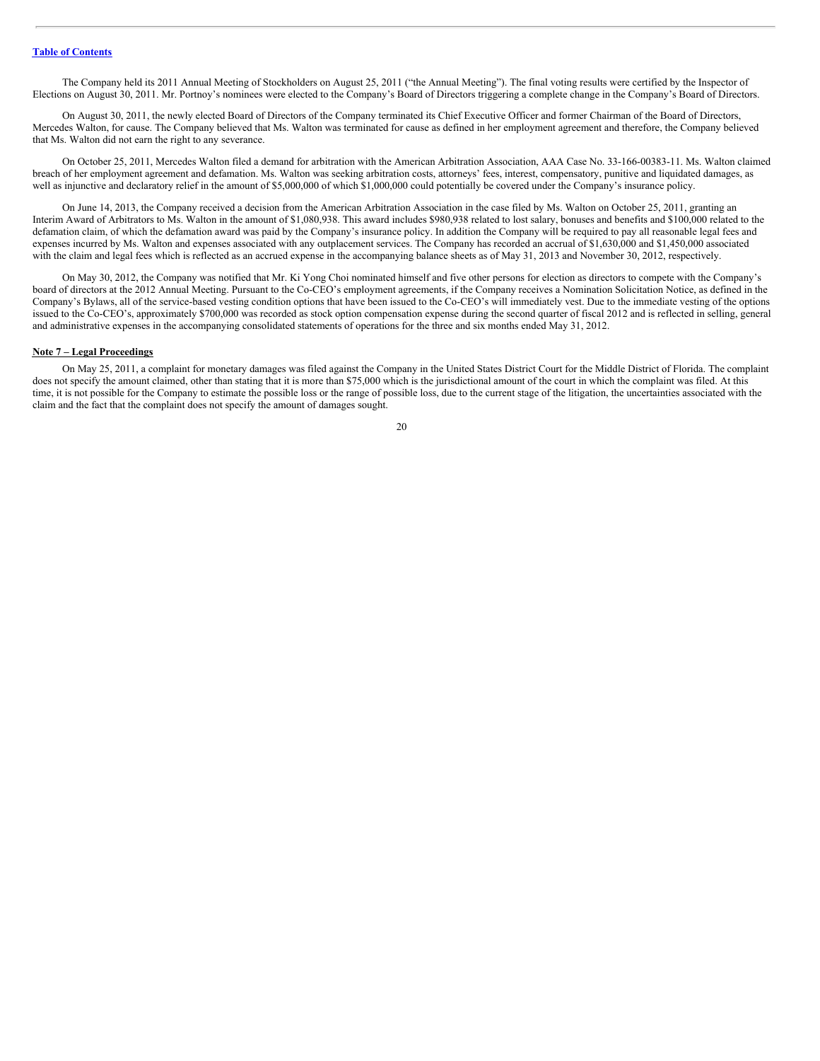The Company held its 2011 Annual Meeting of Stockholders on August 25, 2011 ("the Annual Meeting"). The final voting results were certified by the Inspector of Elections on August 30, 2011. Mr. Portnoy's nominees were elected to the Company's Board of Directors triggering a complete change in the Company's Board of Directors.

On August 30, 2011, the newly elected Board of Directors of the Company terminated its Chief Executive Officer and former Chairman of the Board of Directors, Mercedes Walton, for cause. The Company believed that Ms. Walton was terminated for cause as defined in her employment agreement and therefore, the Company believed that Ms. Walton did not earn the right to any severance.

On October 25, 2011, Mercedes Walton filed a demand for arbitration with the American Arbitration Association, AAA Case No. 33-166-00383-11. Ms. Walton claimed breach of her employment agreement and defamation. Ms. Walton was seeking arbitration costs, attorneys' fees, interest, compensatory, punitive and liquidated damages, as well as injunctive and declaratory relief in the amount of $5,000,000 of which $1,000,000 could potentially be covered under the Company's insurance policy.

On June 14, 2013, the Company received a decision from the American Arbitration Association in the case filed by Ms. Walton on October 25, 2011, granting an Interim Award of Arbitrators to Ms. Walton in the amount of $1,080,938. This award includes $980,938 related to lost salary, bonuses and benefits and $100,000 related to the defamation claim, of which the defamation award was paid by the Company's insurance policy. In addition the Company will be required to pay all reasonable legal fees and expenses incurred by Ms. Walton and expenses associated with any outplacement services. The Company has recorded an accrual of $1,630,000 and $1,450,000 associated with the claim and legal fees which is reflected as an accrued expense in the accompanying balance sheets as of May 31, 2013 and November 30, 2012, respectively.

On May 30, 2012, the Company was notified that Mr. Ki Yong Choi nominated himself and five other persons for election as directors to compete with the Company's board of directors at the 2012 Annual Meeting. Pursuant to the Co-CEO's employment agreements, if the Company receives a Nomination Solicitation Notice, as defined in the Company's Bylaws, all of the service-based vesting condition options that have been issued to the Co-CEO's will immediately vest. Due to the immediate vesting of the options issued to the Co-CEO's, approximately $700,000 was recorded as stock option compensation expense during the second quarter of fiscal 2012 and is reflected in selling, general and administrative expenses in the accompanying consolidated statements of operations for the three and six months ended May 31, 2012.

**Note 7 – Legal Proceedings**

On May 25, 2011, a complaint for monetary damages was filed against the Company in the United States District Court for the Middle District of Florida. The complaint does not specify the amount claimed, other than stating that it is more than $75,000 which is the jurisdictional amount of the court in which the complaint was filed. At this time, it is not possible for the Company to estimate the possible loss or the range of possible loss, due to the current stage of the litigation, the uncertainties associated with the claim and the fact that the complaint does not specify the amount of damages sought.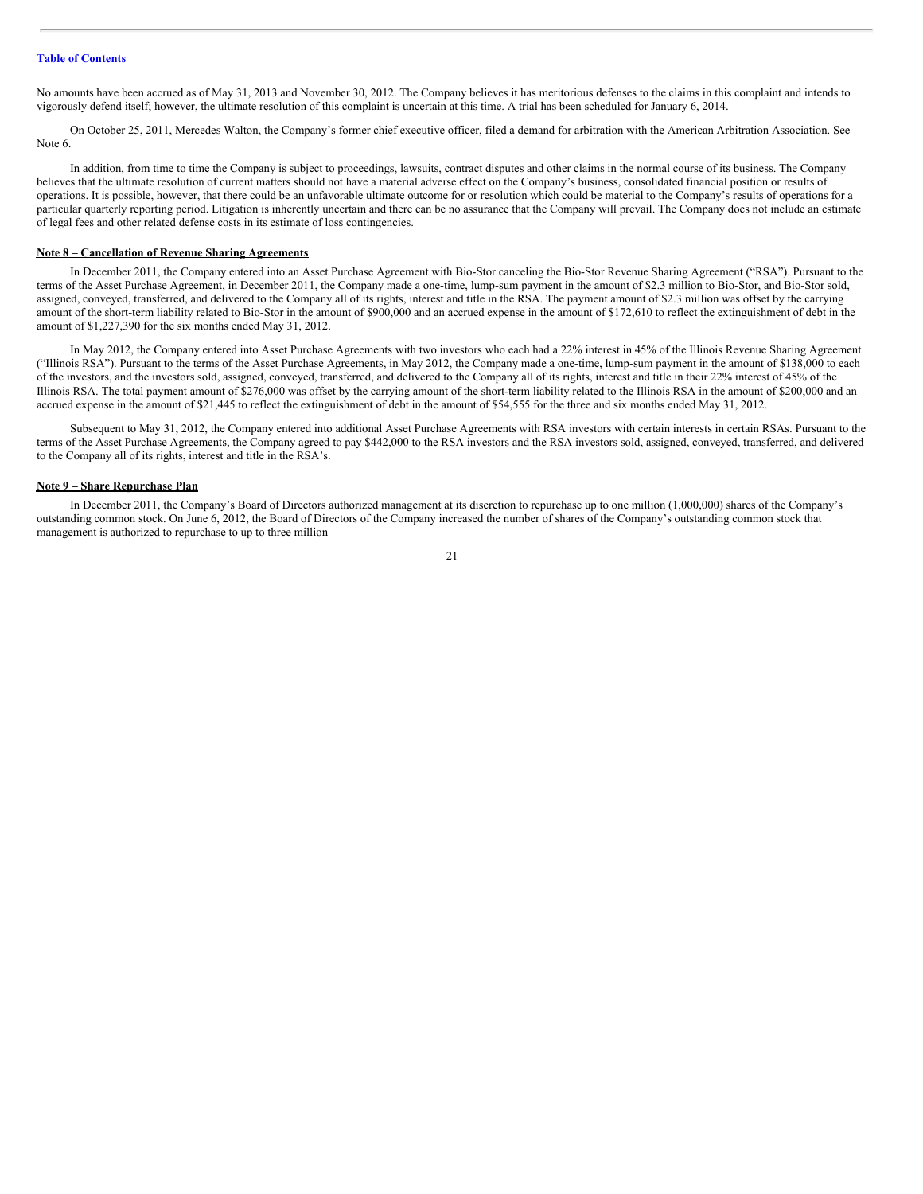No amounts have been accrued as of May 31, 2013 and November 30, 2012. The Company believes it has meritorious defenses to the claims in this complaint and intends to vigorously defend itself; however, the ultimate resolution of this complaint is uncertain at this time. A trial has been scheduled for January 6, 2014.

On October 25, 2011, Mercedes Walton, the Company's former chief executive officer, filed a demand for arbitration with the American Arbitration Association. See Note 6.

In addition, from time to time the Company is subject to proceedings, lawsuits, contract disputes and other claims in the normal course of its business. The Company believes that the ultimate resolution of current matters should not have a material adverse effect on the Company's business, consolidated financial position or results of operations. It is possible, however, that there could be an unfavorable ultimate outcome for or resolution which could be material to the Company's results of operations for a particular quarterly reporting period. Litigation is inherently uncertain and there can be no assurance that the Company will prevail. The Company does not include an estimate of legal fees and other related defense costs in its estimate of loss contingencies.

**Note 8 – Cancellation of Revenue Sharing Agreements**

In December 2011, the Company entered into an Asset Purchase Agreement with Bio-Stor canceling the Bio-Stor Revenue Sharing Agreement ("RSA"). Pursuant to the terms of the Asset Purchase Agreement, in December 2011, the Company made a one-time, lump-sum payment in the amount of $2.3 million to Bio-Stor, and Bio-Stor sold, assigned, conveyed, transferred, and delivered to the Company all of its rights, interest and title in the RSA. The payment amount of $2.3 million was offset by the carrying amount of the short-term liability related to Bio-Stor in the amount of $900,000 and an accrued expense in the amount of $172,610 to reflect the extinguishment of debt in the amount of $1,227,390 for the six months ended May 31, 2012.

In May 2012, the Company entered into Asset Purchase Agreements with two investors who each had a 22% interest in 45% of the Illinois Revenue Sharing Agreement ("Illinois RSA"). Pursuant to the terms of the Asset Purchase Agreements, in May 2012, the Company made a one-time, lump-sum payment in the amount of $138,000 to each of the investors, and the investors sold, assigned, conveyed, transferred, and delivered to the Company all of its rights, interest and title in their 22% interest of 45% of the Illinois RSA. The total payment amount of $276,000 was offset by the carrying amount of the short-term liability related to the Illinois RSA in the amount of $200,000 and an accrued expense in the amount of $21,445 to reflect the extinguishment of debt in the amount of $54,555 for the three and six months ended May 31, 2012.

Subsequent to May 31, 2012, the Company entered into additional Asset Purchase Agreements with RSA investors with certain interests in certain RSAs. Pursuant to the terms of the Asset Purchase Agreements, the Company agreed to pay $442,000 to the RSA investors and the RSA investors sold, assigned, conveyed, transferred, and delivered to the Company all of its rights, interest and title in the RSA's.

**Note 9 – Share Repurchase Plan**

In December 2011, the Company's Board of Directors authorized management at its discretion to repurchase up to one million (1,000,000) shares of the Company's outstanding common stock. On June 6, 2012, the Board of Directors of the Company increased the number of shares of the Company's outstanding common stock that management is authorized to repurchase to up to three million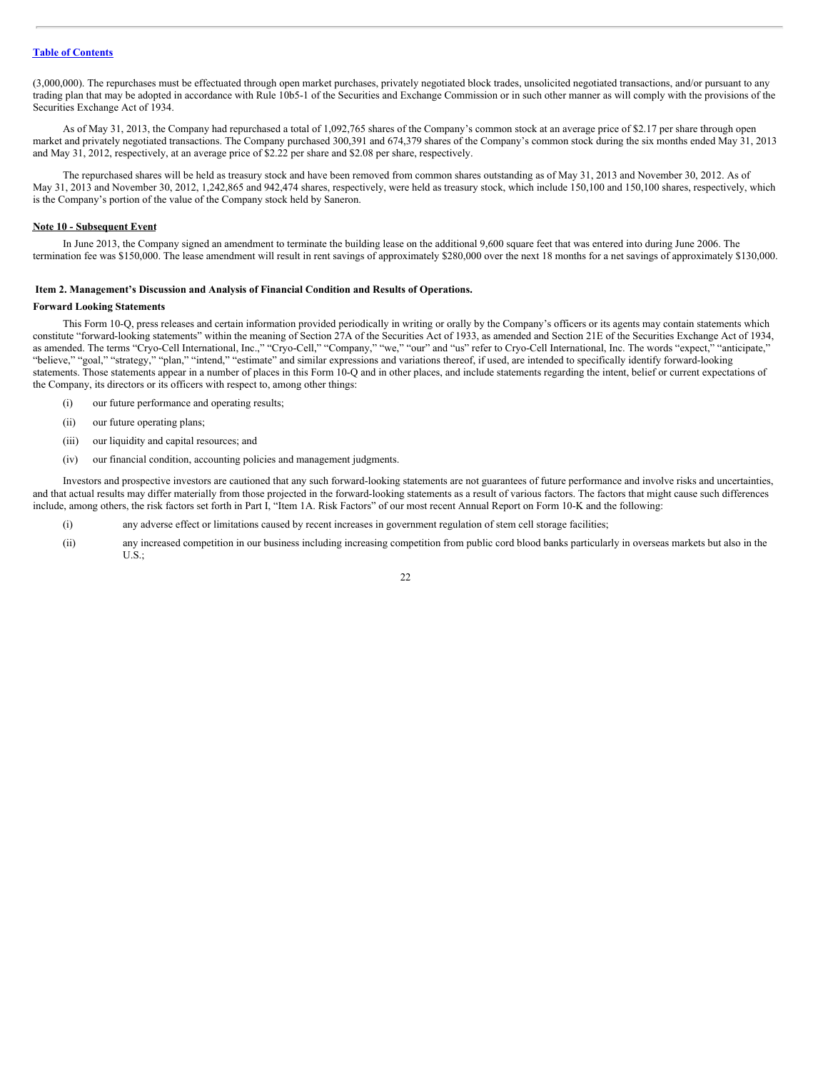(3,000,000). The repurchases must be effectuated through open market purchases, privately negotiated block trades, unsolicited negotiated transactions, and/or pursuant to any trading plan that may be adopted in accordance with Rule 10b5-1 of the Securities and Exchange Commission or in such other manner as will comply with the provisions of the Securities Exchange Act of 1934.

As of May 31, 2013, the Company had repurchased a total of 1,092,765 shares of the Company's common stock at an average price of $2.17 per share through open market and privately negotiated transactions. The Company purchased 300,391 and 674,379 shares of the Company's common stock during the six months ended May 31, 2013 and May 31, 2012, respectively, at an average price of $2.22 per share and $2.08 per share, respectively.

The repurchased shares will be held as treasury stock and have been removed from common shares outstanding as of May 31, 2013 and November 30, 2012. As of May 31, 2013 and November 30, 2012, 1,242,865 and 942,474 shares, respectively, were held as treasury stock, which include 150,100 and 150,100 shares, respectively, which is the Company's portion of the value of the Company stock held by Saneron.

**Note 10 - Subsequent Event**

In June 2013, the Company signed an amendment to terminate the building lease on the additional 9,600 square feet that was entered into during June 2006. The termination fee was $150,000. The lease amendment will result in rent savings of approximately $280,000 over the next 18 months for a net savings of approximately $130,000.

## Item 2. Management's Discussion and Analysis of Financial Condition and Results of Operations.

**Forward Looking Statements**

This Form 10-Q, press releases and certain information provided periodically in writing or orally by the Company's officers or its agents may contain statements which constitute "forward-looking statements" within the meaning of Section 27A of the Securities Act of 1933, as amended and Section 21E of the Securities Exchange Act of 1934, as amended. The terms "Cryo-Cell International, Inc.," "Cryo-Cell," "Company," "we," "our" and "us" refer to Cryo-Cell International, Inc. The words "expect," "anticipate," "believe," "goal," "strategy," "plan," "intend," "estimate" and similar expressions and variations thereof, if used, are intended to specifically identify forward-looking statements. Those statements appear in a number of places in this Form 10-Q and in other places, and include statements regarding the intent, belief or current expectations of the Company, its directors or its officers with respect to, among other things:

(i) our future performance and operating results;

(ii) our future operating plans;

(iii) our liquidity and capital resources; and

(iv) our financial condition, accounting policies and management judgments.

Investors and prospective investors are cautioned that any such forward-looking statements are not guarantees of future performance and involve risks and uncertainties, and that actual results may differ materially from those projected in the forward-looking statements as a result of various factors. The factors that might cause such differences include, among others, the risk factors set forth in Part I, "Item 1A. Risk Factors" of our most recent Annual Report on Form 10-K and the following:

(i) any adverse effect or limitations caused by recent increases in government regulation of stem cell storage facilities;

(ii) any increased competition in our business including increasing competition from public cord blood banks particularly in overseas markets but also in the U.S.;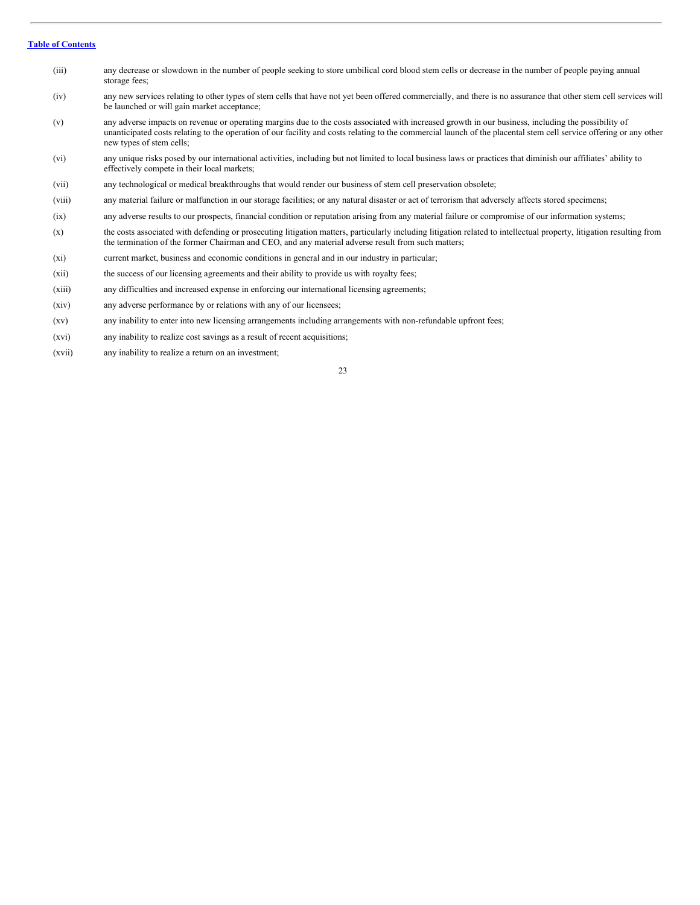(iii) any decrease or slowdown in the number of people seeking to store umbilical cord blood stem cells or decrease in the number of people paying annual storage fees;

(iv) any new services relating to other types of stem cells that have not yet been offered commercially, and there is no assurance that other stem cell services will be launched or will gain market acceptance;

(v) any adverse impacts on revenue or operating margins due to the costs associated with increased growth in our business, including the possibility of unanticipated costs relating to the operation of our facility and costs relating to the commercial launch of the placental stem cell service offering or any other new types of stem cells;

(vi) any unique risks posed by our international activities, including but not limited to local business laws or practices that diminish our affiliates' ability to effectively compete in their local markets;

(vii) any technological or medical breakthroughs that would render our business of stem cell preservation obsolete;

(viii) any material failure or malfunction in our storage facilities; or any natural disaster or act of terrorism that adversely affects stored specimens;

(ix) any adverse results to our prospects, financial condition or reputation arising from any material failure or compromise of our information systems;

(x) the costs associated with defending or prosecuting litigation matters, particularly including litigation related to intellectual property, litigation resulting from the termination of the former Chairman and CEO, and any material adverse result from such matters;

(xi) current market, business and economic conditions in general and in our industry in particular;

(xii) the success of our licensing agreements and their ability to provide us with royalty fees;

(xiii) any difficulties and increased expense in enforcing our international licensing agreements;

(xiv) any adverse performance by or relations with any of our licensees;

(xv) any inability to enter into new licensing arrangements including arrangements with non-refundable upfront fees;

(xvi) any inability to realize cost savings as a result of recent acquisitions;

(xvii) any inability to realize a return on an investment;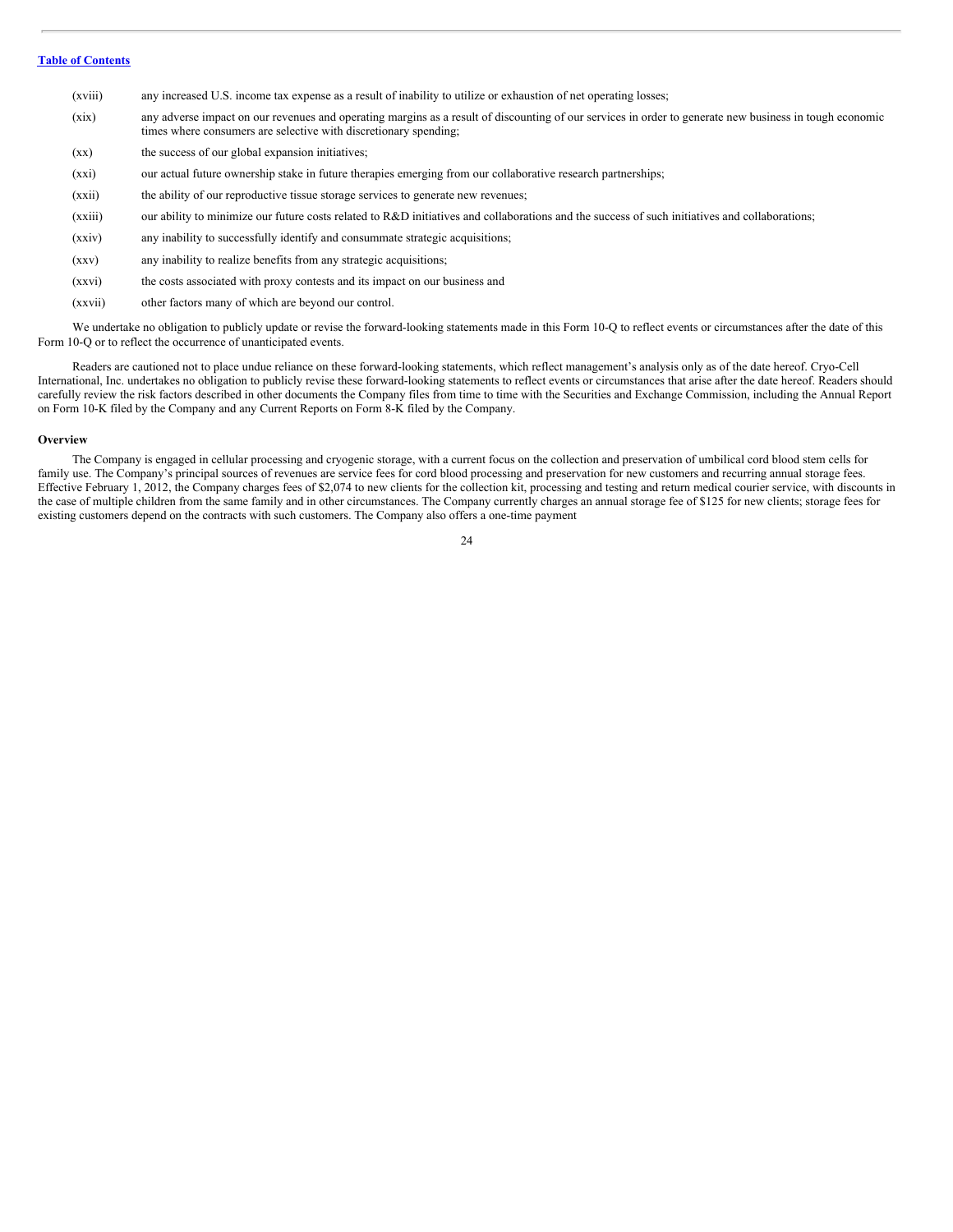(xviii) any increased U.S. income tax expense as a result of inability to utilize or exhaustion of net operating losses;

(xix) any adverse impact on our revenues and operating margins as a result of discounting of our services in order to generate new business in tough economic times where consumers are selective with discretionary spending;

(xx) the success of our global expansion initiatives;

(xxi) our actual future ownership stake in future therapies emerging from our collaborative research partnerships;

(xxii) the ability of our reproductive tissue storage services to generate new revenues;

(xxiii) our ability to minimize our future costs related to R&D initiatives and collaborations and the success of such initiatives and collaborations;

(xxiv) any inability to successfully identify and consummate strategic acquisitions;

(xxv) any inability to realize benefits from any strategic acquisitions;

(xxvi) the costs associated with proxy contests and its impact on our business and

(xxvii) other factors many of which are beyond our control.

We undertake no obligation to publicly update or revise the forward-looking statements made in this Form 10-Q to reflect events or circumstances after the date of this Form 10-Q or to reflect the occurrence of unanticipated events.

Readers are cautioned not to place undue reliance on these forward-looking statements, which reflect management's analysis only as of the date hereof. Cryo-Cell International, Inc. undertakes no obligation to publicly revise these forward-looking statements to reflect events or circumstances that arise after the date hereof. Readers should carefully review the risk factors described in other documents the Company files from time to time with the Securities and Exchange Commission, including the Annual Report on Form 10-K filed by the Company and any Current Reports on Form 8-K filed by the Company.

**Overview**

The Company is engaged in cellular processing and cryogenic storage, with a current focus on the collection and preservation of umbilical cord blood stem cells for family use. The Company's principal sources of revenues are service fees for cord blood processing and preservation for new customers and recurring annual storage fees. Effective February 1, 2012, the Company charges fees of $2,074 to new clients for the collection kit, processing and testing and return medical courier service, with discounts in the case of multiple children from the same family and in other circumstances. The Company currently charges an annual storage fee of $125 for new clients; storage fees for existing customers depend on the contracts with such customers. The Company also offers a one-time payment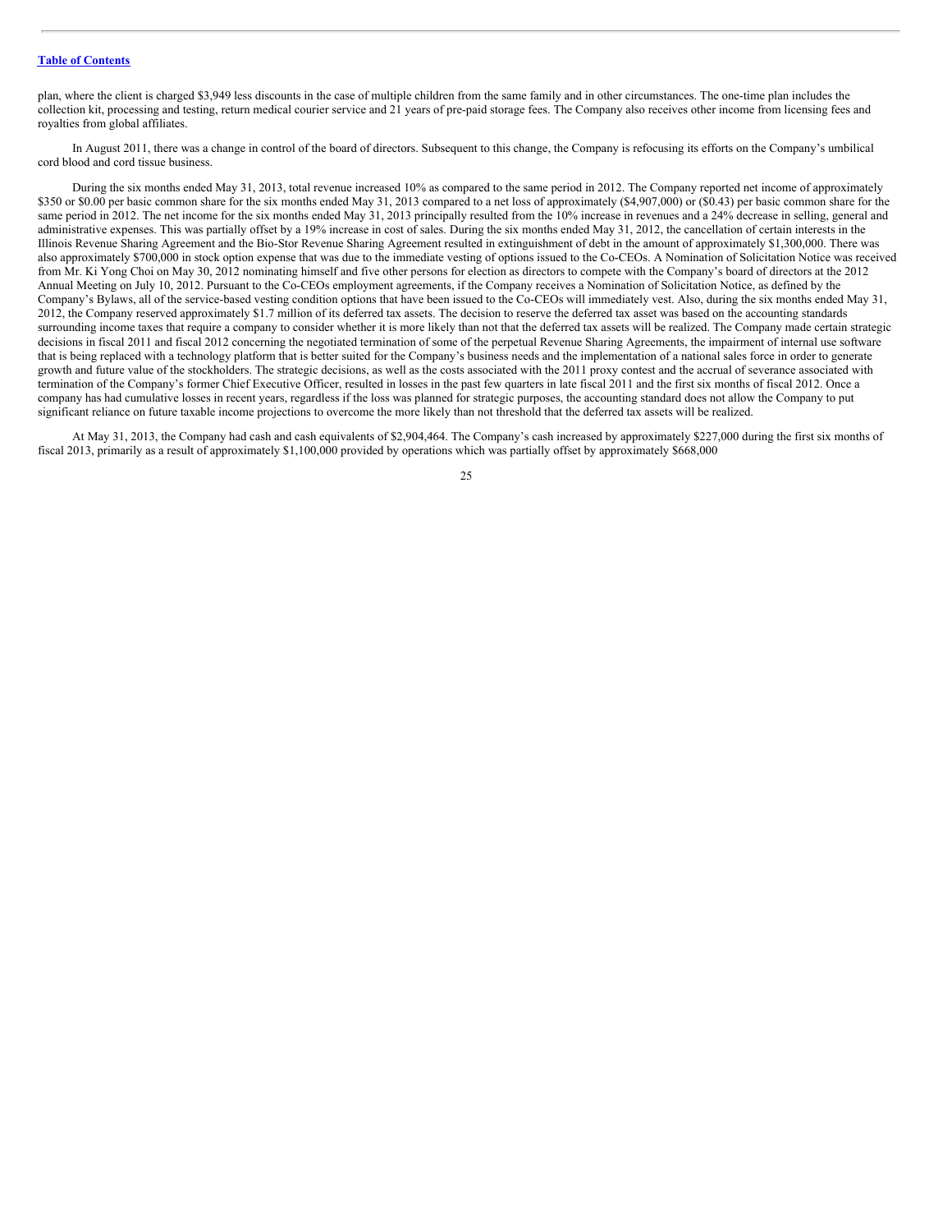plan, where the client is charged $3,949 less discounts in the case of multiple children from the same family and in other circumstances. The one-time plan includes the collection kit, processing and testing, return medical courier service and 21 years of pre-paid storage fees. The Company also receives other income from licensing fees and royalties from global affiliates.

In August 2011, there was a change in control of the board of directors. Subsequent to this change, the Company is refocusing its efforts on the Company's umbilical cord blood and cord tissue business.

During the six months ended May 31, 2013, total revenue increased 10% as compared to the same period in 2012. The Company reported net income of approximately $350 or $0.00 per basic common share for the six months ended May 31, 2013 compared to a net loss of approximately ($4,907,000) or ($0.43) per basic common share for the same period in 2012. The net income for the six months ended May 31, 2013 principally resulted from the 10% increase in revenues and a 24% decrease in selling, general and administrative expenses. This was partially offset by a 19% increase in cost of sales. During the six months ended May 31, 2012, the cancellation of certain interests in the Illinois Revenue Sharing Agreement and the Bio-Stor Revenue Sharing Agreement resulted in extinguishment of debt in the amount of approximately $1,300,000. There was also approximately $700,000 in stock option expense that was due to the immediate vesting of options issued to the Co-CEOs. A Nomination of Solicitation Notice was received from Mr. Ki Yong Choi on May 30, 2012 nominating himself and five other persons for election as directors to compete with the Company's board of directors at the 2012 Annual Meeting on July 10, 2012. Pursuant to the Co-CEOs employment agreements, if the Company receives a Nomination of Solicitation Notice, as defined by the Company's Bylaws, all of the service-based vesting condition options that have been issued to the Co-CEOs will immediately vest. Also, during the six months ended May 31, 2012, the Company reserved approximately $1.7 million of its deferred tax assets. The decision to reserve the deferred tax asset was based on the accounting standards surrounding income taxes that require a company to consider whether it is more likely than not that the deferred tax assets will be realized. The Company made certain strategic decisions in fiscal 2011 and fiscal 2012 concerning the negotiated termination of some of the perpetual Revenue Sharing Agreements, the impairment of internal use software that is being replaced with a technology platform that is better suited for the Company's business needs and the implementation of a national sales force in order to generate growth and future value of the stockholders. The strategic decisions, as well as the costs associated with the 2011 proxy contest and the accrual of severance associated with termination of the Company's former Chief Executive Officer, resulted in losses in the past few quarters in late fiscal 2011 and the first six months of fiscal 2012. Once a company has had cumulative losses in recent years, regardless if the loss was planned for strategic purposes, the accounting standard does not allow the Company to put significant reliance on future taxable income projections to overcome the more likely than not threshold that the deferred tax assets will be realized.

At May 31, 2013, the Company had cash and cash equivalents of $2,904,464. The Company's cash increased by approximately $227,000 during the first six months of fiscal 2013, primarily as a result of approximately $1,100,000 provided by operations which was partially offset by approximately $668,000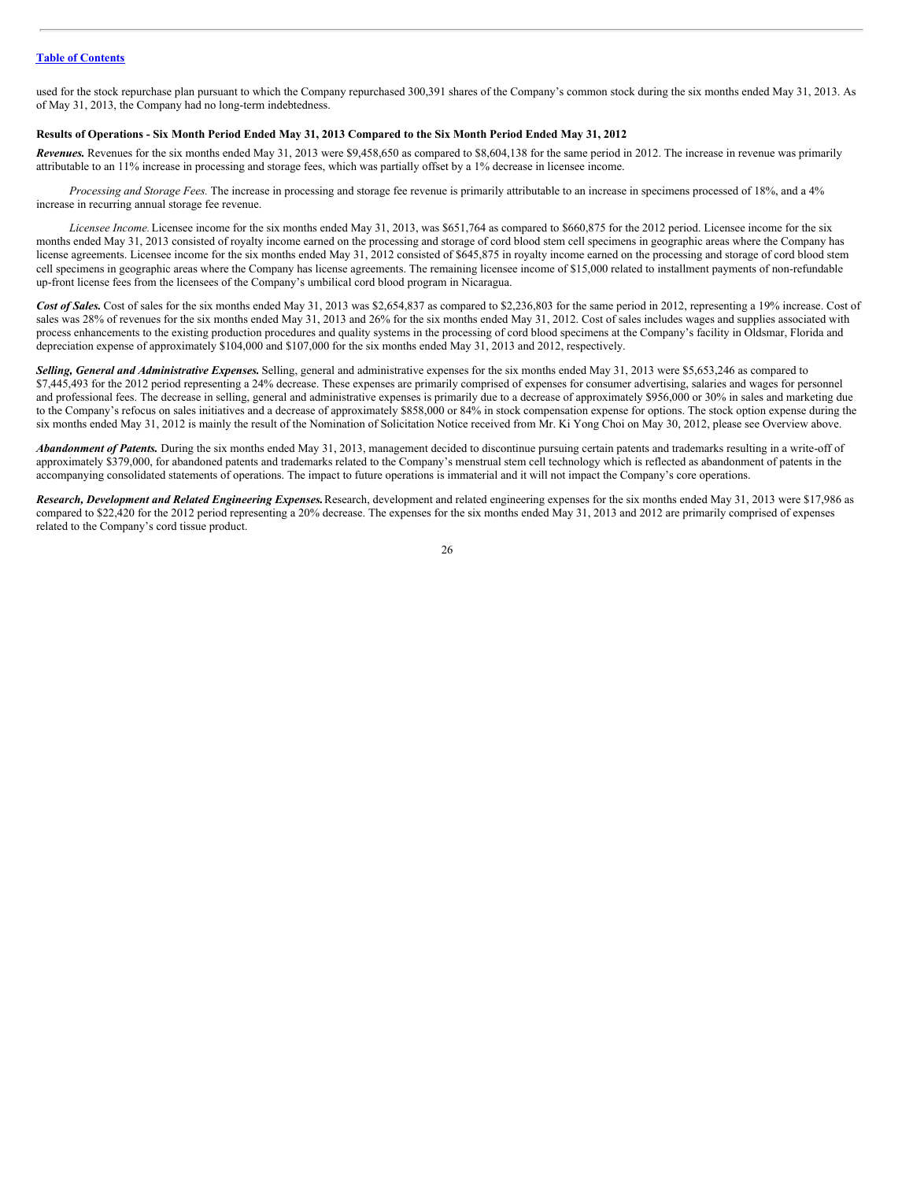used for the stock repurchase plan pursuant to which the Company repurchased 300,391 shares of the Company's common stock during the six months ended May 31, 2013. As of May 31, 2013, the Company had no long-term indebtedness.

**Results of Operations - Six Month Period Ended May 31, 2013 Compared to the Six Month Period Ended May 31, 2012**

***Revenues.*** Revenues for the six months ended May 31, 2013 were $9,458,650 as compared to $8,604,138 for the same period in 2012. The increase in revenue was primarily attributable to an 11% increase in processing and storage fees, which was partially offset by a 1% decrease in licensee income.

*Processing and Storage Fees.* The increase in processing and storage fee revenue is primarily attributable to an increase in specimens processed of 18%, and a 4% increase in recurring annual storage fee revenue.

*Licensee Income.* Licensee income for the six months ended May 31, 2013, was $651,764 as compared to $660,875 for the 2012 period. Licensee income for the six months ended May 31, 2013 consisted of royalty income earned on the processing and storage of cord blood stem cell specimens in geographic areas where the Company has license agreements. Licensee income for the six months ended May 31, 2012 consisted of $645,875 in royalty income earned on the processing and storage of cord blood stem cell specimens in geographic areas where the Company has license agreements. The remaining licensee income of $15,000 related to installment payments of non-refundable up-front license fees from the licensees of the Company's umbilical cord blood program in Nicaragua.

***Cost of Sales.*** Cost of sales for the six months ended May 31, 2013 was $2,654,837 as compared to $2,236,803 for the same period in 2012, representing a 19% increase. Cost of sales was 28% of revenues for the six months ended May 31, 2013 and 26% for the six months ended May 31, 2012. Cost of sales includes wages and supplies associated with process enhancements to the existing production procedures and quality systems in the processing of cord blood specimens at the Company's facility in Oldsmar, Florida and depreciation expense of approximately $104,000 and $107,000 for the six months ended May 31, 2013 and 2012, respectively.

***Selling, General and Administrative Expenses.*** Selling, general and administrative expenses for the six months ended May 31, 2013 were $5,653,246 as compared to $7,445,493 for the 2012 period representing a 24% decrease. These expenses are primarily comprised of expenses for consumer advertising, salaries and wages for personnel and professional fees. The decrease in selling, general and administrative expenses is primarily due to a decrease of approximately $956,000 or 30% in sales and marketing due to the Company's refocus on sales initiatives and a decrease of approximately $858,000 or 84% in stock compensation expense for options. The stock option expense during the six months ended May 31, 2012 is mainly the result of the Nomination of Solicitation Notice received from Mr. Ki Yong Choi on May 30, 2012, please see Overview above.

***Abandonment of Patents.*** During the six months ended May 31, 2013, management decided to discontinue pursuing certain patents and trademarks resulting in a write-off of approximately $379,000, for abandoned patents and trademarks related to the Company's menstrual stem cell technology which is reflected as abandonment of patents in the accompanying consolidated statements of operations. The impact to future operations is immaterial and it will not impact the Company's core operations.

***Research, Development and Related Engineering Expenses.*** Research, development and related engineering expenses for the six months ended May 31, 2013 were $17,986 as compared to $22,420 for the 2012 period representing a 20% decrease. The expenses for the six months ended May 31, 2013 and 2012 are primarily comprised of expenses related to the Company's cord tissue product.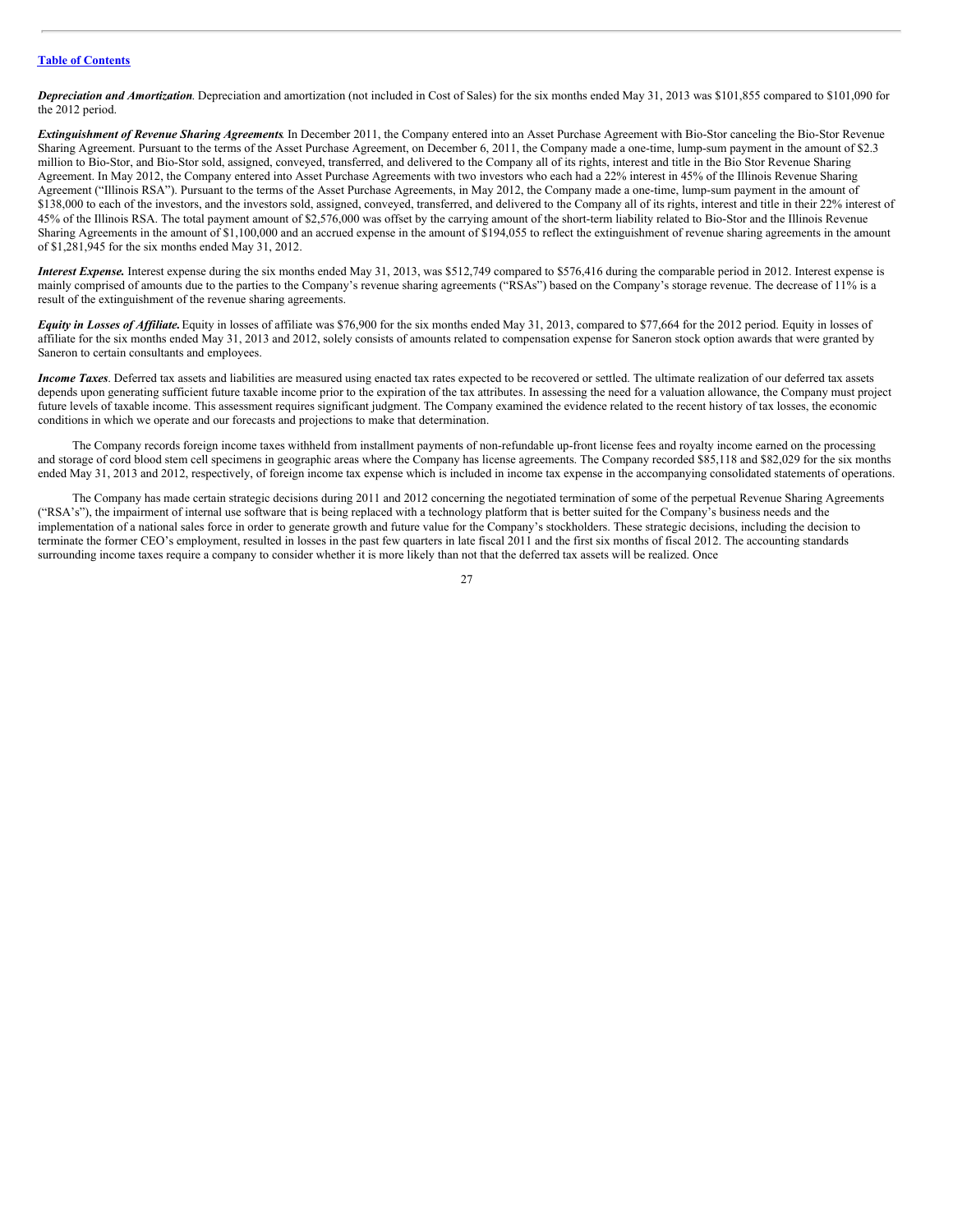**Table of Contents**

***Depreciation and Amortization***. Depreciation and amortization (not included in Cost of Sales) for the six months ended May 31, 2013 was $101,855 compared to $101,090 for the 2012 period.

***Extinguishment of Revenue Sharing Agreements***. In December 2011, the Company entered into an Asset Purchase Agreement with Bio-Stor canceling the Bio-Stor Revenue Sharing Agreement. Pursuant to the terms of the Asset Purchase Agreement, on December 6, 2011, the Company made a one-time, lump-sum payment in the amount of $2.3 million to Bio-Stor, and Bio-Stor sold, assigned, conveyed, transferred, and delivered to the Company all of its rights, interest and title in the Bio Stor Revenue Sharing Agreement. In May 2012, the Company entered into Asset Purchase Agreements with two investors who each had a 22% interest in 45% of the Illinois Revenue Sharing Agreement ("Illinois RSA"). Pursuant to the terms of the Asset Purchase Agreements, in May 2012, the Company made a one-time, lump-sum payment in the amount of $138,000 to each of the investors, and the investors sold, assigned, conveyed, transferred, and delivered to the Company all of its rights, interest and title in their 22% interest of 45% of the Illinois RSA. The total payment amount of $2,576,000 was offset by the carrying amount of the short-term liability related to Bio-Stor and the Illinois Revenue Sharing Agreements in the amount of $1,100,000 and an accrued expense in the amount of $194,055 to reflect the extinguishment of revenue sharing agreements in the amount of $1,281,945 for the six months ended May 31, 2012.

***Interest Expense.*** Interest expense during the six months ended May 31, 2013, was $512,749 compared to $576,416 during the comparable period in 2012. Interest expense is mainly comprised of amounts due to the parties to the Company's revenue sharing agreements ("RSAs") based on the Company's storage revenue. The decrease of 11% is a result of the extinguishment of the revenue sharing agreements.

***Equity in Losses of Affiliate.*** Equity in losses of affiliate was $76,900 for the six months ended May 31, 2013, compared to $77,664 for the 2012 period. Equity in losses of affiliate for the six months ended May 31, 2013 and 2012, solely consists of amounts related to compensation expense for Saneron stock option awards that were granted by Saneron to certain consultants and employees.

***Income Taxes***. Deferred tax assets and liabilities are measured using enacted tax rates expected to be recovered or settled. The ultimate realization of our deferred tax assets depends upon generating sufficient future taxable income prior to the expiration of the tax attributes. In assessing the need for a valuation allowance, the Company must project future levels of taxable income. This assessment requires significant judgment. The Company examined the evidence related to the recent history of tax losses, the economic conditions in which we operate and our forecasts and projections to make that determination.

The Company records foreign income taxes withheld from installment payments of non-refundable up-front license fees and royalty income earned on the processing and storage of cord blood stem cell specimens in geographic areas where the Company has license agreements. The Company recorded $85,118 and $82,029 for the six months ended May 31, 2013 and 2012, respectively, of foreign income tax expense which is included in income tax expense in the accompanying consolidated statements of operations.

The Company has made certain strategic decisions during 2011 and 2012 concerning the negotiated termination of some of the perpetual Revenue Sharing Agreements ("RSA's"), the impairment of internal use software that's is being replaced with a technology platform that is better suited for the Company's business needs and the implementation of a national sales force in order to generate growth and future value for the Company's stockholders. These strategic decisions, including the decision to terminate the former CEO's employment, resulted in losses in the past few quarters in late fiscal 2011 and the first six months of fiscal 2012. The accounting standards surrounding income taxes require a company to consider whether it is more likely than not that the deferred tax assets will be realized. Once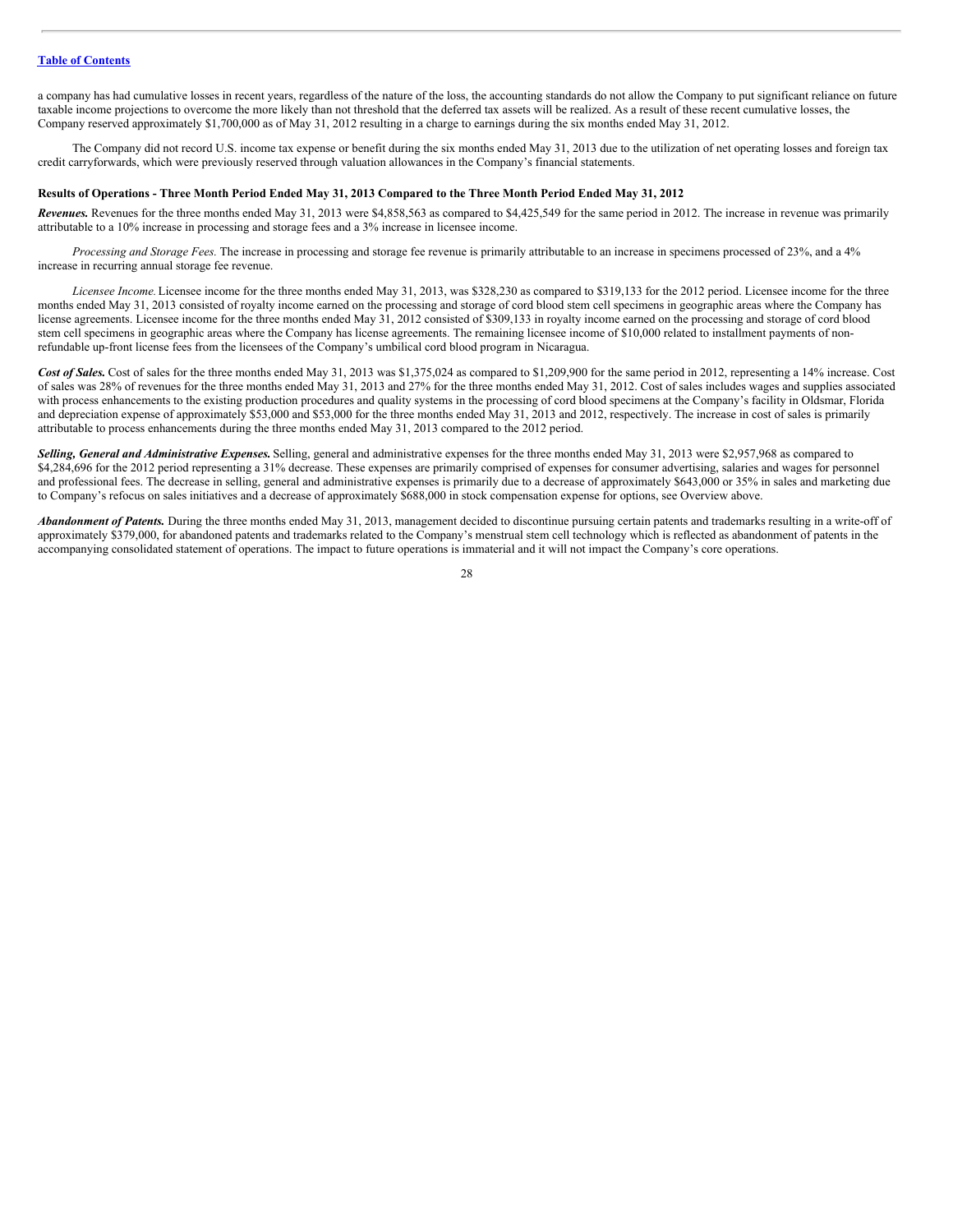a company has had cumulative losses in recent years, regardless of the nature of the loss, the accounting standards do not allow the Company to put significant reliance on future taxable income projections to overcome the more likely than not threshold that the deferred tax assets will be realized. As a result of these recent cumulative losses, the Company reserved approximately $1,700,000 as of May 31, 2012 resulting in a charge to earnings during the six months ended May 31, 2012.

The Company did not record U.S. income tax expense or benefit during the six months ended May 31, 2013 due to the utilization of net operating losses and foreign tax credit carryforwards, which were previously reserved through valuation allowances in the Company's financial statements.

**Results of Operations - Three Month Period Ended May 31, 2013 Compared to the Three Month Period Ended May 31, 2012**

***Revenues.*** Revenues for the three months ended May 31, 2013 were $4,858,563 as compared to $4,425,549 for the same period in 2012. The increase in revenue was primarily attributable to a 10% increase in processing and storage fees and a 3% increase in licensee income.

*Processing and Storage Fees.* The increase in processing and storage fee revenue is primarily attributable to an increase in specimens processed of 23%, and a 4% increase in recurring annual storage fee revenue.

*Licensee Income.* Licensee income for the three months ended May 31, 2013, was $328,230 as compared to $319,133 for the 2012 period. Licensee income for the three months ended May 31, 2013 consisted of royalty income earned on the processing and storage of cord blood stem cell specimens in geographic areas where the Company has license agreements. Licensee income for the three months ended May 31, 2012 consisted of $309,133 in royalty income earned on the processing and storage of cord blood stem cell specimens in geographic areas where the Company has license agreements. The remaining licensee income of $10,000 related to installment payments of non-refundable up-front license fees from the licensees of the Company's umbilical cord blood program in Nicaragua.

***Cost of Sales.*** Cost of sales for the three months ended May 31, 2013 was $1,375,024 as compared to $1,209,900 for the same period in 2012, representing a 14% increase. Cost of sales was 28% of revenues for the three months ended May 31, 2013 and 27% for the three months ended May 31, 2012. Cost of sales includes wages and supplies associated with process enhancements to the existing production procedures and quality systems in the processing of cord blood specimens at the Company's facility in Oldsmar, Florida and depreciation expense of approximately $53,000 and $53,000 for the three months ended May 31, 2013 and 2012, respectively. The increase in cost of sales is primarily attributable to process enhancements during the three months ended May 31, 2013 compared to the 2012 period.

***Selling, General and Administrative Expenses.*** Selling, general and administrative expenses for the three months ended May 31, 2013 were $2,957,968 as compared to $4,284,696 for the 2012 period representing a 31% decrease. These expenses are primarily comprised of expenses for consumer advertising, salaries and wages for personnel and professional fees. The decrease in selling, general and administrative expenses is primarily due to a decrease of approximately $643,000 or 35% in sales and marketing due to Company's refocus on sales initiatives and a decrease of approximately $688,000 in stock compensation expense for options, see Overview above.

***Abandonment of Patents.*** During the three months ended May 31, 2013, management decided to discontinue pursuing certain patents and trademarks resulting in a write-off of approximately $379,000, for abandoned patents and trademarks related to the Company's menstrual stem cell technology which is reflected as abandonment of patents in the accompanying consolidated statement of operations. The impact to future operations is immaterial and it will not impact the Company's core operations.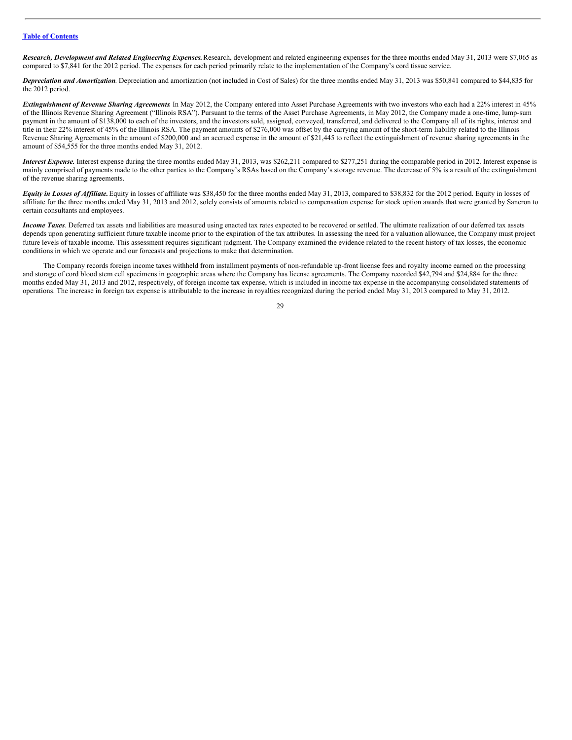[Table of Contents](#)

***Research, Development and Related Engineering Expenses.*** Research, development and related engineering expenses for the three months ended May 31, 2013 were $7,065 as compared to $7,841 for the 2012 period. The expenses for each period primarily relate to the implementation of the Company's cord tissue service.

***Depreciation and Amortization*.** Depreciation and amortization (not included in Cost of Sales) for the three months ended May 31, 2013 was $50,841 compared to $44,835 for the 2012 period.

***Extinguishment of Revenue Sharing Agreements*.** In May 2012, the Company entered into Asset Purchase Agreements with two investors who each had a 22% interest in 45% of the Illinois Revenue Sharing Agreement ("Illinois RSA"). Pursuant to the terms of the Asset Purchase Agreements, in May 2012, the Company made a one-time, lump-sum payment in the amount of $138,000 to each of the investors, and the investors sold, assigned, conveyed, transferred, and delivered to the Company all of its rights, interest and title in their 22% interest of 45% of the Illinois RSA. The payment amounts of $276,000 was offset by the carrying amount of the short-term liability related to the Illinois Revenue Sharing Agreements in the amount of $200,000 and an accrued expense in the amount of $21,445 to reflect the extinguishment of revenue sharing agreements in the amount of $54,555 for the three months ended May 31, 2012.

***Interest Expense.*** Interest expense during the three months ended May 31, 2013, was $262,211 compared to $277,251 during the comparable period in 2012. Interest expense is mainly comprised of payments made to the other parties to the Company's RSAs based on the Company's storage revenue. The decrease of 5% is a result of the extinguishment of the revenue sharing agreements.

***Equity in Losses of Affiliate.*** Equity in losses of affiliate was $38,450 for the three months ended May 31, 2013, compared to $38,832 for the 2012 period. Equity in losses of affiliate for the three months ended May 31, 2013 and 2012, solely consists of amounts related to compensation expense for stock option awards that were granted by Saneron to certain consultants and employees.

***Income Taxes*.** Deferred tax assets and liabilities are measured using enacted tax rates expected to be recovered or settled. The ultimate realization of our deferred tax assets depends upon generating sufficient future taxable income prior to the expiration of the tax attributes. In assessing the need for a valuation allowance, the Company must project future levels of taxable income. This assessment requires significant judgment. The Company examined the evidence related to the recent history of tax losses, the economic conditions in which we operate and our forecasts and projections to make that determination.

The Company records foreign income taxes withheld from installment payments of non-refundable up-front license fees and royalty income earned on the processing and storage of cord blood stem cell specimens in geographic areas where the Company has license agreements. The Company recorded $42,794 and $24,884 for the three months ended May 31, 2013 and 2012, respectively, of foreign income tax expense, which is included in income tax expense in the accompanying consolidated statements of operations. The increase in foreign tax expense is attributable to the increase in royalties recognized during the period ended May 31, 2013 compared to May 31, 2012.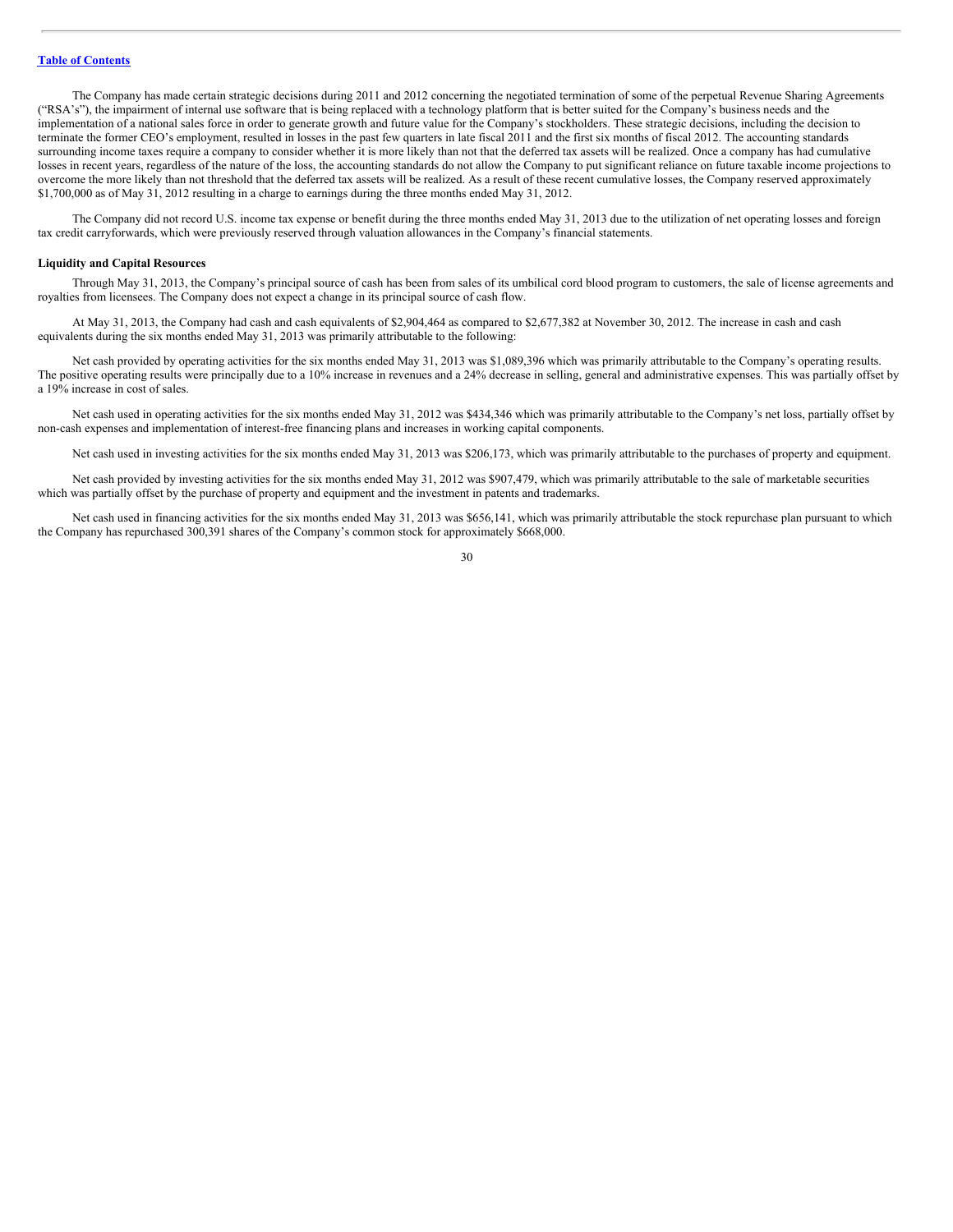The Company has made certain strategic decisions during 2011 and 2012 concerning the negotiated termination of some of the perpetual Revenue Sharing Agreements ("RSA's"), the impairment of internal use software that is being replaced with a technology platform that is better suited for the Company's business needs and the implementation of a national sales force in order to generate growth and future value for the Company's stockholders. These strategic decisions, including the decision to terminate the former CEO's employment, resulted in losses in the past few quarters in late fiscal 2011 and the first six months of fiscal 2012. The accounting standards surrounding income taxes require a company to consider whether it is more likely than not that the deferred tax assets will be realized. Once a company has had cumulative losses in recent years, regardless of the nature of the loss, the accounting standards do not allow the Company to put significant reliance on future taxable income projections to overcome the more likely than not threshold that the deferred tax assets will be realized. As a result of these recent cumulative losses, the Company reserved approximately $1,700,000 as of May 31, 2012 resulting in a charge to earnings during the three months ended May 31, 2012.

The Company did not record U.S. income tax expense or benefit during the three months ended May 31, 2013 due to the utilization of net operating losses and foreign tax credit carryforwards, which were previously reserved through valuation allowances in the Company's financial statements.

**Liquidity and Capital Resources**

Through May 31, 2013, the Company's principal source of cash has been from sales of its umbilical cord blood program to customers, the sale of license agreements and royalties from licensees. The Company does not expect a change in its principal source of cash flow.

At May 31, 2013, the Company had cash and cash equivalents of $2,904,464 as compared to $2,677,382 at November 30, 2012. The increase in cash and cash equivalents during the six months ended May 31, 2013 was primarily attributable to the following:

Net cash provided by operating activities for the six months ended May 31, 2013 was $1,089,396 which was primarily attributable to the Company's operating results. The positive operating results were principally due to a 10% increase in revenues and a 24% decrease in selling, general and administrative expenses. This was partially offset by a 19% increase in cost of sales.

Net cash used in operating activities for the six months ended May 31, 2012 was $434,346 which was primarily attributable to the Company's net loss, partially offset by non-cash expenses and implementation of interest-free financing plans and increases in working capital components.

Net cash used in investing activities for the six months ended May 31, 2013 was $206,173, which was primarily attributable to the purchases of property and equipment.

Net cash provided by investing activities for the six months ended May 31, 2012 was $907,479, which was primarily attributable to the sale of marketable securities which was partially offset by the purchase of property and equipment and the investment in patents and trademarks.

Net cash used in financing activities for the six months ended May 31, 2013 was $656,141, which was primarily attributable the stock repurchase plan pursuant to which the Company has repurchased 300,391 shares of the Company's common stock for approximately $668,000.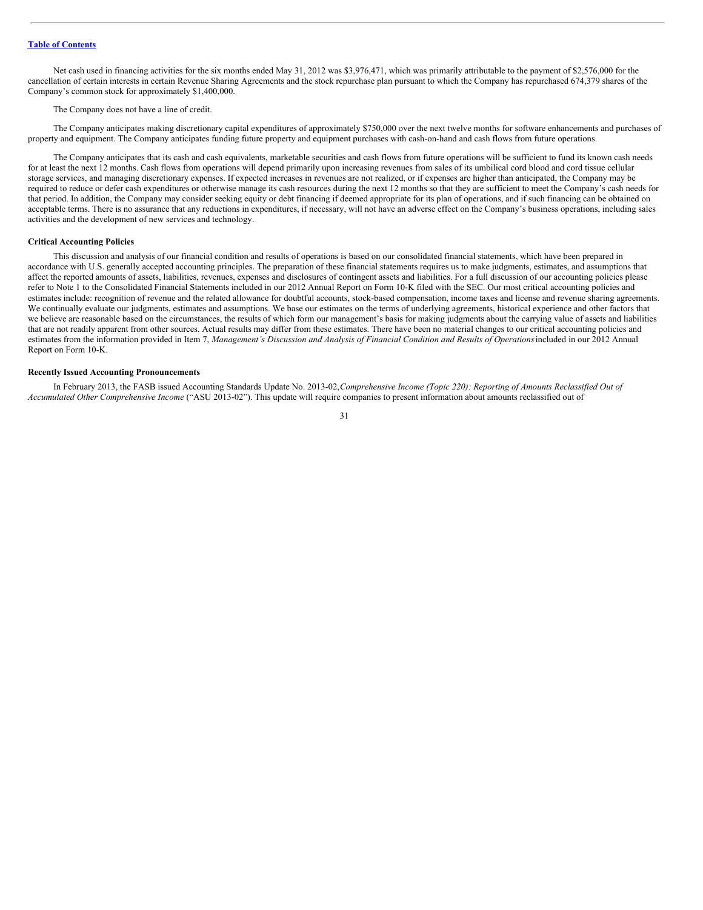Net cash used in financing activities for the six months ended May 31, 2012 was $3,976,471, which was primarily attributable to the payment of $2,576,000 for the cancellation of certain interests in certain Revenue Sharing Agreements and the stock repurchase plan pursuant to which the Company has repurchased 674,379 shares of the Company's common stock for approximately $1,400,000.

The Company does not have a line of credit.

The Company anticipates making discretionary capital expenditures of approximately $750,000 over the next twelve months for software enhancements and purchases of property and equipment. The Company anticipates funding future property and equipment purchases with cash-on-hand and cash flows from future operations.

The Company anticipates that its cash and cash equivalents, marketable securities and cash flows from future operations will be sufficient to fund its known cash needs for at least the next 12 months. Cash flows from operations will depend primarily upon increasing revenues from sales of its umbilical cord blood and cord tissue cellular storage services, and managing discretionary expenses. If expected increases in revenues are not realized, or if expenses are higher than anticipated, the Company may be required to reduce or defer cash expenditures or otherwise manage its cash resources during the next 12 months so that they are sufficient to meet the Company's cash needs for that period. In addition, the Company may consider seeking equity or debt financing if deemed appropriate for its plan of operations, and if such financing can be obtained on acceptable terms. There is no assurance that any reductions in expenditures, if necessary, will not have an adverse effect on the Company's business operations, including sales activities and the development of new services and technology.

**Critical Accounting Policies**

This discussion and analysis of our financial condition and results of operations is based on our consolidated financial statements, which have been prepared in accordance with U.S. generally accepted accounting principles. The preparation of these financial statements requires us to make judgments, estimates, and assumptions that affect the reported amounts of assets, liabilities, revenues, expenses and disclosures of contingent assets and liabilities. For a full discussion of our accounting policies please refer to Note 1 to the Consolidated Financial Statements included in our 2012 Annual Report on Form 10-K filed with the SEC. Our most critical accounting policies and estimates include: recognition of revenue and the related allowance for doubtful accounts, stock-based compensation, income taxes and license and revenue sharing agreements. We continually evaluate our judgments, estimates and assumptions. We base our estimates on the terms of underlying agreements, historical experience and other factors that we believe are reasonable based on the circumstances, the results of which form our management's basis for making judgments about the carrying value of assets and liabilities that are not readily apparent from other sources. Actual results may differ from these estimates. There have been no material changes to our critical accounting policies and estimates from the information provided in Item 7, *Management's Discussion and Analysis of Financial Condition and Results of Operations* included in our 2012 Annual Report on Form 10-K.

**Recently Issued Accounting Pronouncements**

In February 2013, the FASB issued Accounting Standards Update No. 2013-02, *Comprehensive Income (Topic 220): Reporting of Amounts Reclassified Out of Accumulated Other Comprehensive Income* ("ASU 2013-02"). This update will require companies to present information about amounts reclassified out of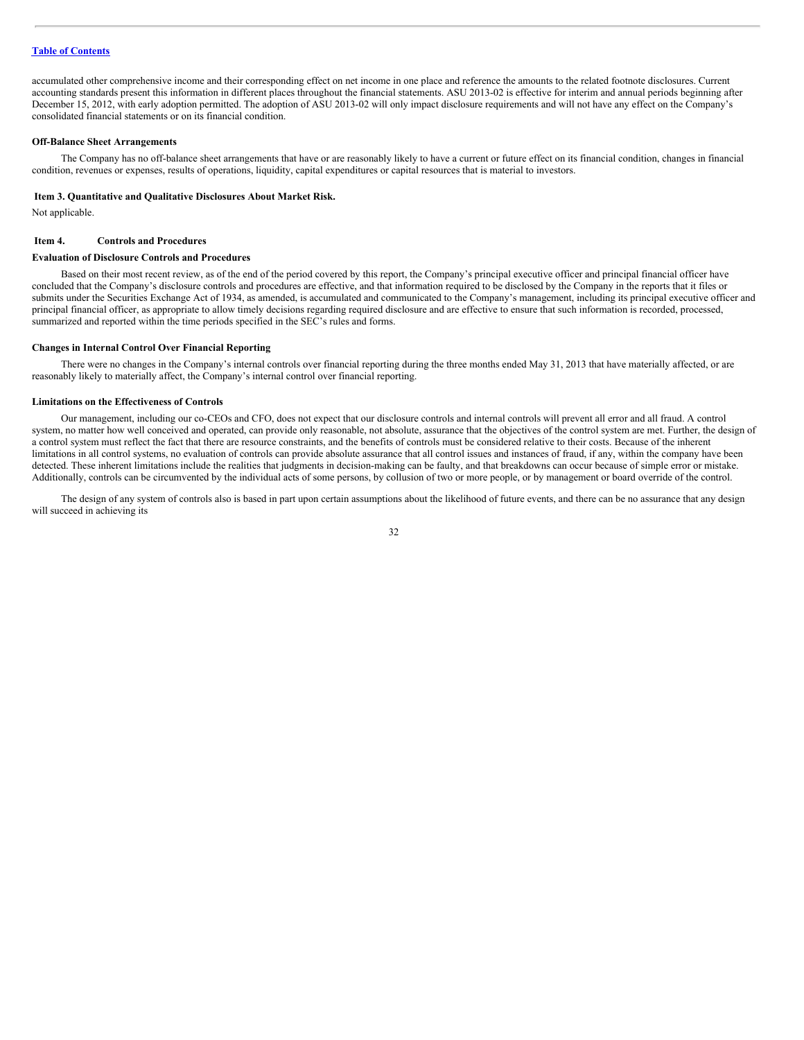accumulated other comprehensive income and their corresponding effect on net income in one place and reference the amounts to the related footnote disclosures. Current accounting standards present this information in different places throughout the financial statements. ASU 2013-02 is effective for interim and annual periods beginning after December 15, 2012, with early adoption permitted. The adoption of ASU 2013-02 will only impact disclosure requirements and will not have any effect on the Company's consolidated financial statements or on its financial condition.

**Off-Balance Sheet Arrangements**

The Company has no off-balance sheet arrangements that have or are reasonably likely to have a current or future effect on its financial condition, changes in financial condition, revenues or expenses, results of operations, liquidity, capital expenditures or capital resources that is material to investors.

**Item 3. Quantitative and Qualitative Disclosures About Market Risk.**

Not applicable.

**Item 4. Controls and Procedures**

**Evaluation of Disclosure Controls and Procedures**

Based on their most recent review, as of the end of the period covered by this report, the Company's principal executive officer and principal financial officer have concluded that the Company's disclosure controls and procedures are effective, and that information required to be disclosed by the Company in the reports that it files or submits under the Securities Exchange Act of 1934, as amended, is accumulated and communicated to the Company's management, including its principal executive officer and principal financial officer, as appropriate to allow timely decisions regarding required disclosure and are effective to ensure that such information is recorded, processed, summarized and reported within the time periods specified in the SEC's rules and forms.

**Changes in Internal Control Over Financial Reporting**

There were no changes in the Company's internal controls over financial reporting during the three months ended May 31, 2013 that have materially affected, or are reasonably likely to materially affect, the Company's internal control over financial reporting.

**Limitations on the Effectiveness of Controls**

Our management, including our co-CEOs and CFO, does not expect that our disclosure controls and internal controls will prevent all error and all fraud. A control system, no matter how well conceived and operated, can provide only reasonable, not absolute, assurance that the objectives of the control system are met. Further, the design of a control system must reflect the fact that there are resource constraints, and the benefits of controls must be considered relative to their costs. Because of the inherent limitations in all control systems, no evaluation of controls can provide absolute assurance that all control issues and instances of fraud, if any, within the company have been detected. These inherent limitations include the realities that judgments in decision-making can be faulty, and that breakdowns can occur because of simple error or mistake. Additionally, controls can be circumvented by the individual acts of some persons, by collusion of two or more people, or by management or board override of the control.

The design of any system of controls also is based in part upon certain assumptions about the likelihood of future events, and there can be no assurance that any design will succeed in achieving its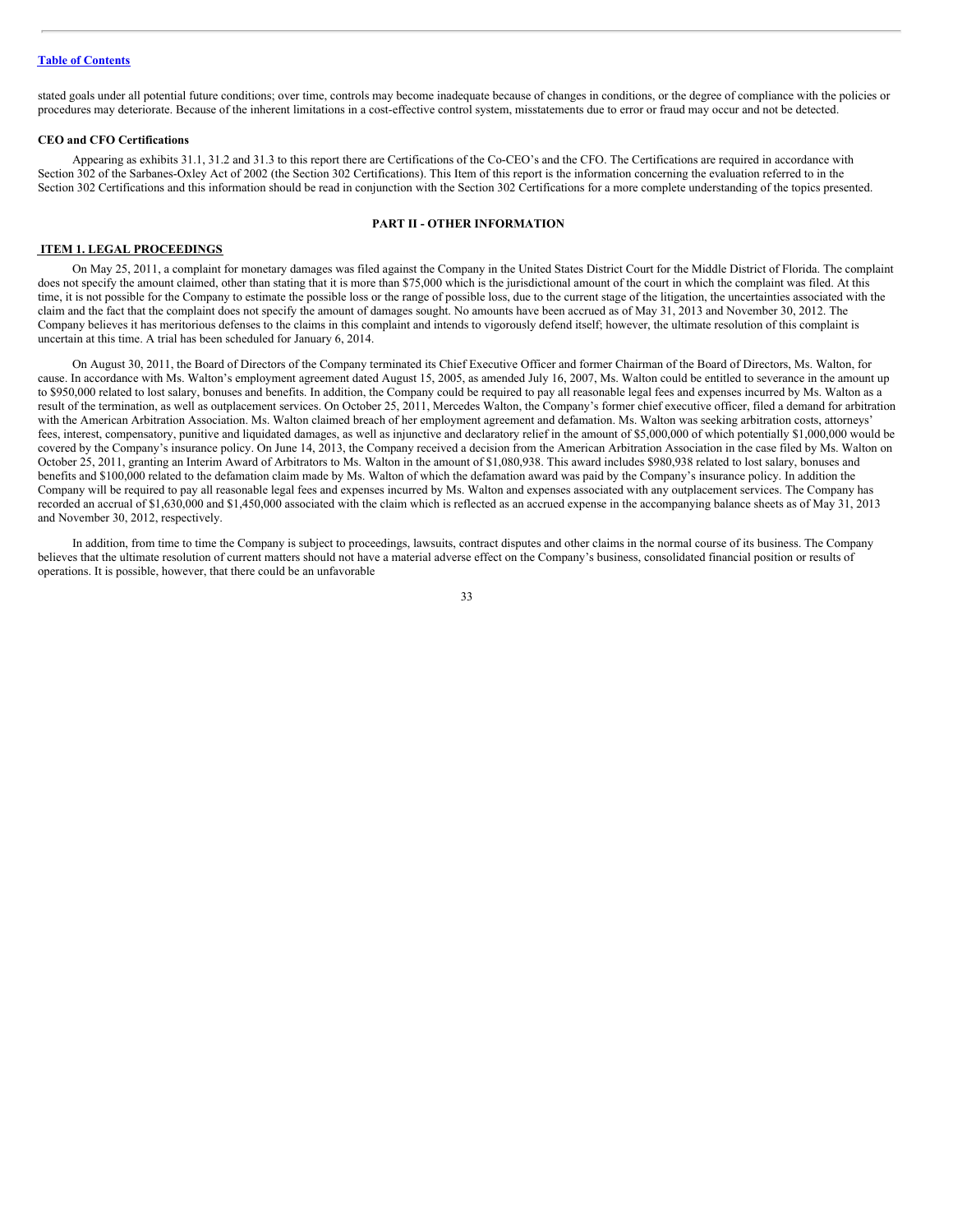stated goals under all potential future conditions; over time, controls may become inadequate because of changes in conditions, or the degree of compliance with the policies or procedures may deteriorate. Because of the inherent limitations in a cost-effective control system, misstatements due to error or fraud may occur and not be detected.

**CEO and CFO Certifications**

Appearing as exhibits 31.1, 31.2 and 31.3 to this report there are Certifications of the Co-CEO's and the CFO. The Certifications are required in accordance with Section 302 of the Sarbanes-Oxley Act of 2002 (the Section 302 Certifications). This Item of this report is the information concerning the evaluation referred to in the Section 302 Certifications and this information should be read in conjunction with the Section 302 Certifications for a more complete understanding of the topics presented.

## PART II - OTHER INFORMATION

### ITEM 1. LEGAL PROCEEDINGS

On May 25, 2011, a complaint for monetary damages was filed against the Company in the United States District Court for the Middle District of Florida. The complaint does not specify the amount claimed, other than stating that it is more than $75,000 which is the jurisdictional amount of the court in which the complaint was filed. At this time, it is not possible for the Company to estimate the possible loss or the range of possible loss, due to the current stage of the litigation, the uncertainties associated with the claim and the fact that the complaint does not specify the amount of damages sought. No amounts have been accrued as of May 31, 2013 and November 30, 2012. The Company believes it has meritorious defenses to the claims in this complaint and intends to vigorously defend itself; however, the ultimate resolution of this complaint is uncertain at this time. A trial has been scheduled for January 6, 2014.

On August 30, 2011, the Board of Directors of the Company terminated its Chief Executive Officer and former Chairman of the Board of Directors, Ms. Walton, for cause. In accordance with Ms. Walton's employment agreement dated August 15, 2005, as amended July 16, 2007, Ms. Walton could be entitled to severance in the amount up to $950,000 related to lost salary, bonuses and benefits. In addition, the Company could be required to pay all reasonable legal fees and expenses incurred by Ms. Walton as a result of the termination, as well as outplacement services. On October 25, 2011, Mercedes Walton, the Company's former chief executive officer, filed a demand for arbitration with the American Arbitration Association. Ms. Walton claimed breach of her employment agreement and defamation. Ms. Walton was seeking arbitration costs, attorneys' fees, interest, compensatory, punitive and liquidated damages, as well as injunctive and declaratory relief in the amount of $5,000,000 of which potentially $1,000,000 would be covered by the Company's insurance policy. On June 14, 2013, the Company received a decision from the American Arbitration Association in the case filed by Ms. Walton on October 25, 2011, granting an Interim Award of Arbitrators to Ms. Walton in the amount of $1,080,938. This award includes $980,938 related to lost salary, bonuses and benefits and $100,000 related to the defamation claim made by Ms. Walton of which the defamation award was paid by the Company's insurance policy. In addition the Company will be required to pay all reasonable legal fees and expenses incurred by Ms. Walton and expenses associated with any outplacement services. The Company has recorded an accrual of $1,630,000 and $1,450,000 associated with the claim which is reflected as an accrued expense in the accompanying balance sheets as of May 31, 2013 and November 30, 2012, respectively.

In addition, from time to time the Company is subject to proceedings, lawsuits, contract disputes and other claims in the normal course of its business. The Company believes that the ultimate resolution of current matters should not have a material adverse effect on the Company's business, consolidated financial position or results of operations. It is possible, however, that there could be an unfavorable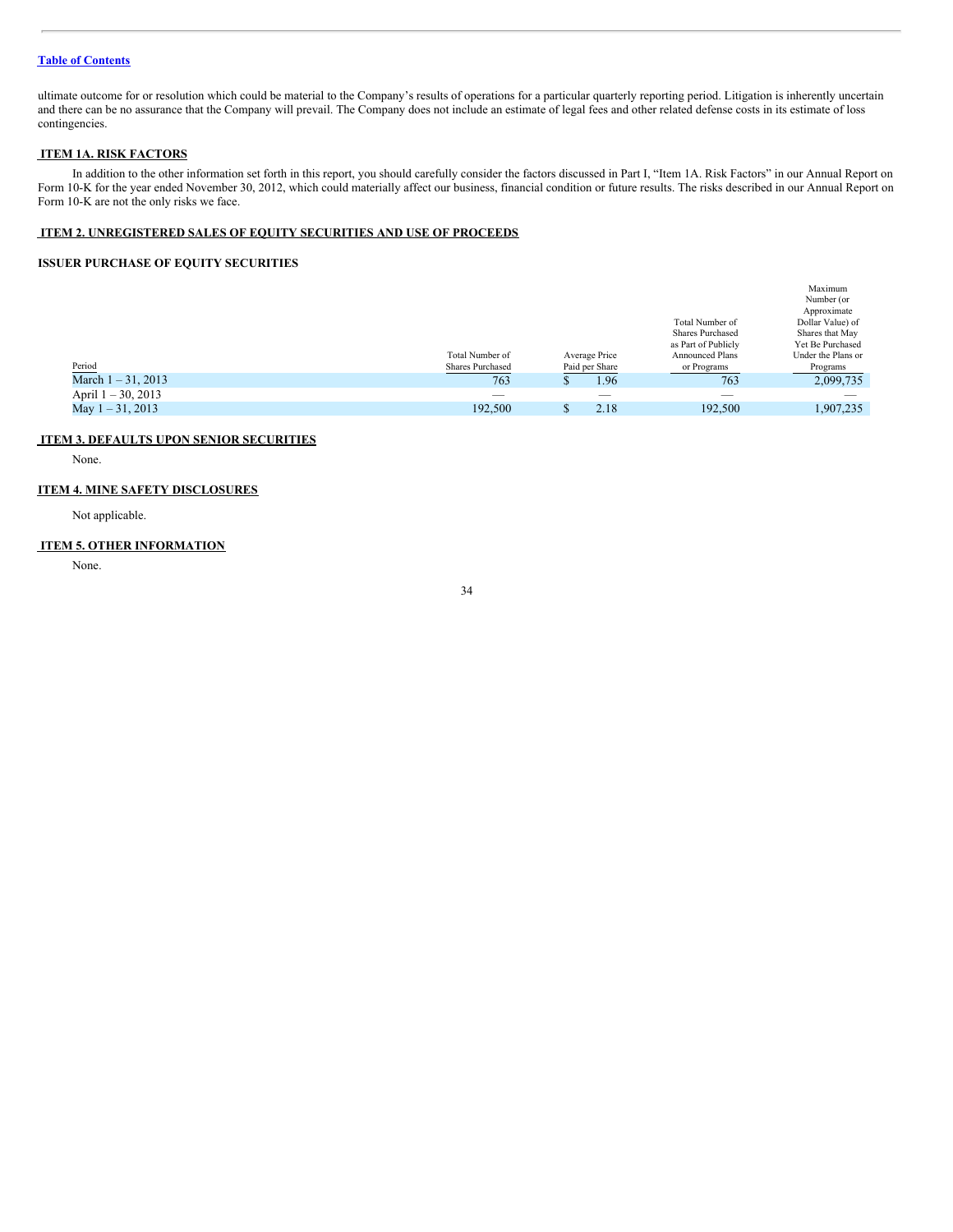ultimate outcome for or resolution which could be material to the Company's results of operations for a particular quarterly reporting period. Litigation is inherently uncertain and there can be no assurance that the Company will prevail. The Company does not include an estimate of legal fees and other related defense costs in its estimate of loss contingencies.

## ITEM 1A. RISK FACTORS

In addition to the other information set forth in this report, you should carefully consider the factors discussed in Part I, "Item 1A. Risk Factors" in our Annual Report on Form 10-K for the year ended November 30, 2012, which could materially affect our business, financial condition or future results. The risks described in our Annual Report on Form 10-K are not the only risks we face.

## ITEM 2. UNREGISTERED SALES OF EQUITY SECURITIES AND USE OF PROCEEDS

### ISSUER PURCHASE OF EQUITY SECURITIES

| Period | Total Number of Shares Purchased | Average Price Paid per Share | Total Number of Shares Purchased as Part of Publicly Announced Plans or Programs | Maximum Number (or Approximate Dollar Value) of Shares that May Yet Be Purchased Under the Plans or Programs |
|---|---|---|---|---|
| March 1 – 31, 2013 | 763 | $ 1.96 | 763 | 2,099,735 |
| April 1 – 30, 2013 | — | — | — | — |
| May 1 – 31, 2013 | 192,500 | $ 2.18 | 192,500 | 1,907,235 |

## ITEM 3. DEFAULTS UPON SENIOR SECURITIES

None.

## ITEM 4. MINE SAFETY DISCLOSURES

Not applicable.

## ITEM 5. OTHER INFORMATION

None.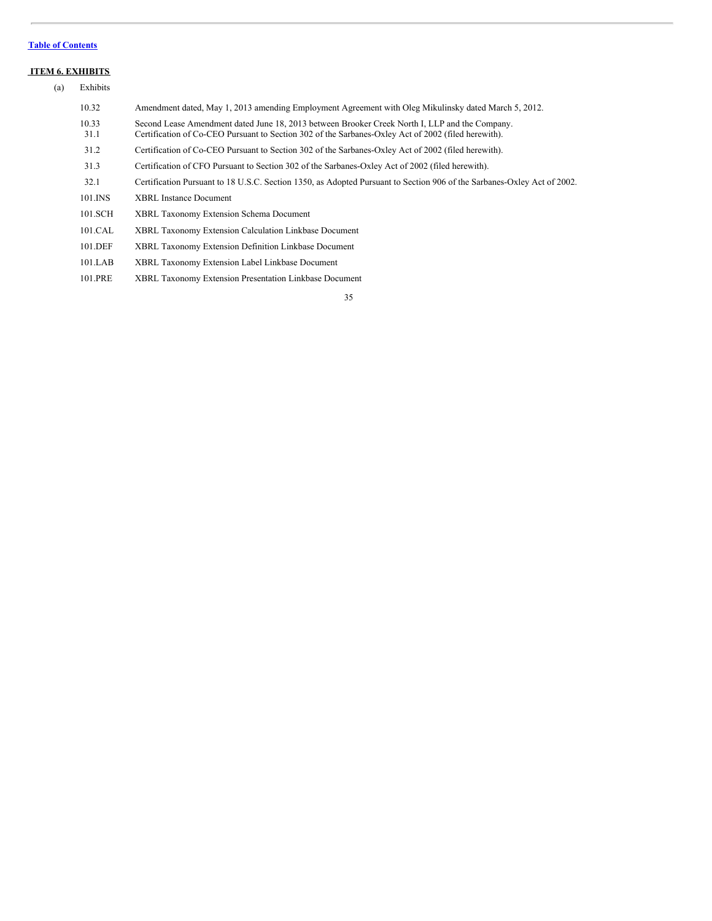[Table of Contents](#)

## ITEM 6. EXHIBITS

(a) Exhibits

| | |
|---|---|
| 10.32 | Amendment dated, May 1, 2013 amending Employment Agreement with Oleg Mikulinsky dated March 5, 2012. |
| 10.33 | Second Lease Amendment dated June 18, 2013 between Brooker Creek North I, LLP and the Company. |
| 31.1 | Certification of Co-CEO Pursuant to Section 302 of the Sarbanes-Oxley Act of 2002 (filed herewith). |
| 31.2 | Certification of Co-CEO Pursuant to Section 302 of the Sarbanes-Oxley Act of 2002 (filed herewith). |
| 31.3 | Certification of CFO Pursuant to Section 302 of the Sarbanes-Oxley Act of 2002 (filed herewith). |
| 32.1 | Certification Pursuant to 18 U.S.C. Section 1350, as Adopted Pursuant to Section 906 of the Sarbanes-Oxley Act of 2002. |
| 101.INS | XBRL Instance Document |
| 101.SCH | XBRL Taxonomy Extension Schema Document |
| 101.CAL | XBRL Taxonomy Extension Calculation Linkbase Document |
| 101.DEF | XBRL Taxonomy Extension Definition Linkbase Document |
| 101.LAB | XBRL Taxonomy Extension Label Linkbase Document |
| 101.PRE | XBRL Taxonomy Extension Presentation Linkbase Document |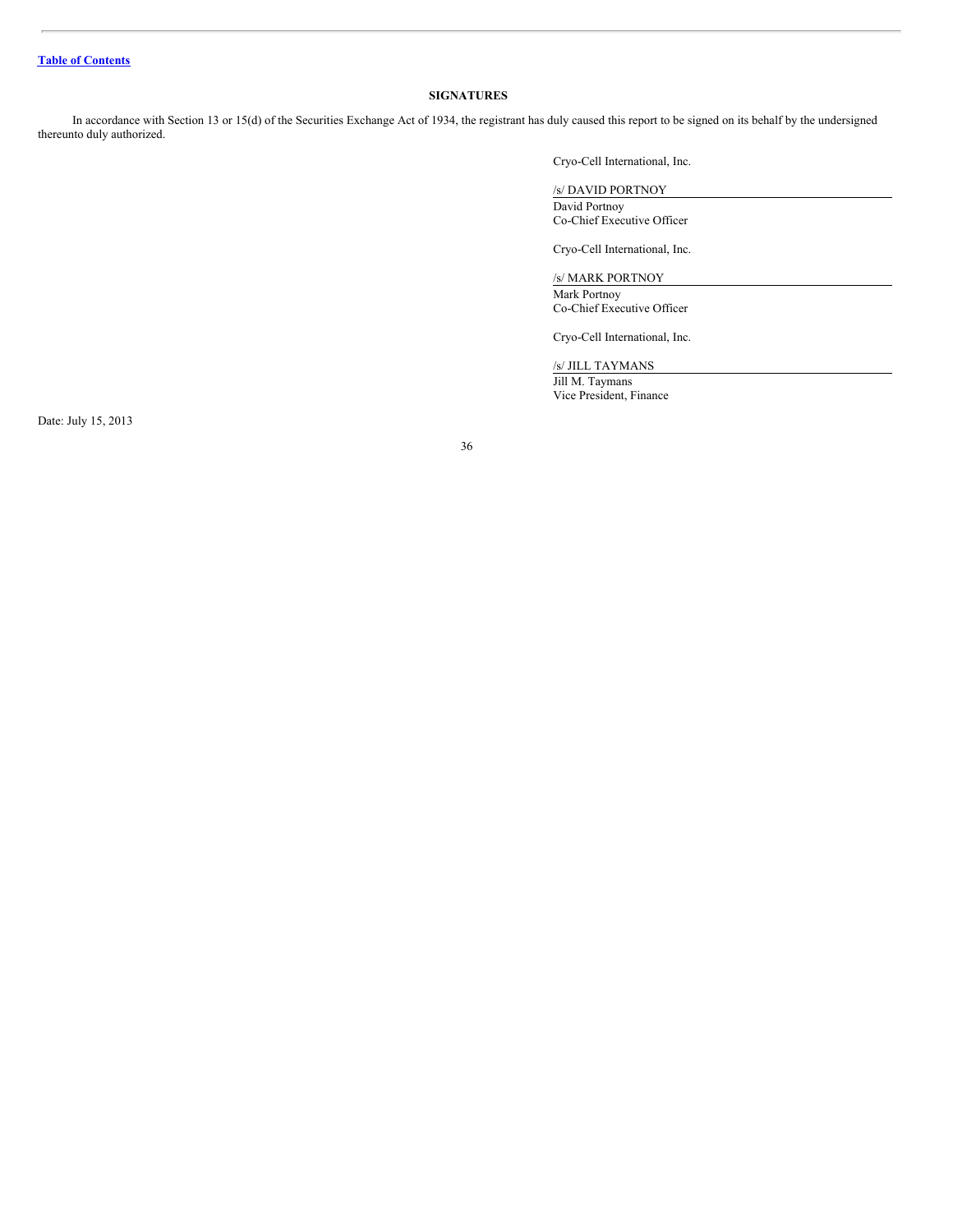[Table of Contents](#)

## SIGNATURES

In accordance with Section 13 or 15(d) of the Securities Exchange Act of 1934, the registrant has duly caused this report to be signed on its behalf by the undersigned thereunto duly authorized.

Cryo-Cell International, Inc.

/s/ DAVID PORTNOY

David Portnoy
Co-Chief Executive Officer

Cryo-Cell International, Inc.

/s/ MARK PORTNOY

Mark Portnoy
Co-Chief Executive Officer

Cryo-Cell International, Inc.

/s/ JILL TAYMANS

Jill M. Taymans
Vice President, Finance

Date: July 15, 2013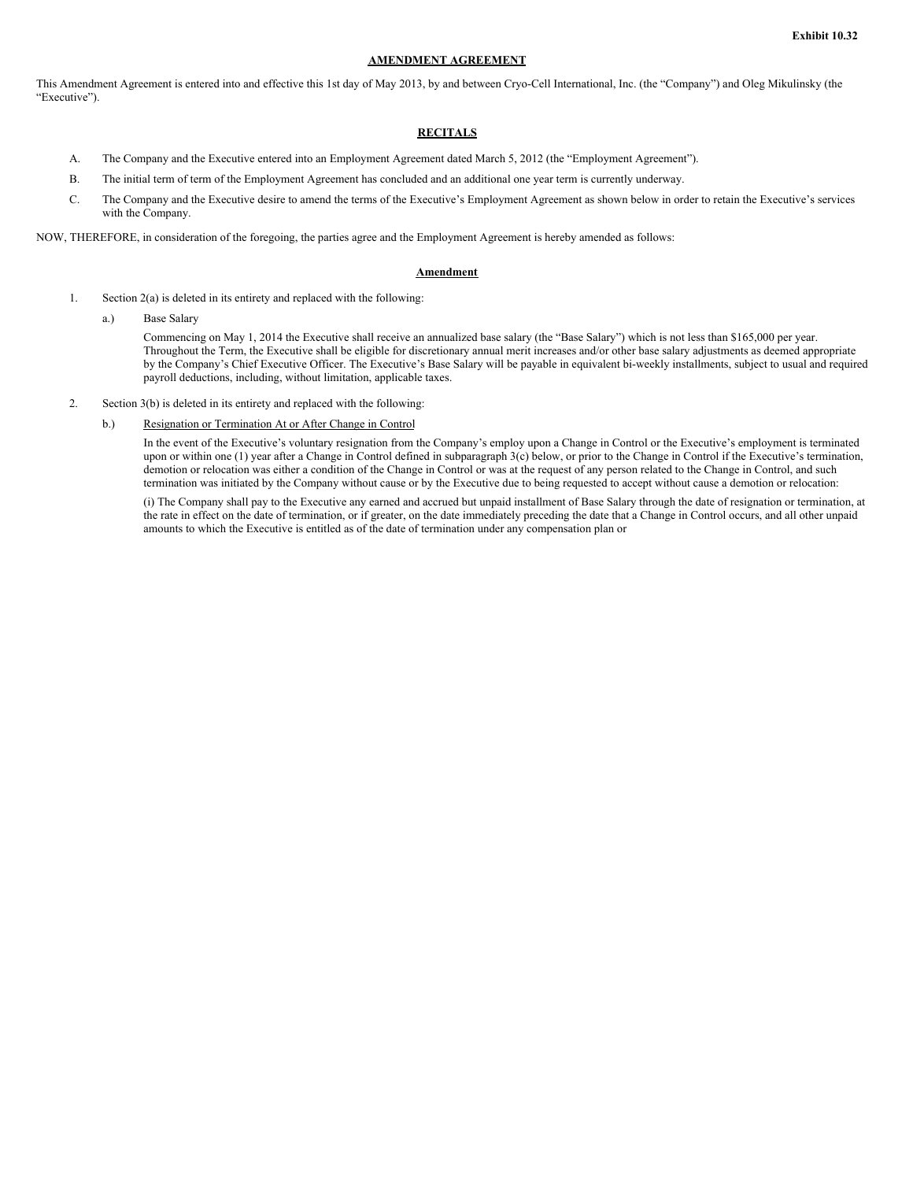**Exhibit 10.32**

**AMENDMENT AGREEMENT**

This Amendment Agreement is entered into and effective this 1st day of May 2013, by and between Cryo-Cell International, Inc. (the "Company") and Oleg Mikulinsky (the "Executive").

**RECITALS**

A. The Company and the Executive entered into an Employment Agreement dated March 5, 2012 (the "Employment Agreement").

B. The initial term of term of the Employment Agreement has concluded and an additional one year term is currently underway.

C. The Company and the Executive desire to amend the terms of the Executive's Employment Agreement as shown below in order to retain the Executive's services with the Company.

NOW, THEREFORE, in consideration of the foregoing, the parties agree and the Employment Agreement is hereby amended as follows:

**Amendment**

1. Section 2(a) is deleted in its entirety and replaced with the following:

   a.) Base Salary

   Commencing on May 1, 2014 the Executive shall receive an annualized base salary (the "Base Salary") which is not less than $165,000 per year. Throughout the Term, the Executive shall be eligible for discretionary annual merit increases and/or other base salary adjustments as deemed appropriate by the Company's Chief Executive Officer. The Executive's Base Salary will be payable in equivalent bi-weekly installments, subject to usual and required payroll deductions, including, without limitation, applicable taxes.

2. Section 3(b) is deleted in its entirety and replaced with the following:

   b.) Resignation or Termination At or After Change in Control

   In the event of the Executive's voluntary resignation from the Company's employ upon a Change in Control or the Executive's employment is terminated upon or within one (1) year after a Change in Control defined in subparagraph 3(c) below, or prior to the Change in Control if the Executive's termination, demotion or relocation was either a condition of the Change in Control or was at the request of any person related to the Change in Control, and such termination was initiated by the Company without cause or by the Executive due to being requested to accept without cause a demotion or relocation:

   (i) The Company shall pay to the Executive any earned and accrued but unpaid installment of Base Salary through the date of resignation or termination, at the rate in effect on the date of termination, or if greater, on the date immediately preceding the date that a Change in Control occurs, and all other unpaid amounts to which the Executive is entitled as of the date of termination under any compensation plan or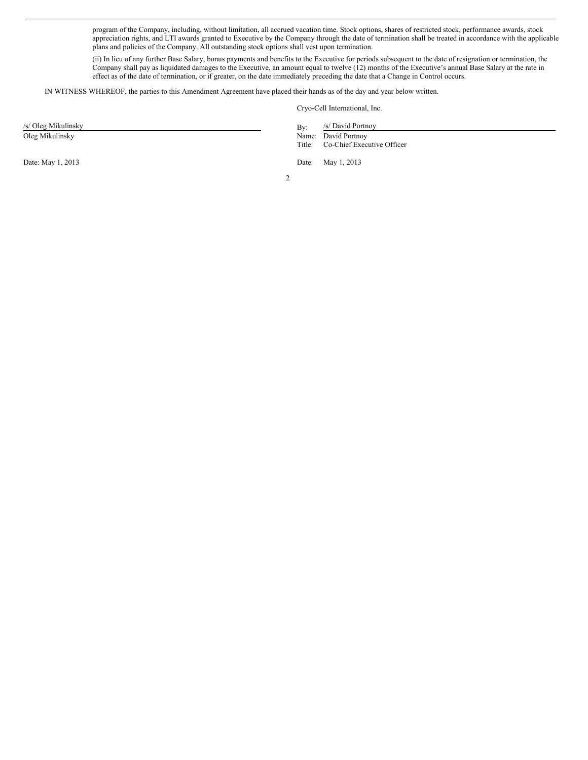program of the Company, including, without limitation, all accrued vacation time. Stock options, shares of restricted stock, performance awards, stock appreciation rights, and LTI awards granted to Executive by the Company through the date of termination shall be treated in accordance with the applicable plans and policies of the Company. All outstanding stock options shall vest upon termination.

(ii) In lieu of any further Base Salary, bonus payments and benefits to the Executive for periods subsequent to the date of resignation or termination, the Company shall pay as liquidated damages to the Executive, an amount equal to twelve (12) months of the Executive's annual Base Salary at the rate in effect as of the date of termination, or if greater, on the date immediately preceding the date that a Change in Control occurs.

IN WITNESS WHEREOF, the parties to this Amendment Agreement have placed their hands as of the day and year below written.

Cryo-Cell International, Inc.

/s/ Oleg Mikulinsky
Oleg Mikulinsky

Date: May 1, 2013

By: /s/ David Portnoy
Name: David Portnoy
Title: Co-Chief Executive Officer

Date: May 1, 2013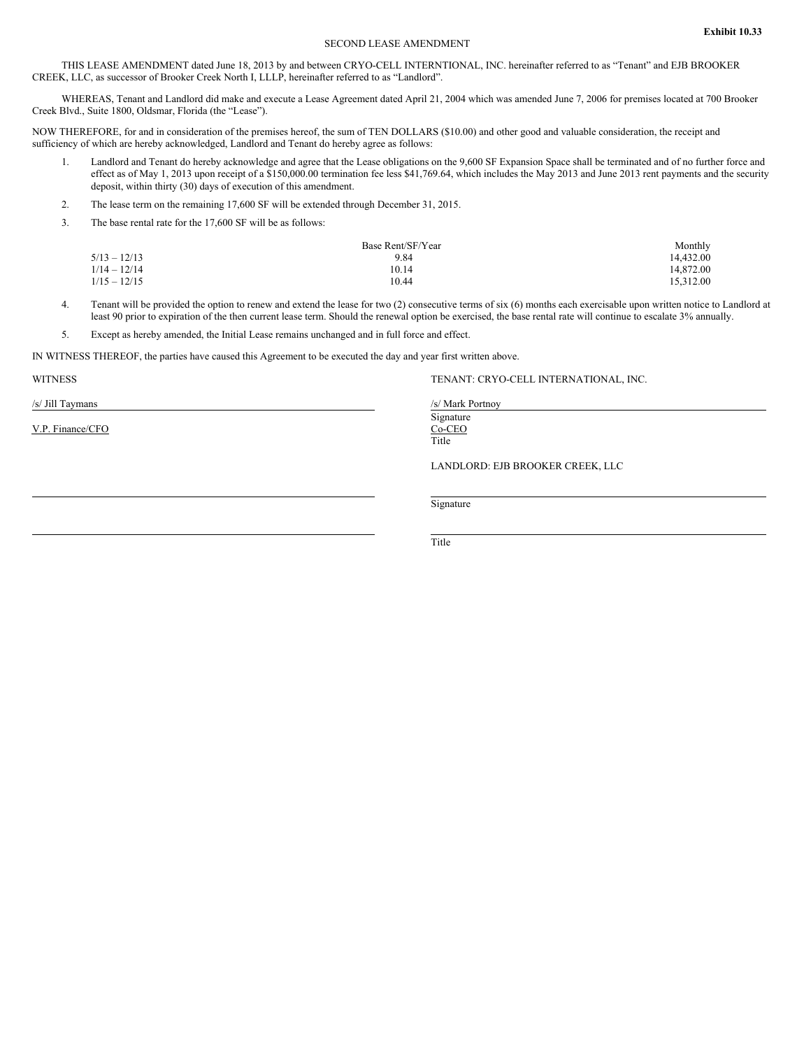**Exhibit 10.33**

SECOND LEASE AMENDMENT

THIS LEASE AMENDMENT dated June 18, 2013 by and between CRYO-CELL INTERNTIONAL, INC. hereinafter referred to as "Tenant" and EJB BROOKER CREEK, LLC, as successor of Brooker Creek North I, LLLP, hereinafter referred to as "Landlord".

WHEREAS, Tenant and Landlord did make and execute a Lease Agreement dated April 21, 2004 which was amended June 7, 2006 for premises located at 700 Brooker Creek Blvd., Suite 1800, Oldsmar, Florida (the "Lease").

NOW THEREFORE, for and in consideration of the premises hereof, the sum of TEN DOLLARS ($10.00) and other good and valuable consideration, the receipt and sufficiency of which are hereby acknowledged, Landlord and Tenant do hereby agree as follows:

1. Landlord and Tenant do hereby acknowledge and agree that the Lease obligations on the 9,600 SF Expansion Space shall be terminated and of no further force and effect as of May 1, 2013 upon receipt of a $150,000.00 termination fee less $41,769.64, which includes the May 2013 and June 2013 rent payments and the security deposit, within thirty (30) days of execution of this amendment.

2. The lease term on the remaining 17,600 SF will be extended through December 31, 2015.

3. The base rental rate for the 17,600 SF will be as follows:

| | Base Rent/SF/Year | Monthly |
|---|---|---|
| 5/13 – 12/13 | 9.84 | 14,432.00 |
| 1/14 – 12/14 | 10.14 | 14,872.00 |
| 1/15 – 12/15 | 10.44 | 15,312.00 |

4. Tenant will be provided the option to renew and extend the lease for two (2) consecutive terms of six (6) months each exercisable upon written notice to Landlord at least 90 prior to expiration of the then current lease term. Should the renewal option be exercised, the base rental rate will continue to escalate 3% annually.

5. Except as hereby amended, the Initial Lease remains unchanged and in full force and effect.

IN WITNESS THEREOF, the parties have caused this Agreement to be executed the day and year first written above.

WITNESS

/s/ Jill Taymans

V.P. Finance/CFO

TENANT: CRYO-CELL INTERNATIONAL, INC.

/s/ Mark Portnoy
Signature
Co-CEO
Title

LANDLORD: EJB BROOKER CREEK, LLC

Signature

Title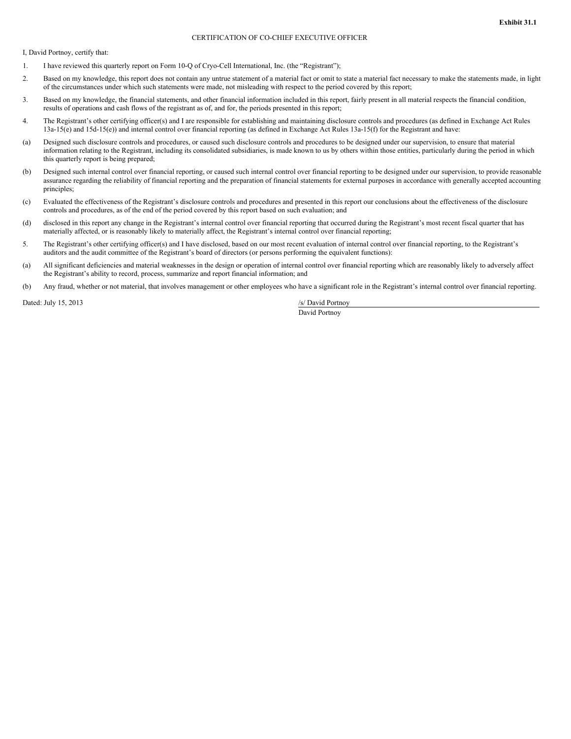**Exhibit 31.1**

CERTIFICATION OF CO-CHIEF EXECUTIVE OFFICER

I, David Portnoy, certify that:

1. I have reviewed this quarterly report on Form 10-Q of Cryo-Cell International, Inc. (the "Registrant");

2. Based on my knowledge, this report does not contain any untrue statement of a material fact or omit to state a material fact necessary to make the statements made, in light of the circumstances under which such statements were made, not misleading with respect to the period covered by this report;

3. Based on my knowledge, the financial statements, and other financial information included in this report, fairly present in all material respects the financial condition, results of operations and cash flows of the registrant as of, and for, the periods presented in this report;

4. The Registrant's other certifying officer(s) and I are responsible for establishing and maintaining disclosure controls and procedures (as defined in Exchange Act Rules 13a-15(e) and 15d-15(e)) and internal control over financial reporting (as defined in Exchange Act Rules 13a-15(f) for the Registrant and have:

(a) Designed such disclosure controls and procedures, or caused such disclosure controls and procedures to be designed under our supervision, to ensure that material information relating to the Registrant, including its consolidated subsidiaries, is made known to us by others within those entities, particularly during the period in which this quarterly report is being prepared;

(b) Designed such internal control over financial reporting, or caused such internal control over financial reporting to be designed under our supervision, to provide reasonable assurance regarding the reliability of financial reporting and the preparation of financial statements for external purposes in accordance with generally accepted accounting principles;

(c) Evaluated the effectiveness of the Registrant's disclosure controls and procedures and presented in this report our conclusions about the effectiveness of the disclosure controls and procedures, as of the end of the period covered by this report based on such evaluation; and

(d) disclosed in this report any change in the Registrant's internal control over financial reporting that occurred during the Registrant's most recent fiscal quarter that has materially affected, or is reasonably likely to materially affect, the Registrant's internal control over financial reporting;

5. The Registrant's other certifying officer(s) and I have disclosed, based on our most recent evaluation of internal control over financial reporting, to the Registrant's auditors and the audit committee of the Registrant's board of directors (or persons performing the equivalent functions):

(a) All significant deficiencies and material weaknesses in the design or operation of internal control over financial reporting which are reasonably likely to adversely affect the Registrant's ability to record, process, summarize and report financial information; and

(b) Any fraud, whether or not material, that involves management or other employees who have a significant role in the Registrant's internal control over financial reporting.

Dated: July 15, 2013

/s/ David Portnoy

David Portnoy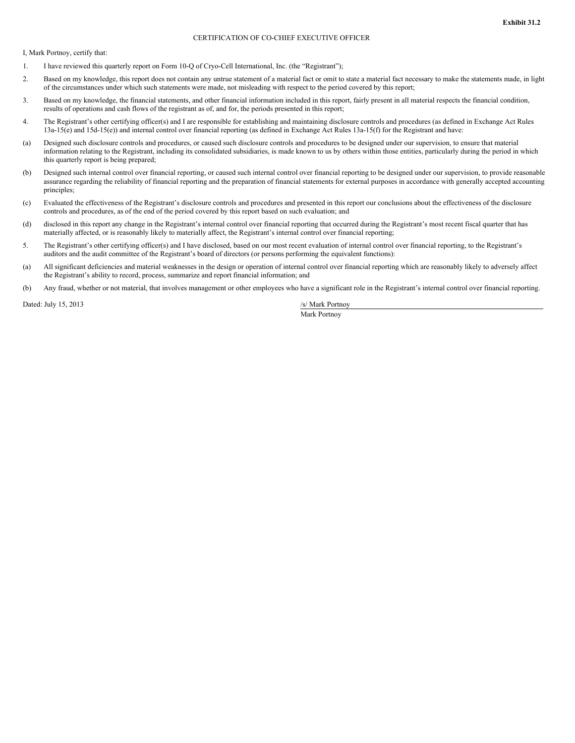**Exhibit 31.2**

CERTIFICATION OF CO-CHIEF EXECUTIVE OFFICER

I, Mark Portnoy, certify that:

1. I have reviewed this quarterly report on Form 10-Q of Cryo-Cell International, Inc. (the "Registrant");

2. Based on my knowledge, this report does not contain any untrue statement of a material fact or omit to state a material fact necessary to make the statements made, in light of the circumstances under which such statements were made, not misleading with respect to the period covered by this report;

3. Based on my knowledge, the financial statements, and other financial information included in this report, fairly present in all material respects the financial condition, results of operations and cash flows of the registrant as of, and for, the periods presented in this report;

4. The Registrant's other certifying officer(s) and I are responsible for establishing and maintaining disclosure controls and procedures (as defined in Exchange Act Rules 13a-15(e) and 15d-15(e)) and internal control over financial reporting (as defined in Exchange Act Rules 13a-15(f) for the Registrant and have:

(a) Designed such disclosure controls and procedures, or caused such disclosure controls and procedures to be designed under our supervision, to ensure that material information relating to the Registrant, including its consolidated subsidiaries, is made known to us by others within those entities, particularly during the period in which this quarterly report is being prepared;

(b) Designed such internal control over financial reporting, or caused such internal control over financial reporting to be designed under our supervision, to provide reasonable assurance regarding the reliability of financial reporting and the preparation of financial statements for external purposes in accordance with generally accepted accounting principles;

(c) Evaluated the effectiveness of the Registrant's disclosure controls and procedures and presented in this report our conclusions about the effectiveness of the disclosure controls and procedures, as of the end of the period covered by this report based on such evaluation; and

(d) disclosed in this report any change in the Registrant's internal control over financial reporting that occurred during the Registrant's most recent fiscal quarter that has materially affected, or is reasonably likely to materially affect, the Registrant's internal control over financial reporting;

5. The Registrant's other certifying officer(s) and I have disclosed, based on our most recent evaluation of internal control over financial reporting, to the Registrant's auditors and the audit committee of the Registrant's board of directors (or persons performing the equivalent functions):

(a) All significant deficiencies and material weaknesses in the design or operation of internal control over financial reporting which are reasonably likely to adversely affect the Registrant's ability to record, process, summarize and report financial information; and

(b) Any fraud, whether or not material, that involves management or other employees who have a significant role in the Registrant's internal control over financial reporting.

Dated: July 15, 2013

/s/ Mark Portnoy

Mark Portnoy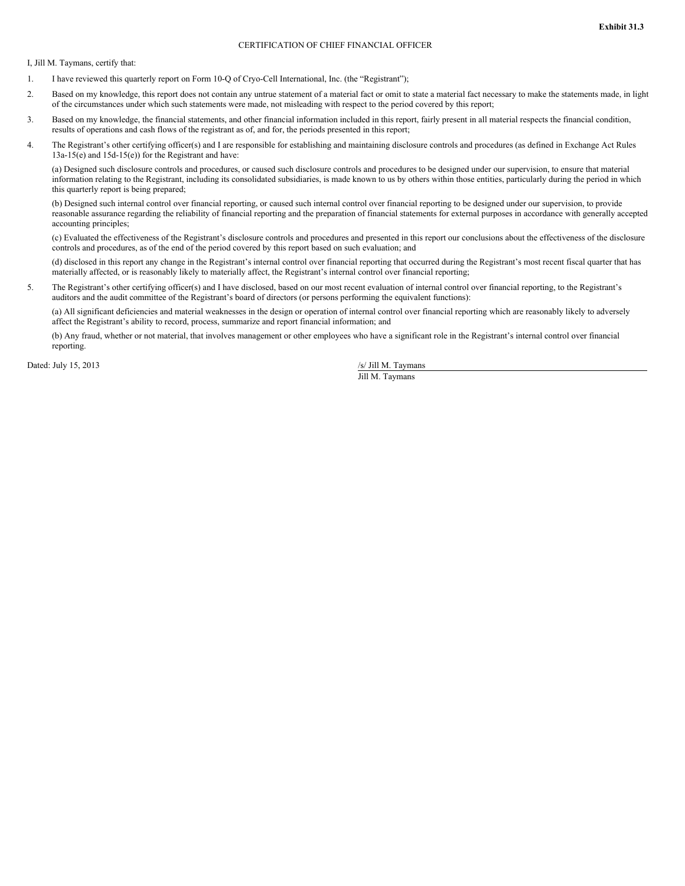**Exhibit 31.3**

CERTIFICATION OF CHIEF FINANCIAL OFFICER

I, Jill M. Taymans, certify that:

1. I have reviewed this quarterly report on Form 10-Q of Cryo-Cell International, Inc. (the "Registrant");

2. Based on my knowledge, this report does not contain any untrue statement of a material fact or omit to state a material fact necessary to make the statements made, in light of the circumstances under which such statements were made, not misleading with respect to the period covered by this report;

3. Based on my knowledge, the financial statements, and other financial information included in this report, fairly present in all material respects the financial condition, results of operations and cash flows of the registrant as of, and for, the periods presented in this report;

4. The Registrant's other certifying officer(s) and I are responsible for establishing and maintaining disclosure controls and procedures (as defined in Exchange Act Rules 13a-15(e) and 15d-15(e)) for the Registrant and have:

   (a) Designed such disclosure controls and procedures, or caused such disclosure controls and procedures to be designed under our supervision, to ensure that material information relating to the Registrant, including its consolidated subsidiaries, is made known to us by others within those entities, particularly during the period in which this quarterly report is being prepared;

   (b) Designed such internal control over financial reporting, or caused such internal control over financial reporting to be designed under our supervision, to provide reasonable assurance regarding the reliability of financial reporting and the preparation of financial statements for external purposes in accordance with generally accepted accounting principles;

   (c) Evaluated the effectiveness of the Registrant's disclosure controls and procedures and presented in this report our conclusions about the effectiveness of the disclosure controls and procedures, as of the end of the period covered by this report based on such evaluation; and

   (d) disclosed in this report any change in the Registrant's internal control over financial reporting that occurred during the Registrant's most recent fiscal quarter that has materially affected, or is reasonably likely to materially affect, the Registrant's internal control over financial reporting;

5. The Registrant's other certifying officer(s) and I have disclosed, based on our most recent evaluation of internal control over financial reporting, to the Registrant's auditors and the audit committee of the Registrant's board of directors (or persons performing the equivalent functions):

   (a) All significant deficiencies and material weaknesses in the design or operation of internal control over financial reporting which are reasonably likely to adversely affect the Registrant's ability to record, process, summarize and report financial information; and

   (b) Any fraud, whether or not material, that involves management or other employees who have a significant role in the Registrant's internal control over financial reporting.

Dated: July 15, 2013

/s/ Jill M. Taymans

Jill M. Taymans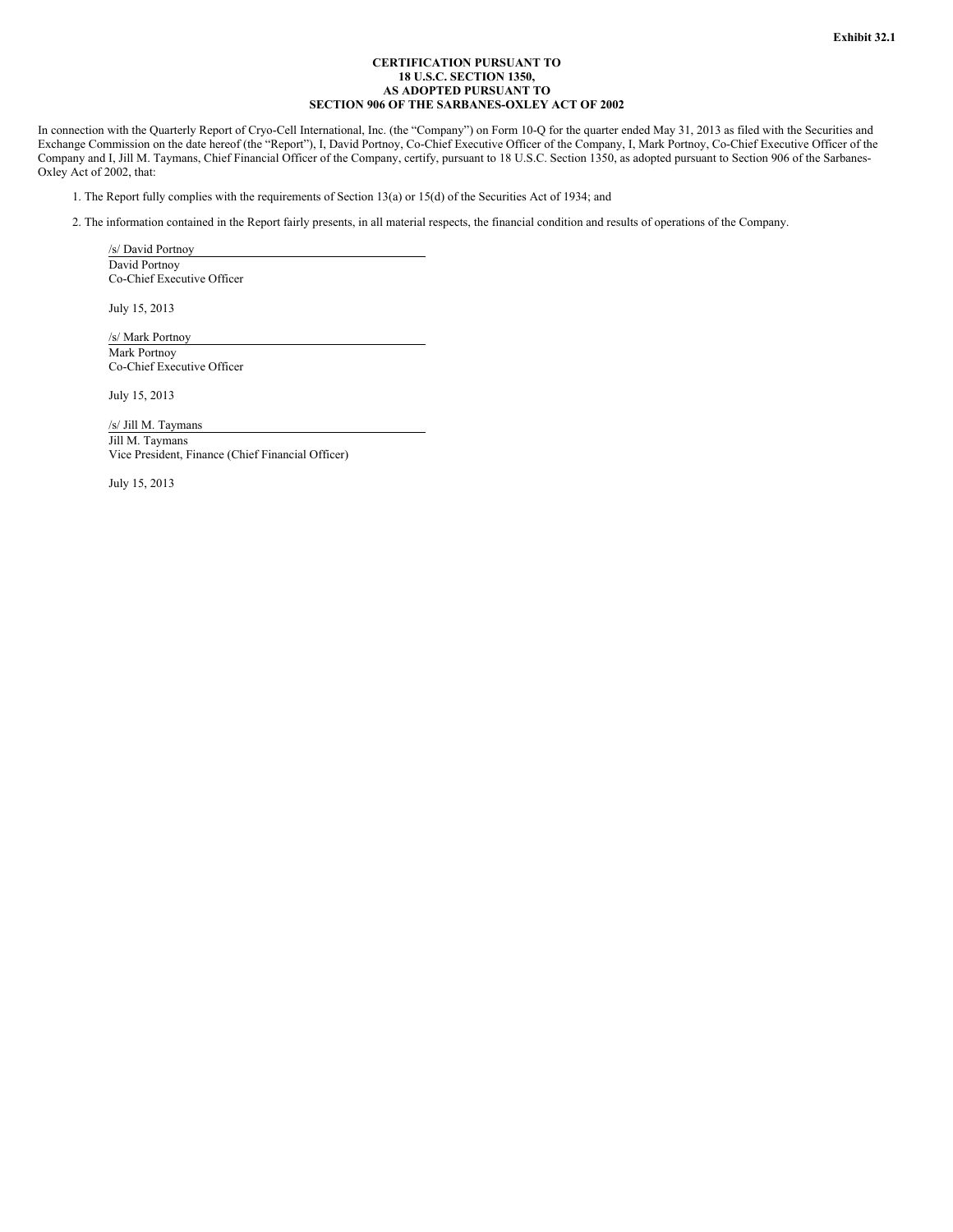Exhibit 32.1

**CERTIFICATION PURSUANT TO**
**18 U.S.C. SECTION 1350,**
**AS ADOPTED PURSUANT TO**
**SECTION 906 OF THE SARBANES-OXLEY ACT OF 2002**

In connection with the Quarterly Report of Cryo-Cell International, Inc. (the "Company") on Form 10-Q for the quarter ended May 31, 2013 as filed with the Securities and Exchange Commission on the date hereof (the "Report"), I, David Portnoy, Co-Chief Executive Officer of the Company, I, Mark Portnoy, Co-Chief Executive Officer of the Company and I, Jill M. Taymans, Chief Financial Officer of the Company, certify, pursuant to 18 U.S.C. Section 1350, as adopted pursuant to Section 906 of the Sarbanes-Oxley Act of 2002, that:

1. The Report fully complies with the requirements of Section 13(a) or 15(d) of the Securities Act of 1934; and

2. The information contained in the Report fairly presents, in all material respects, the financial condition and results of operations of the Company.

/s/ David Portnoy
David Portnoy
Co-Chief Executive Officer

July 15, 2013

/s/ Mark Portnoy
Mark Portnoy
Co-Chief Executive Officer

July 15, 2013

/s/ Jill M. Taymans
Jill M. Taymans
Vice President, Finance (Chief Financial Officer)

July 15, 2013